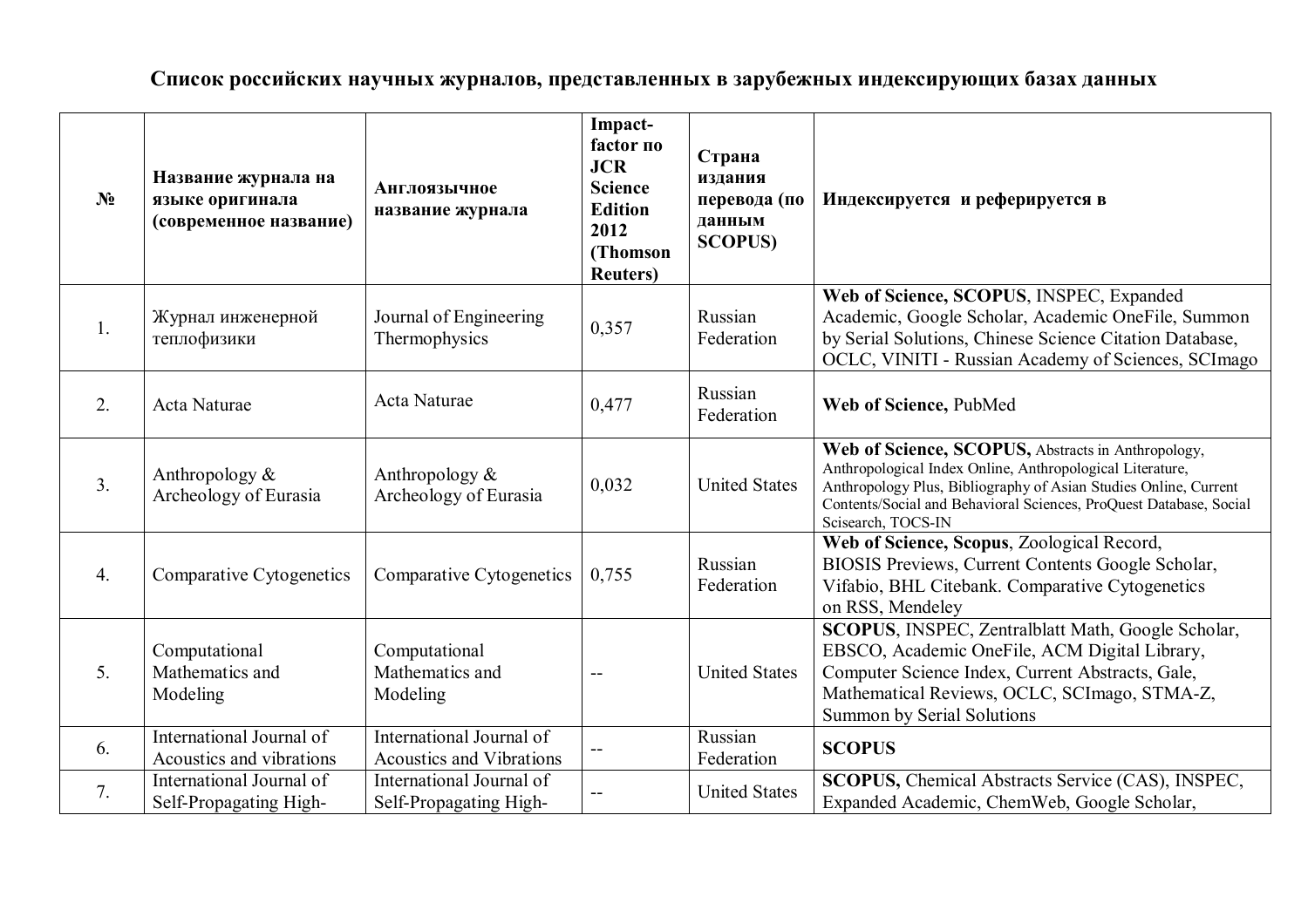# Список российских научных журналов, представленных в зарубежных индексирующих базах данных

| № | Название журнала на языке оригинала (современное название) | Англоязычное название журнала | Impact-factor по JCR Science Edition 2012 (Thomson Reuters) | Страна издания перевода (по данным SCOPUS) | Индексируется и реферируется в |
|---|---|---|---|---|---|
| 1. | Журнал инженерной теплофизики | Journal of Engineering Thermophysics | 0,357 | Russian Federation | **Web of Science, SCOPUS**, INSPEC, Expanded Academic, Google Scholar, Academic OneFile, Summon by Serial Solutions, Chinese Science Citation Database, OCLC, VINITI - Russian Academy of Sciences, SCImago |
| 2. | Acta Naturae | Acta Naturae | 0,477 | Russian Federation | **Web of Science,** PubMed |
| 3. | Anthropology & Archeology of Eurasia | Anthropology & Archeology of Eurasia | 0,032 | United States | **Web of Science, SCOPUS,** Abstracts in Anthropology, Anthropological Index Online, Anthropological Literature, Anthropology Plus, Bibliography of Asian Studies Online, Current Contents/Social and Behavioral Sciences, ProQuest Database, Social Scisearch, TOCS-IN |
| 4. | Comparative Cytogenetics | Comparative Cytogenetics | 0,755 | Russian Federation | **Web of Science, Scopus**, Zoological Record, BIOSIS Previews, Current Contents Google Scholar, Vifabio, BHL Citebank. Comparative Cytogenetics on RSS, Mendeley |
| 5. | Computational Mathematics and Modeling | Computational Mathematics and Modeling | -- | United States | **SCOPUS**, INSPEC, Zentralblatt Math, Google Scholar, EBSCO, Academic OneFile, ACM Digital Library, Computer Science Index, Current Abstracts, Gale, Mathematical Reviews, OCLC, SCImago, STMA-Z, Summon by Serial Solutions |
| 6. | International Journal of Acoustics and vibrations | International Journal of Acoustics and Vibrations | -- | Russian Federation | **SCOPUS** |
| 7. | International Journal of Self-Propagating High- | International Journal of Self-Propagating High- | -- | United States | **SCOPUS,** Chemical Abstracts Service (CAS), INSPEC, Expanded Academic, ChemWeb, Google Scholar, |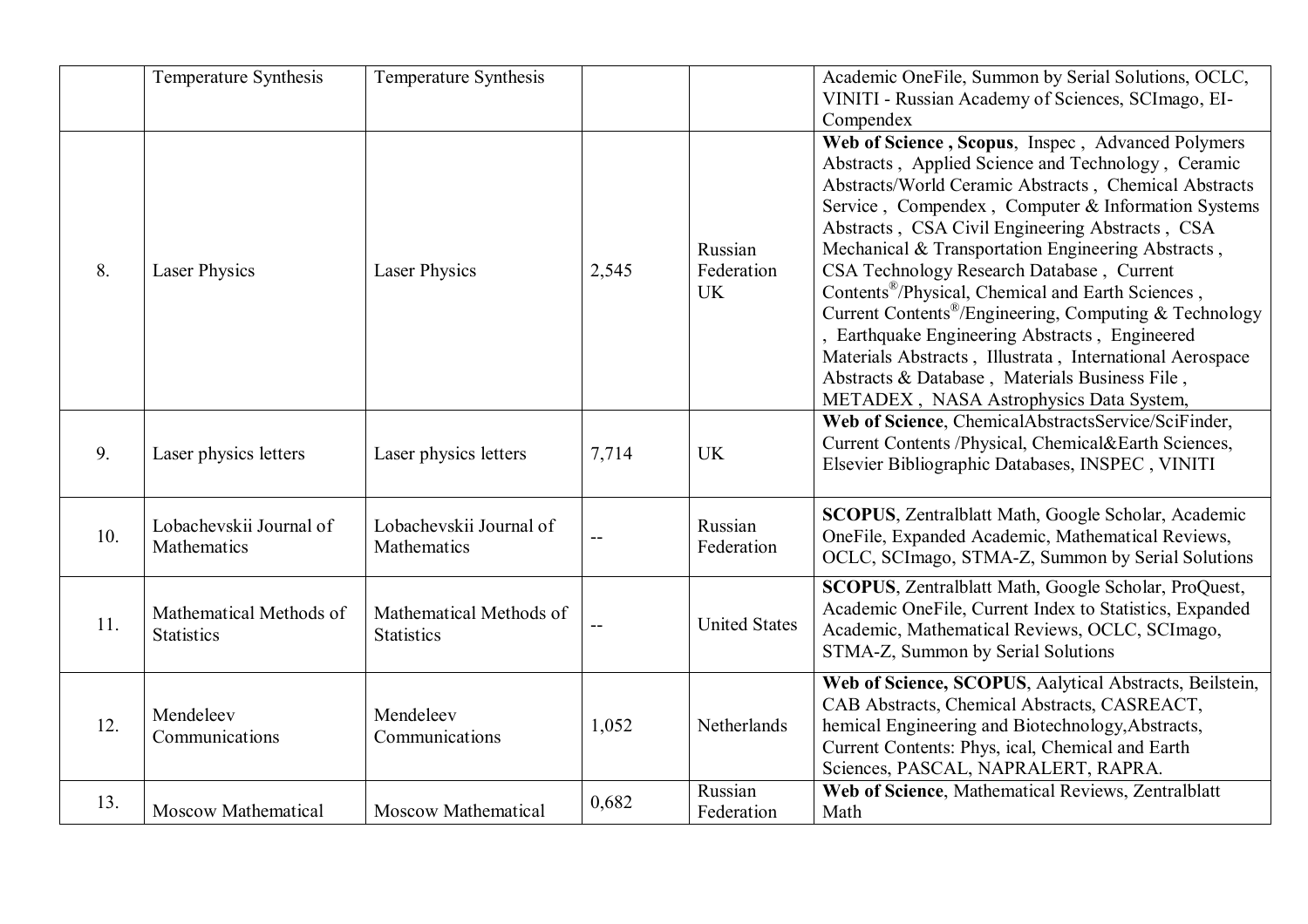| | | | | |
|---|---|---|---|---|
| | Temperature Synthesis | Temperature Synthesis | | | Academic OneFile, Summon by Serial Solutions, OCLC, VINITI - Russian Academy of Sciences, SCImago, EI-Compendex |
| 8. | Laser Physics | Laser Physics | 2,545 | Russian Federation UK | **Web of Science , Scopus**, Inspec , Advanced Polymers Abstracts , Applied Science and Technology , Ceramic Abstracts/World Ceramic Abstracts , Chemical Abstracts Service , Compendex , Computer & Information Systems Abstracts , CSA Civil Engineering Abstracts , CSA Mechanical & Transportation Engineering Abstracts , CSA Technology Research Database , Current Contents®/Physical, Chemical and Earth Sciences , Current Contents®/Engineering, Computing & Technology , Earthquake Engineering Abstracts , Engineered Materials Abstracts , Illustrata , International Aerospace Abstracts & Database , Materials Business File , METADEX , NASA Astrophysics Data System, |
| 9. | Laser physics letters | Laser physics letters | 7,714 | UK | **Web of Science**, ChemicalAbstractsService/SciFinder, Current Contents /Physical, Chemical&Earth Sciences, Elsevier Bibliographic Databases, INSPEC , VINITI |
| 10. | Lobachevskii Journal of Mathematics | Lobachevskii Journal of Mathematics | -- | Russian Federation | **SCOPUS**, Zentralblatt Math, Google Scholar, Academic OneFile, Expanded Academic, Mathematical Reviews, OCLC, SCImago, STMA-Z, Summon by Serial Solutions |
| 11. | Mathematical Methods of Statistics | Mathematical Methods of Statistics | -- | United States | **SCOPUS**, Zentralblatt Math, Google Scholar, ProQuest, Academic OneFile, Current Index to Statistics, Expanded Academic, Mathematical Reviews, OCLC, SCImago, STMA-Z, Summon by Serial Solutions |
| 12. | Mendeleev Communications | Mendeleev Communications | 1,052 | Netherlands | **Web of Science, SCOPUS**, Aalytical Abstracts, Beilstein, CAB Abstracts, Chemical Abstracts, CASREACT, hemical Engineering and Biotechnology,Abstracts, Current Contents: Phys, ical, Chemical and Earth Sciences, PASCAL, NAPRALERT, RAPRA. |
| 13. | Moscow Mathematical | Moscow Mathematical | 0,682 | Russian Federation | **Web of Science**, Mathematical Reviews, Zentralblatt Math |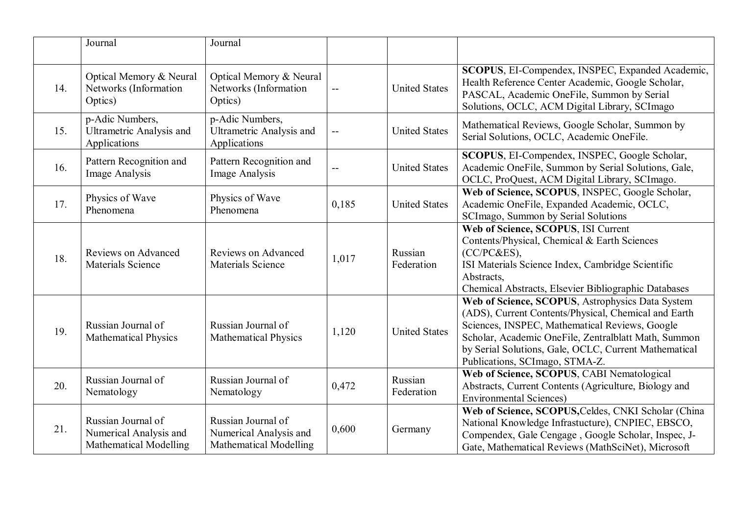|  | Journal | Journal |  |  |  |
|---|---|---|---|---|---|
| 14. | Optical Memory & Neural Networks (Information Optics) | Optical Memory & Neural Networks (Information Optics) | -- | United States | **SCOPUS**, EI-Compendex, INSPEC, Expanded Academic, Health Reference Center Academic, Google Scholar, PASCAL, Academic OneFile, Summon by Serial Solutions, OCLC, ACM Digital Library, SCImago |
| 15. | p-Adic Numbers, Ultrametric Analysis and Applications | p-Adic Numbers, Ultrametric Analysis and Applications | -- | United States | Mathematical Reviews, Google Scholar, Summon by Serial Solutions, OCLC, Academic OneFile. |
| 16. | Pattern Recognition and Image Analysis | Pattern Recognition and Image Analysis | -- | United States | **SCOPUS**, EI-Compendex, INSPEC, Google Scholar, Academic OneFile, Summon by Serial Solutions, Gale, OCLC, ProQuest, ACM Digital Library, SCImago. |
| 17. | Physics of Wave Phenomena | Physics of Wave Phenomena | 0,185 | United States | **Web of Science, SCOPUS**, INSPEC, Google Scholar, Academic OneFile, Expanded Academic, OCLC, SCImago, Summon by Serial Solutions |
| 18. | Reviews on Advanced Materials Science | Reviews on Advanced Materials Science | 1,017 | Russian Federation | **Web of Science, SCOPUS**, ISI Current Contents/Physical, Chemical & Earth Sciences (CC/PC&ES), ISI Materials Science Index, Cambridge Scientific Abstracts, Chemical Abstracts, Elsevier Bibliographic Databases |
| 19. | Russian Journal of Mathematical Physics | Russian Journal of Mathematical Physics | 1,120 | United States | **Web of Science, SCOPUS**, Astrophysics Data System (ADS), Current Contents/Physical, Chemical and Earth Sciences, INSPEC, Mathematical Reviews, Google Scholar, Academic OneFile, Zentralblatt Math, Summon by Serial Solutions, Gale, OCLC, Current Mathematical Publications, SCImago, STMA-Z. |
| 20. | Russian Journal of Nematology | Russian Journal of Nematology | 0,472 | Russian Federation | **Web of Science, SCOPUS**, CABI Nematological Abstracts, Current Contents (Agriculture, Biology and Environmental Sciences) |
| 21. | Russian Journal of Numerical Analysis and Mathematical Modelling | Russian Journal of Numerical Analysis and Mathematical Modelling | 0,600 | Germany | **Web of Science, SCOPUS,**Celdes, CNKI Scholar (China National Knowledge Infrastucture), CNPIEC, EBSCO, Compendex, Gale Cengage , Google Scholar, Inspec, J-Gate, Mathematical Reviews (MathSciNet), Microsoft |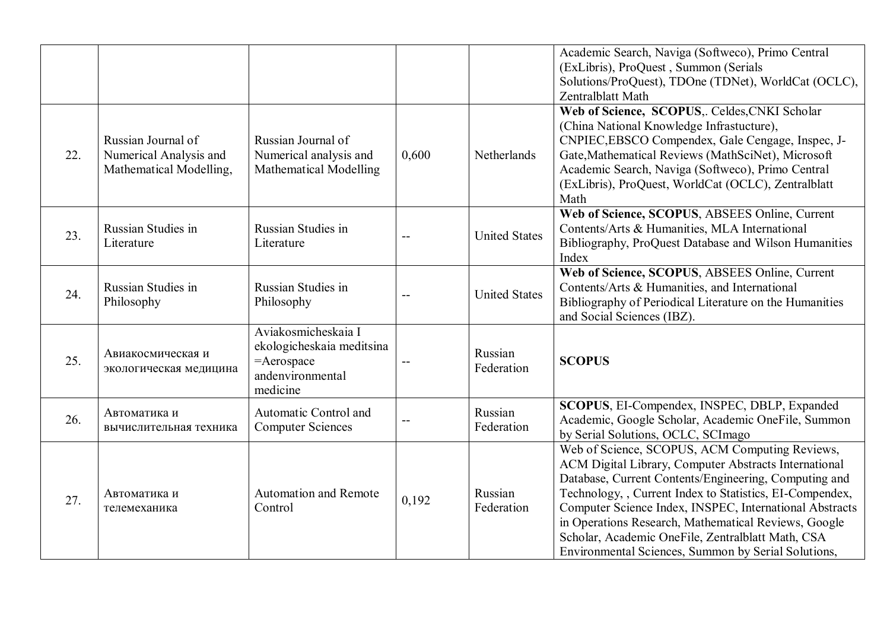| | | | | | |
|---|---|---|---|---|---|
| | | | | | Academic Search, Naviga (Softweco), Primo Central (ExLibris), ProQuest , Summon (Serials Solutions/ProQuest), TDOne (TDNet), WorldCat (OCLC), Zentralblatt Math |
| 22. | Russian Journal of Numerical Analysis and Mathematical Modelling, | Russian Journal of Numerical analysis and Mathematical Modelling | 0,600 | Netherlands | **Web of Science, SCOPUS**,. Celdes,CNKI Scholar (China National Knowledge Infrastucture), CNPIEC,EBSCO Compendex, Gale Cengage, Inspec, J-Gate,Mathematical Reviews (MathSciNet), Microsoft Academic Search, Naviga (Softweco), Primo Central (ExLibris), ProQuest, WorldCat (OCLC), Zentralblatt Math |
| 23. | Russian Studies in Literature | Russian Studies in Literature | -- | United States | **Web of Science, SCOPUS**, ABSEES Online, Current Contents/Arts & Humanities, MLA International Bibliography, ProQuest Database and Wilson Humanities Index |
| 24. | Russian Studies in Philosophy | Russian Studies in Philosophy | -- | United States | **Web of Science, SCOPUS**, ABSEES Online, Current Contents/Arts & Humanities, and International Bibliography of Periodical Literature on the Humanities and Social Sciences (IBZ). |
| 25. | Авиакосмическая и экологическая медицина | Aviakosmicheskaia I ekologicheskaia meditsina =Aerospace andenvironmental medicine | -- | Russian Federation | **SCOPUS** |
| 26. | Автоматика и вычислительная техника | Automatic Control and Computer Sciences | -- | Russian Federation | **SCOPUS**, EI-Compendex, INSPEC, DBLP, Expanded Academic, Google Scholar, Academic OneFile, Summon by Serial Solutions, OCLC, SCImago |
| 27. | Автоматика и телемеханика | Automation and Remote Control | 0,192 | Russian Federation | Web of Science, SCOPUS, ACM Computing Reviews, ACM Digital Library, Computer Abstracts International Database, Current Contents/Engineering, Computing and Technology, , Current Index to Statistics, EI-Compendex, Computer Science Index, INSPEC, International Abstracts in Operations Research, Mathematical Reviews, Google Scholar, Academic OneFile, Zentralblatt Math, CSA Environmental Sciences, Summon by Serial Solutions, |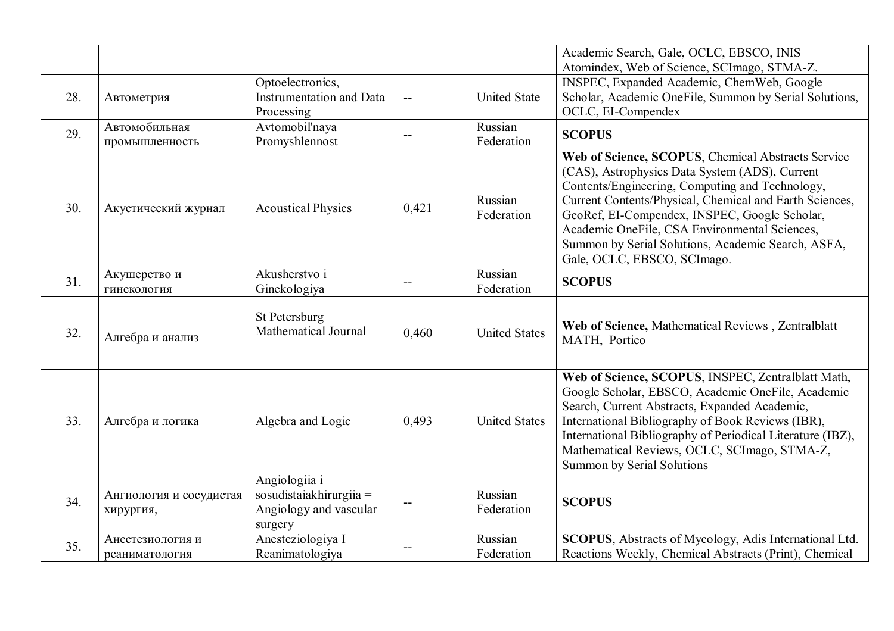| | | | | | |
|---|---|---|---|---|---|
| | | | | | Academic Search, Gale, OCLC, EBSCO, INIS Atomindex, Web of Science, SCImago, STMA-Z. |
| 28. | Автометрия | Optoelectronics, Instrumentation and Data Processing | -- | United State | INSPEC, Expanded Academic, ChemWeb, Google Scholar, Academic OneFile, Summon by Serial Solutions, OCLC, EI-Compendex |
| 29. | Автомобильная промышленность | Avtomobil'naya Promyshlennost | -- | Russian Federation | **SCOPUS** |
| 30. | Акустический журнал | Acoustical Physics | 0,421 | Russian Federation | **Web of Science, SCOPUS**, Chemical Abstracts Service (CAS), Astrophysics Data System (ADS), Current Contents/Engineering, Computing and Technology, Current Contents/Physical, Chemical and Earth Sciences, GeoRef, EI-Compendex, INSPEC, Google Scholar, Academic OneFile, CSA Environmental Sciences, Summon by Serial Solutions, Academic Search, ASFA, Gale, OCLC, EBSCO, SCImago. |
| 31. | Акушерство и гинекология | Akusherstvo i Ginekologiya | -- | Russian Federation | **SCOPUS** |
| 32. | Алгебра и анализ | St Petersburg Mathematical Journal | 0,460 | United States | **Web of Science,** Mathematical Reviews , Zentralblatt MATH, Portico |
| 33. | Алгебра и логика | Algebra and Logic | 0,493 | United States | **Web of Science, SCOPUS**, INSPEC, Zentralblatt Math, Google Scholar, EBSCO, Academic OneFile, Academic Search, Current Abstracts, Expanded Academic, International Bibliography of Book Reviews (IBR), International Bibliography of Periodical Literature (IBZ), Mathematical Reviews, OCLC, SCImago, STMA-Z, Summon by Serial Solutions |
| 34. | Ангиология и сосудистая хирургия, | Angiologiia i sosudistaiakhirurgiia = Angiology and vascular surgery | -- | Russian Federation | **SCOPUS** |
| 35. | Анестезиология и реаниматология | Anesteziologiya I Reanimatologiya | -- | Russian Federation | **SCOPUS**, Abstracts of Mycology, Adis International Ltd. Reactions Weekly, Chemical Abstracts (Print), Chemical |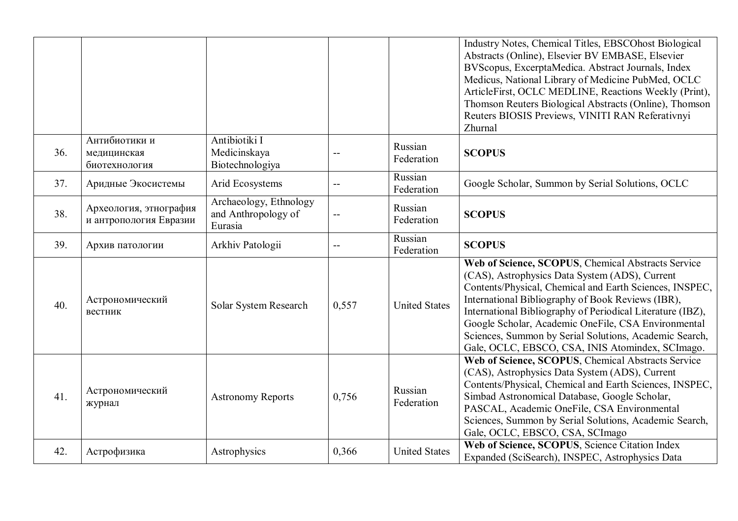| | | | | | |
|---|---|---|---|---|---|
| | | | | | Industry Notes, Chemical Titles, EBSCOhost Biological Abstracts (Online), Elsevier BV EMBASE, Elsevier BVScopus, ExcerptaMedica. Abstract Journals, Index Medicus, National Library of Medicine PubMed, OCLC ArticleFirst, OCLC MEDLINE, Reactions Weekly (Print), Thomson Reuters Biological Abstracts (Online), Thomson Reuters BIOSIS Previews, VINITI RAN Referativnyi Zhurnal |
| 36. | Антибиотики и медицинская биотехнология | Antibiotiki I Medicinskaya Biotechnologiya | -- | Russian Federation | **SCOPUS** |
| 37. | Аридные Экосистемы | Arid Ecosystems | -- | Russian Federation | Google Scholar, Summon by Serial Solutions, OCLC |
| 38. | Археология, этнография и антропология Евразии | Archaeology, Ethnology and Anthropology of Eurasia | -- | Russian Federation | **SCOPUS** |
| 39. | Архив патологии | Arkhiv Patologii | -- | Russian Federation | **SCOPUS** |
| 40. | Астрономический вестник | Solar System Research | 0,557 | United States | **Web of Science, SCOPUS**, Chemical Abstracts Service (CAS), Astrophysics Data System (ADS), Current Contents/Physical, Chemical and Earth Sciences, INSPEC, International Bibliography of Book Reviews (IBR), International Bibliography of Periodical Literature (IBZ), Google Scholar, Academic OneFile, CSA Environmental Sciences, Summon by Serial Solutions, Academic Search, Gale, OCLC, EBSCO, CSA, INIS Atomindex, SCImago. |
| 41. | Астрономический журнал | Astronomy Reports | 0,756 | Russian Federation | **Web of Science, SCOPUS**, Chemical Abstracts Service (CAS), Astrophysics Data System (ADS), Current Contents/Physical, Chemical and Earth Sciences, INSPEC, Simbad Astronomical Database, Google Scholar, PASCAL, Academic OneFile, CSA Environmental Sciences, Summon by Serial Solutions, Academic Search, Gale, OCLC, EBSCO, CSA, SCImago |
| 42. | Астрофизика | Astrophysics | 0,366 | United States | **Web of Science, SCOPUS**, Science Citation Index Expanded (SciSearch), INSPEC, Astrophysics Data |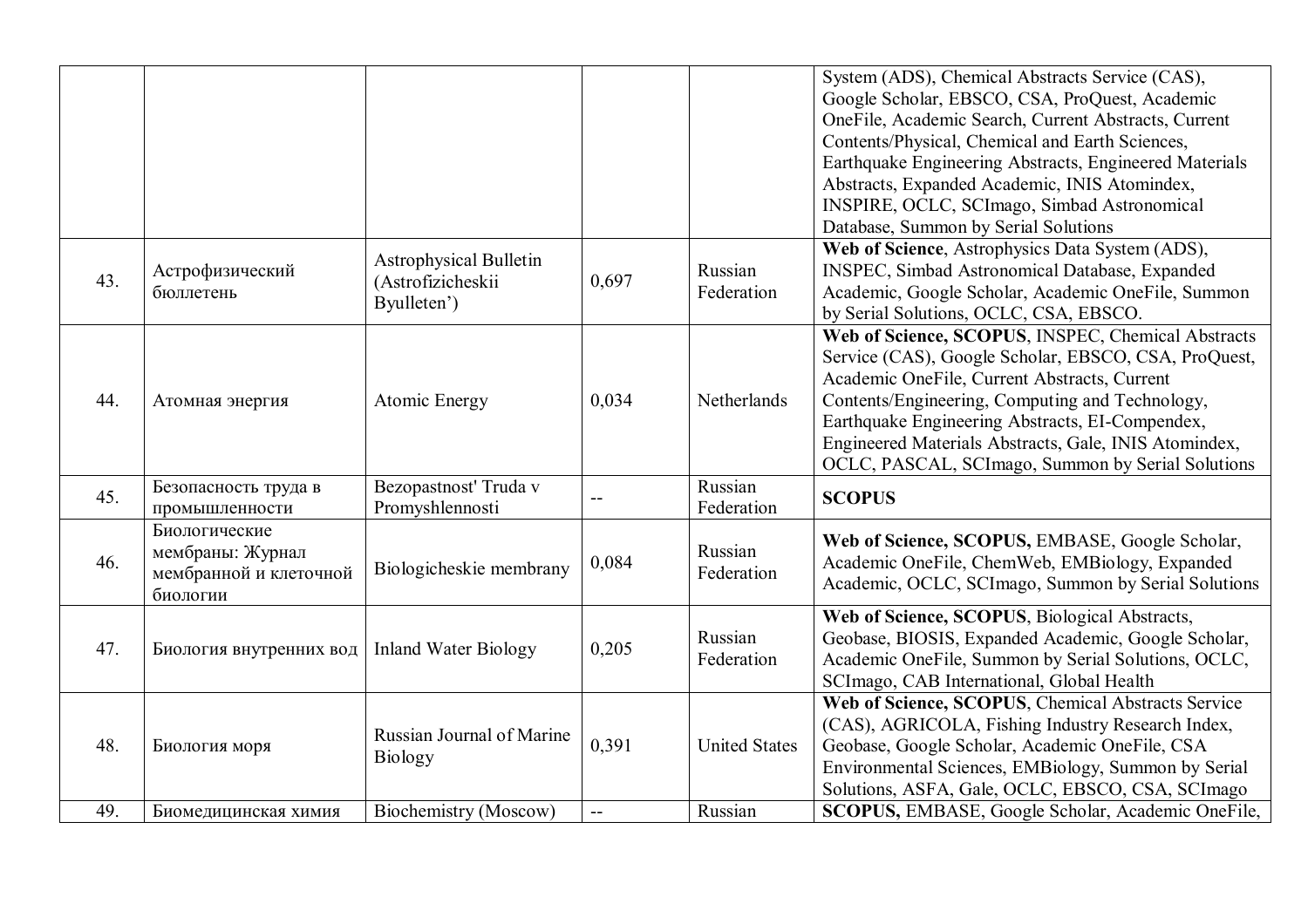| | | | | | |
|---|---|---|---|---|---|
| | | | | | System (ADS), Chemical Abstracts Service (CAS), Google Scholar, EBSCO, CSA, ProQuest, Academic OneFile, Academic Search, Current Abstracts, Current Contents/Physical, Chemical and Earth Sciences, Earthquake Engineering Abstracts, Engineered Materials Abstracts, Expanded Academic, INIS Atomindex, INSPIRE, OCLC, SCImago, Simbad Astronomical Database, Summon by Serial Solutions |
| 43. | Астрофизический бюллетень | Astrophysical Bulletin (Astrofizicheskii Byulleten') | 0,697 | Russian Federation | **Web of Science**, Astrophysics Data System (ADS), INSPEC, Simbad Astronomical Database, Expanded Academic, Google Scholar, Academic OneFile, Summon by Serial Solutions, OCLC, CSA, EBSCO. |
| 44. | Атомная энергия | Atomic Energy | 0,034 | Netherlands | **Web of Science, SCOPUS**, INSPEC, Chemical Abstracts Service (CAS), Google Scholar, EBSCO, CSA, ProQuest, Academic OneFile, Current Abstracts, Current Contents/Engineering, Computing and Technology, Earthquake Engineering Abstracts, EI-Compendex, Engineered Materials Abstracts, Gale, INIS Atomindex, OCLC, PASCAL, SCImago, Summon by Serial Solutions |
| 45. | Безопасность труда в промышленности | Bezopastnost' Truda v Promyshlennosti | -- | Russian Federation | **SCOPUS** |
| 46. | Биологические мембраны: Журнал мембранной и клеточной биологии | Biologicheskie membrany | 0,084 | Russian Federation | **Web of Science, SCOPUS,** EMBASE, Google Scholar, Academic OneFile, ChemWeb, EMBiology, Expanded Academic, OCLC, SCImago, Summon by Serial Solutions |
| 47. | Биология внутренних вод | Inland Water Biology | 0,205 | Russian Federation | **Web of Science, SCOPUS**, Biological Abstracts, Geobase, BIOSIS, Expanded Academic, Google Scholar, Academic OneFile, Summon by Serial Solutions, OCLC, SCImago, CAB International, Global Health |
| 48. | Биология моря | Russian Journal of Marine Biology | 0,391 | United States | **Web of Science, SCOPUS**, Chemical Abstracts Service (CAS), AGRICOLA, Fishing Industry Research Index, Geobase, Google Scholar, Academic OneFile, CSA Environmental Sciences, EMBiology, Summon by Serial Solutions, ASFA, Gale, OCLC, EBSCO, CSA, SCImago |
| 49. | Биомедицинская химия | Biochemistry (Moscow) | -- | Russian | **SCOPUS,** EMBASE, Google Scholar, Academic OneFile, |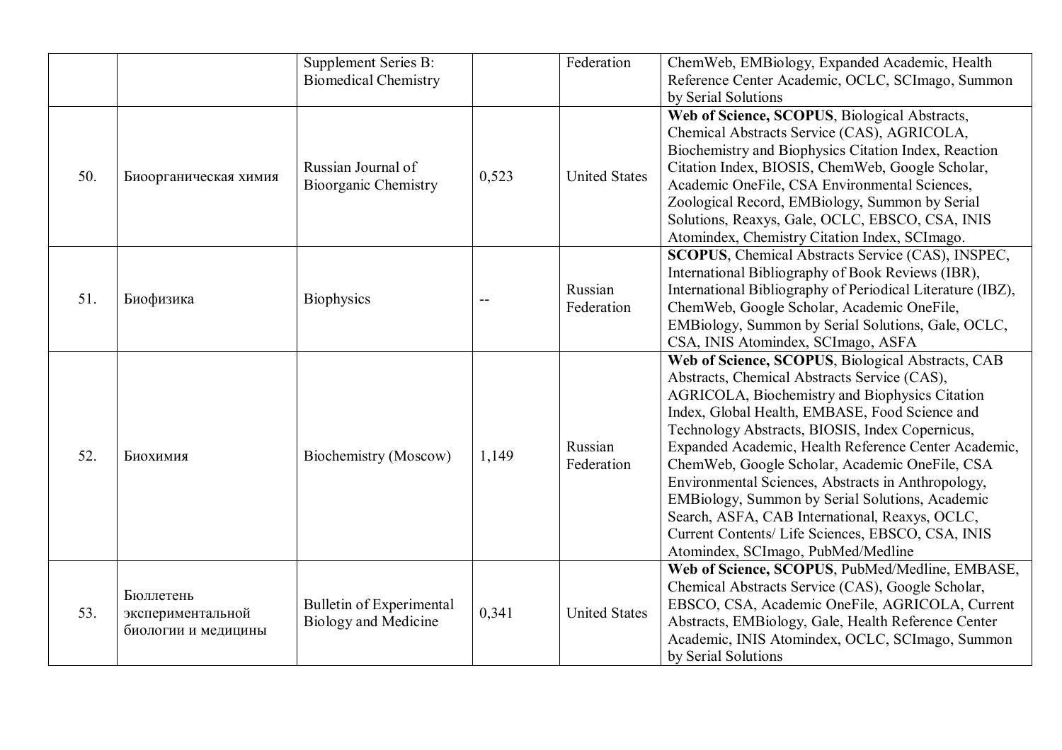|  |  | Supplement Series B: Biomedical Chemistry |  | Federation | ChemWeb, EMBiology, Expanded Academic, Health Reference Center Academic, OCLC, SCImago, Summon by Serial Solutions |
|---|---|---|---|---|---|
| 50. | Биоорганическая химия | Russian Journal of Bioorganic Chemistry | 0,523 | United States | **Web of Science, SCOPUS**, Biological Abstracts, Chemical Abstracts Service (CAS), AGRICOLA, Biochemistry and Biophysics Citation Index, Reaction Citation Index, BIOSIS, ChemWeb, Google Scholar, Academic OneFile, CSA Environmental Sciences, Zoological Record, EMBiology, Summon by Serial Solutions, Reaxys, Gale, OCLC, EBSCO, CSA, INIS Atomindex, Chemistry Citation Index, SCImago. |
| 51. | Биофизика | Biophysics | -- | Russian Federation | **SCOPUS**, Chemical Abstracts Service (CAS), INSPEC, International Bibliography of Book Reviews (IBR), International Bibliography of Periodical Literature (IBZ), ChemWeb, Google Scholar, Academic OneFile, EMBiology, Summon by Serial Solutions, Gale, OCLC, CSA, INIS Atomindex, SCImago, ASFA |
| 52. | Биохимия | Biochemistry (Moscow) | 1,149 | Russian Federation | **Web of Science, SCOPUS**, Biological Abstracts, CAB Abstracts, Chemical Abstracts Service (CAS), AGRICOLA, Biochemistry and Biophysics Citation Index, Global Health, EMBASE, Food Science and Technology Abstracts, BIOSIS, Index Copernicus, Expanded Academic, Health Reference Center Academic, ChemWeb, Google Scholar, Academic OneFile, CSA Environmental Sciences, Abstracts in Anthropology, EMBiology, Summon by Serial Solutions, Academic Search, ASFA, CAB International, Reaxys, OCLC, Current Contents/ Life Sciences, EBSCO, CSA, INIS Atomindex, SCImago, PubMed/Medline |
| 53. | Бюллетень экспериментальной биологии и медицины | Bulletin of Experimental Biology and Medicine | 0,341 | United States | **Web of Science, SCOPUS**, PubMed/Medline, EMBASE, Chemical Abstracts Service (CAS), Google Scholar, EBSCO, CSA, Academic OneFile, AGRICOLA, Current Abstracts, EMBiology, Gale, Health Reference Center Academic, INIS Atomindex, OCLC, SCImago, Summon by Serial Solutions |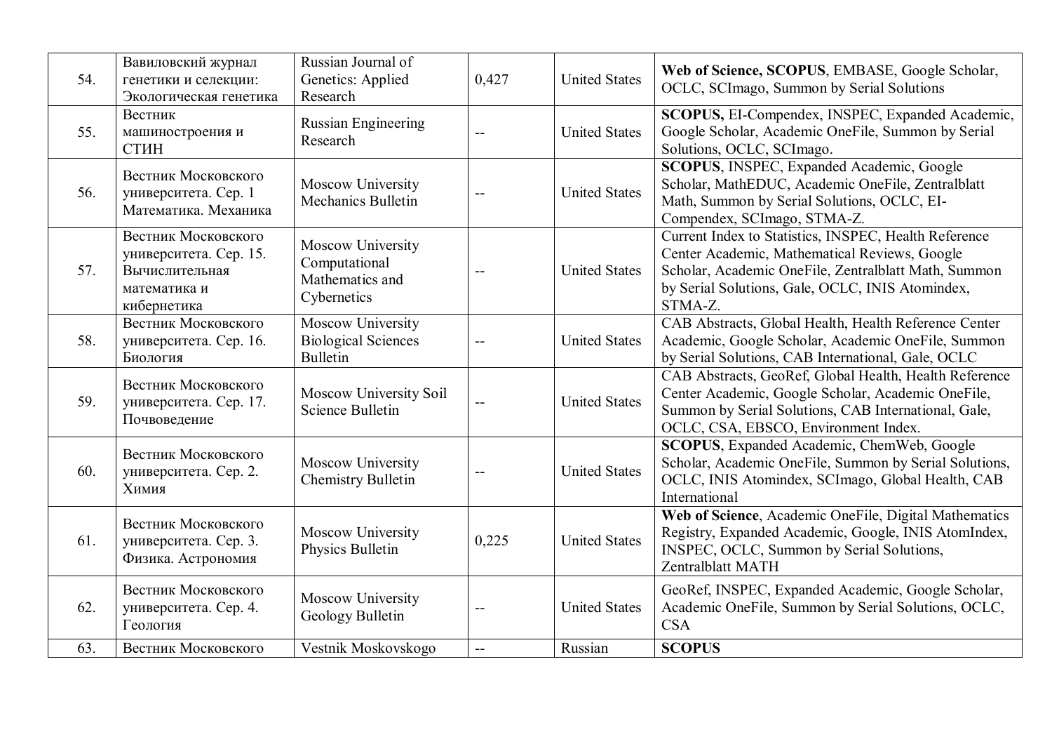| 54. | Вавиловский журнал генетики и селекции: Экологическая генетика | Russian Journal of Genetics: Applied Research | 0,427 | United States | **Web of Science, SCOPUS**, EMBASE, Google Scholar, OCLC, SCImago, Summon by Serial Solutions |
|---|---|---|---|---|---|
| 55. | Вестник машиностроения и СТИН | Russian Engineering Research | -- | United States | **SCOPUS,** EI-Compendex, INSPEC, Expanded Academic, Google Scholar, Academic OneFile, Summon by Serial Solutions, OCLC, SCImago. |
| 56. | Вестник Московского университета. Сер. 1 Математика. Механика | Moscow University Mechanics Bulletin | -- | United States | **SCOPUS**, INSPEC, Expanded Academic, Google Scholar, MathEDUC, Academic OneFile, Zentralblatt Math, Summon by Serial Solutions, OCLC, EI-Compendex, SCImago, STMA-Z. |
| 57. | Вестник Московского университета. Сер. 15. Вычислительная математика и кибернетика | Moscow University Computational Mathematics and Cybernetics | -- | United States | Current Index to Statistics, INSPEC, Health Reference Center Academic, Mathematical Reviews, Google Scholar, Academic OneFile, Zentralblatt Math, Summon by Serial Solutions, Gale, OCLC, INIS Atomindex, STMA-Z. |
| 58. | Вестник Московского университета. Сер. 16. Биология | Moscow University Biological Sciences Bulletin | -- | United States | CAB Abstracts, Global Health, Health Reference Center Academic, Google Scholar, Academic OneFile, Summon by Serial Solutions, CAB International, Gale, OCLC |
| 59. | Вестник Московского университета. Сер. 17. Почвоведение | Moscow University Soil Science Bulletin | -- | United States | CAB Abstracts, GeoRef, Global Health, Health Reference Center Academic, Google Scholar, Academic OneFile, Summon by Serial Solutions, CAB International, Gale, OCLC, CSA, EBSCO, Environment Index. |
| 60. | Вестник Московского университета. Сер. 2. Химия | Moscow University Chemistry Bulletin | -- | United States | **SCOPUS**, Expanded Academic, ChemWeb, Google Scholar, Academic OneFile, Summon by Serial Solutions, OCLC, INIS Atomindex, SCImago, Global Health, CAB International |
| 61. | Вестник Московского университета. Сер. 3. Физика. Астрономия | Moscow University Physics Bulletin | 0,225 | United States | **Web of Science**, Academic OneFile, Digital Mathematics Registry, Expanded Academic, Google, INIS AtomIndex, INSPEC, OCLC, Summon by Serial Solutions, Zentralblatt MATH |
| 62. | Вестник Московского университета. Сер. 4. Геология | Moscow University Geology Bulletin | -- | United States | GeoRef, INSPEC, Expanded Academic, Google Scholar, Academic OneFile, Summon by Serial Solutions, OCLC, CSA |
| 63. | Вестник Московского | Vestnik Moskovskogo | -- | Russian | **SCOPUS** |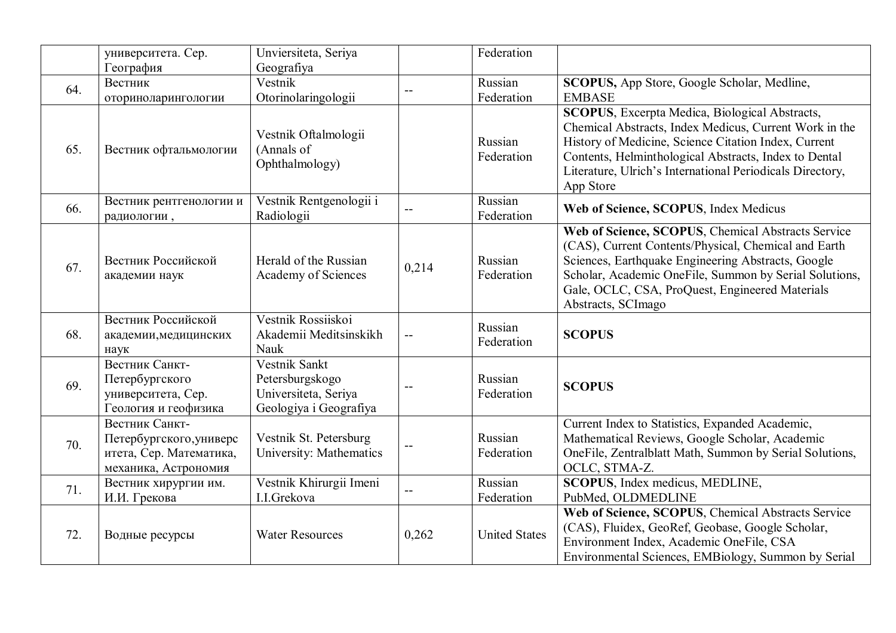| | | | | |
|---|---|---|---|---|
| | университета. Сер. География | Unviersiteta, Seriya Geografiya | | Federation | |
| 64. | Вестник оториноларингологии | Vestnik Otorinolaringologii | -- | Russian Federation | **SCOPUS,** App Store, Google Scholar, Medline, EMBASE |
| 65. | Вестник офтальмологии | Vestnik Oftalmologii (Annals of Ophthalmology) | | Russian Federation | **SCOPUS**, Excerpta Medica, Biological Abstracts, Chemical Abstracts, Index Medicus, Current Work in the History of Medicine, Science Citation Index, Current Contents, Helminthological Abstracts, Index to Dental Literature, Ulrich's International Periodicals Directory, App Store |
| 66. | Вестник рентгенологии и радиологии , | Vestnik Rentgenologii i Radiologii | -- | Russian Federation | **Web of Science, SCOPUS**, Index Medicus |
| 67. | Вестник Российской академии наук | Herald of the Russian Academy of Sciences | 0,214 | Russian Federation | **Web of Science, SCOPUS**, Chemical Abstracts Service (CAS), Current Contents/Physical, Chemical and Earth Sciences, Earthquake Engineering Abstracts, Google Scholar, Academic OneFile, Summon by Serial Solutions, Gale, OCLC, CSA, ProQuest, Engineered Materials Abstracts, SCImago |
| 68. | Вестник Российской академии,медицинских наук | Vestnik Rossiiskoi Akademii Meditsinskikh Nauk | -- | Russian Federation | **SCOPUS** |
| 69. | Вестник Санкт-Петербургского университета, Сер. Геология и геофизика | Vestnik Sankt Petersburgskogo Universiteta, Seriya Geologiya i Geografiya | -- | Russian Federation | **SCOPUS** |
| 70. | Вестник Санкт-Петербургского,университета, Сер. Математика, механика, Астрономия | Vestnik St. Petersburg University: Mathematics | -- | Russian Federation | Current Index to Statistics, Expanded Academic, Mathematical Reviews, Google Scholar, Academic OneFile, Zentralblatt Math, Summon by Serial Solutions, OCLC, STMA-Z. |
| 71. | Вестник хирургии им. И.И. Грекова | Vestnik Khirurgii Imeni I.I.Grekova | -- | Russian Federation | **SCOPUS**, Index medicus, MEDLINE, PubMed, OLDMEDLINE |
| 72. | Водные ресурсы | Water Resources | 0,262 | United States | **Web of Science, SCOPUS**, Chemical Abstracts Service (CAS), Fluidex, GeoRef, Geobase, Google Scholar, Environment Index, Academic OneFile, CSA Environmental Sciences, EMBiology, Summon by Serial |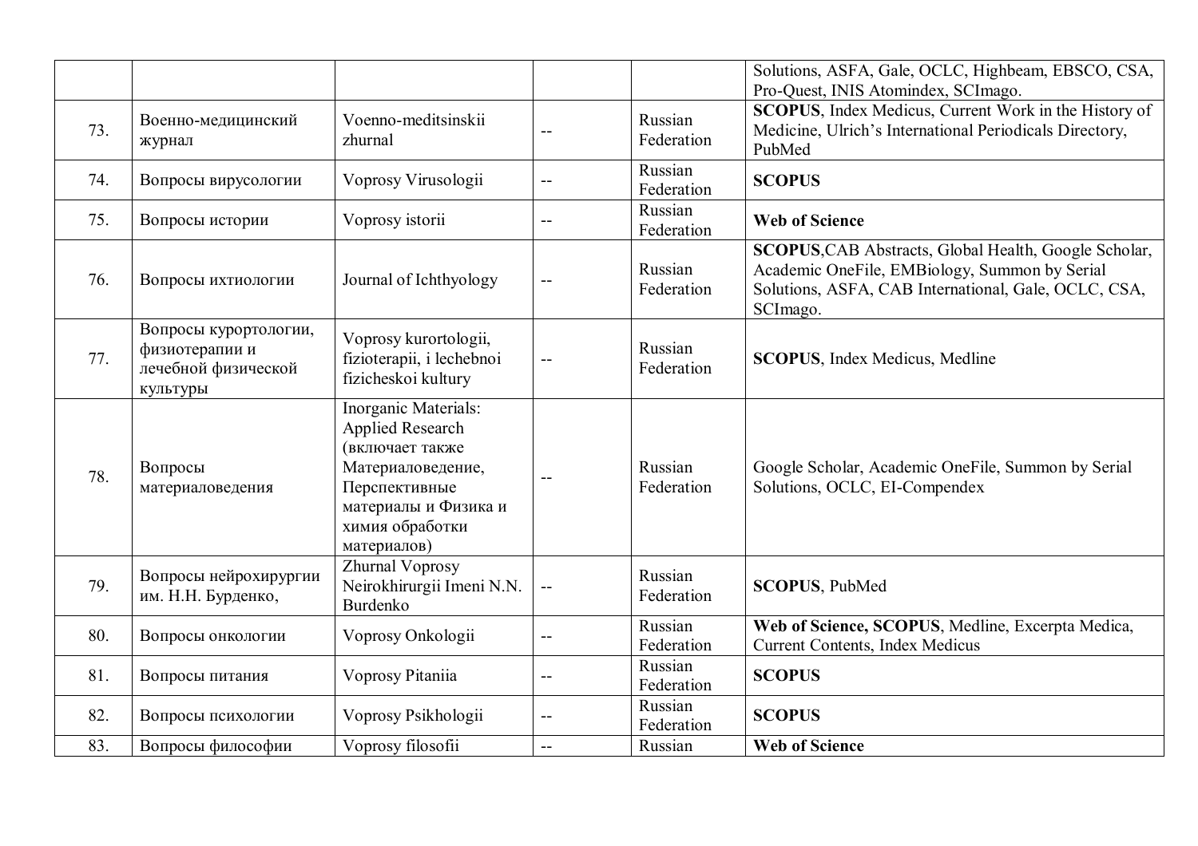|  |  |  |  |  | Solutions, ASFA, Gale, OCLC, Highbeam, EBSCO, CSA, Pro-Quest, INIS Atomindex, SCImago. |
|---|---|---|---|---|---|
| 73. | Военно-медицинский журнал | Voenno-meditsinskii zhurnal | -- | Russian Federation | **SCOPUS**, Index Medicus, Current Work in the History of Medicine, Ulrich's International Periodicals Directory, PubMed |
| 74. | Вопросы вирусологии | Voprosy Virusologii | -- | Russian Federation | **SCOPUS** |
| 75. | Вопросы истории | Voprosy istorii | -- | Russian Federation | **Web of Science** |
| 76. | Вопросы ихтиологии | Journal of Ichthyology | -- | Russian Federation | **SCOPUS**,CAB Abstracts, Global Health, Google Scholar, Academic OneFile, EMBiology, Summon by Serial Solutions, ASFA, CAB International, Gale, OCLC, CSA, SCImago. |
| 77. | Вопросы курортологии, физиотерапии и лечебной физической культуры | Voprosy kurortologii, fizioterapii, i lechebnoi fizicheskoi kultury | -- | Russian Federation | **SCOPUS**, Index Medicus, Medline |
| 78. | Вопросы материаловедения | Inorganic Materials: Applied Research (включает также Материаловедение, Перспективные материалы и Физика и химия обработки материалов) | -- | Russian Federation | Google Scholar, Academic OneFile, Summon by Serial Solutions, OCLC, EI-Compendex |
| 79. | Вопросы нейрохирургии им. Н.Н. Бурденко, | Zhurnal Voprosy Neirokhirurgii Imeni N.N. Burdenko | -- | Russian Federation | **SCOPUS**, PubMed |
| 80. | Вопросы онкологии | Voprosy Onkologii | -- | Russian Federation | **Web of Science, SCOPUS**, Medline, Excerpta Medica, Current Contents, Index Medicus |
| 81. | Вопросы питания | Voprosy Pitaniia | -- | Russian Federation | **SCOPUS** |
| 82. | Вопросы психологии | Voprosy Psikhologii | -- | Russian Federation | **SCOPUS** |
| 83. | Вопросы философии | Voprosy filosofii | -- | Russian | **Web of Science** |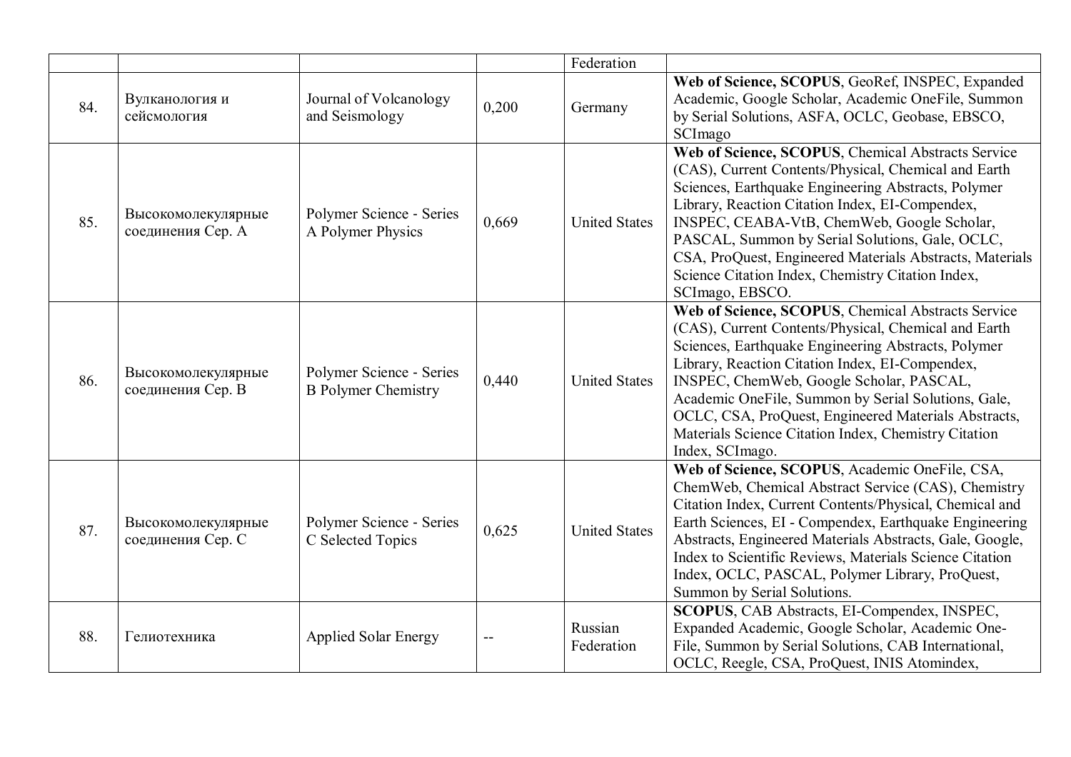| | | | | Federation | |
|---|---|---|---|---|---|
| 84. | Вулканология и сейсмология | Journal of Volcanology and Seismology | 0,200 | Germany | **Web of Science, SCOPUS**, GeoRef, INSPEC, Expanded Academic, Google Scholar, Academic OneFile, Summon by Serial Solutions, ASFA, OCLC, Geobase, EBSCO, SCImago |
| 85. | Высокомолекулярные соединения Сер. А | Polymer Science - Series A Polymer Physics | 0,669 | United States | **Web of Science, SCOPUS**, Chemical Abstracts Service (CAS), Current Contents/Physical, Chemical and Earth Sciences, Earthquake Engineering Abstracts, Polymer Library, Reaction Citation Index, EI-Compendex, INSPEC, CEABA-VtB, ChemWeb, Google Scholar, PASCAL, Summon by Serial Solutions, Gale, OCLC, CSA, ProQuest, Engineered Materials Abstracts, Materials Science Citation Index, Chemistry Citation Index, SCImago, EBSCO. |
| 86. | Высокомолекулярные соединения Сер. В | Polymer Science - Series B Polymer Chemistry | 0,440 | United States | **Web of Science, SCOPUS**, Chemical Abstracts Service (CAS), Current Contents/Physical, Chemical and Earth Sciences, Earthquake Engineering Abstracts, Polymer Library, Reaction Citation Index, EI-Compendex, INSPEC, ChemWeb, Google Scholar, PASCAL, Academic OneFile, Summon by Serial Solutions, Gale, OCLC, CSA, ProQuest, Engineered Materials Abstracts, Materials Science Citation Index, Chemistry Citation Index, SCImago. |
| 87. | Высокомолекулярные соединения Сер. С | Polymer Science - Series C Selected Topics | 0,625 | United States | **Web of Science, SCOPUS**, Academic OneFile, CSA, ChemWeb, Chemical Abstract Service (CAS), Chemistry Citation Index, Current Contents/Physical, Chemical and Earth Sciences, EI - Compendex, Earthquake Engineering Abstracts, Engineered Materials Abstracts, Gale, Google, Index to Scientific Reviews, Materials Science Citation Index, OCLC, PASCAL, Polymer Library, ProQuest, Summon by Serial Solutions. |
| 88. | Гелиотехника | Applied Solar Energy | -- | Russian Federation | **SCOPUS**, CAB Abstracts, EI-Compendex, INSPEC, Expanded Academic, Google Scholar, Academic One-File, Summon by Serial Solutions, CAB International, OCLC, Reegle, CSA, ProQuest, INIS Atomindex, |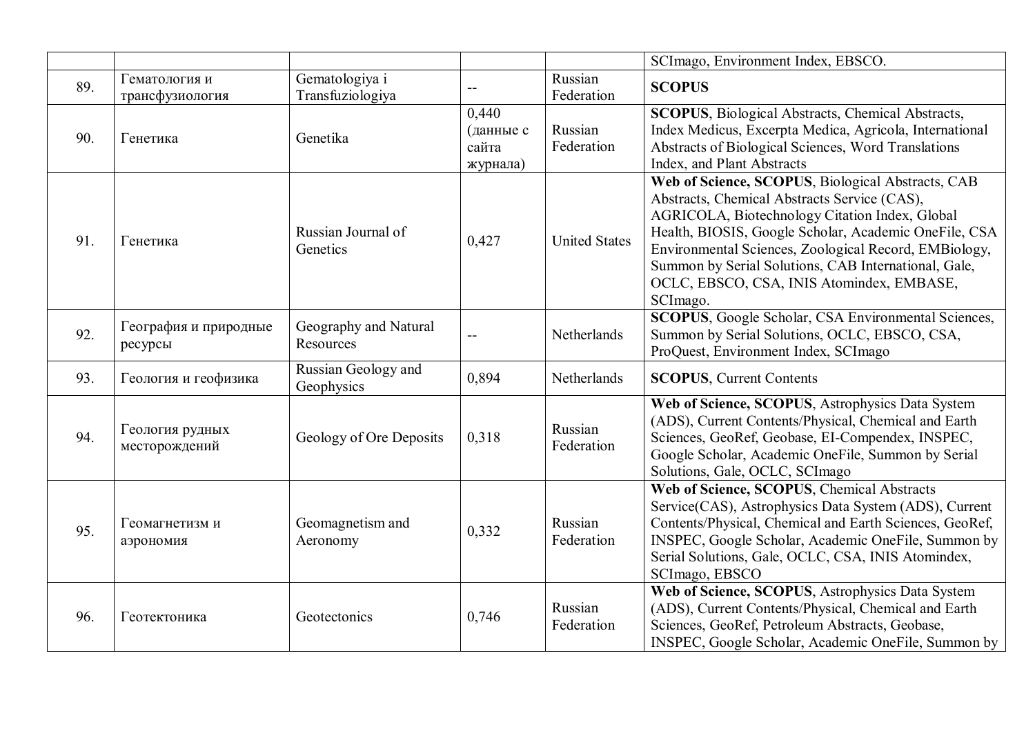| | | | | | SCImago, Environment Index, EBSCO. |
|---|---|---|---|---|---|
| 89. | Гематология и трансфузиология | Gematologiya i Transfuziologiya | -- | Russian Federation | **SCOPUS** |
| 90. | Генетика | Genetika | 0,440 (данные с сайта журнала) | Russian Federation | **SCOPUS**, Biological Abstracts, Chemical Abstracts, Index Medicus, Excerpta Medica, Agricola, International Abstracts of Biological Sciences, Word Translations Index, and Plant Abstracts |
| 91. | Генетика | Russian Journal of Genetics | 0,427 | United States | **Web of Science, SCOPUS**, Biological Abstracts, CAB Abstracts, Chemical Abstracts Service (CAS), AGRICOLA, Biotechnology Citation Index, Global Health, BIOSIS, Google Scholar, Academic OneFile, CSA Environmental Sciences, Zoological Record, EMBiology, Summon by Serial Solutions, CAB International, Gale, OCLC, EBSCO, CSA, INIS Atomindex, EMBASE, SCImago. |
| 92. | География и природные ресурсы | Geography and Natural Resources | -- | Netherlands | **SCOPUS**, Google Scholar, CSA Environmental Sciences, Summon by Serial Solutions, OCLC, EBSCO, CSA, ProQuest, Environment Index, SCImago |
| 93. | Геология и геофизика | Russian Geology and Geophysics | 0,894 | Netherlands | **SCOPUS**, Current Contents |
| 94. | Геология рудных месторождений | Geology of Ore Deposits | 0,318 | Russian Federation | **Web of Science, SCOPUS**, Astrophysics Data System (ADS), Current Contents/Physical, Chemical and Earth Sciences, GeoRef, Geobase, EI-Compendex, INSPEC, Google Scholar, Academic OneFile, Summon by Serial Solutions, Gale, OCLC, SCImago |
| 95. | Геомагнетизм и аэрономия | Geomagnetism and Aeronomy | 0,332 | Russian Federation | **Web of Science, SCOPUS**, Chemical Abstracts Service(CAS), Astrophysics Data System (ADS), Current Contents/Physical, Chemical and Earth Sciences, GeoRef, INSPEC, Google Scholar, Academic OneFile, Summon by Serial Solutions, Gale, OCLC, CSA, INIS Atomindex, SCImago, EBSCO |
| 96. | Геотектоника | Geotectonics | 0,746 | Russian Federation | **Web of Science, SCOPUS**, Astrophysics Data System (ADS), Current Contents/Physical, Chemical and Earth Sciences, GeoRef, Petroleum Abstracts, Geobase, INSPEC, Google Scholar, Academic OneFile, Summon by |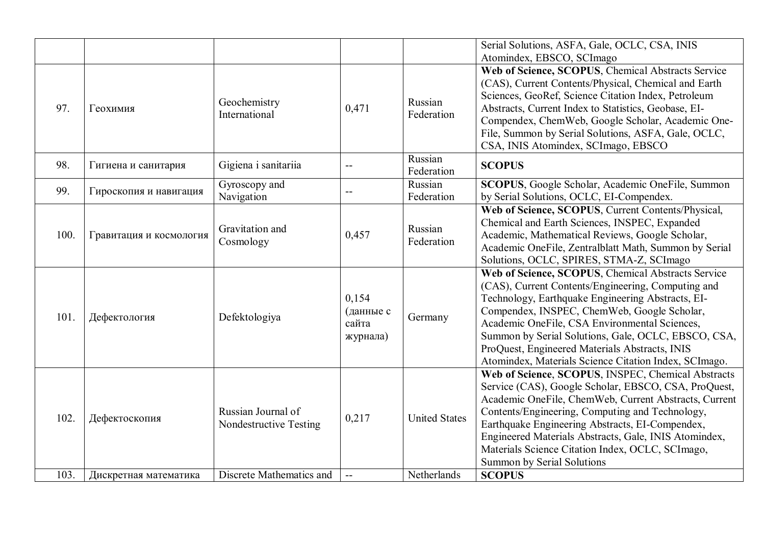| | | | | | |
|---|---|---|---|---|---|
| | | | | | Serial Solutions, ASFA, Gale, OCLC, CSA, INIS Atomindex, EBSCO, SCImago |
| 97. | Геохимия | Geochemistry International | 0,471 | Russian Federation | **Web of Science, SCOPUS**, Chemical Abstracts Service (CAS), Current Contents/Physical, Chemical and Earth Sciences, GeoRef, Science Citation Index, Petroleum Abstracts, Current Index to Statistics, Geobase, EI-Compendex, ChemWeb, Google Scholar, Academic One-File, Summon by Serial Solutions, ASFA, Gale, OCLC, CSA, INIS Atomindex, SCImago, EBSCO |
| 98. | Гигиена и санитария | Gigiena i sanitariia | -- | Russian Federation | **SCOPUS** |
| 99. | Гироскопия и навигация | Gyroscopy and Navigation | -- | Russian Federation | **SCOPUS**, Google Scholar, Academic OneFile, Summon by Serial Solutions, OCLC, EI-Compendex. |
| 100. | Гравитация и космология | Gravitation and Cosmology | 0,457 | Russian Federation | **Web of Science, SCOPUS**, Current Contents/Physical, Chemical and Earth Sciences, INSPEC, Expanded Academic, Mathematical Reviews, Google Scholar, Academic OneFile, Zentralblatt Math, Summon by Serial Solutions, OCLC, SPIRES, STMA-Z, SCImago |
| 101. | Дефектология | Defektologiya | 0,154 (данные с сайта журнала) | Germany | **Web of Science, SCOPUS**, Chemical Abstracts Service (CAS), Current Contents/Engineering, Computing and Technology, Earthquake Engineering Abstracts, EI-Compendex, INSPEC, ChemWeb, Google Scholar, Academic OneFile, CSA Environmental Sciences, Summon by Serial Solutions, Gale, OCLC, EBSCO, CSA, ProQuest, Engineered Materials Abstracts, INIS Atomindex, Materials Science Citation Index, SCImago. |
| 102. | Дефектоскопия | Russian Journal of Nondestructive Testing | 0,217 | United States | **Web of Science**, **SCOPUS**, INSPEC, Chemical Abstracts Service (CAS), Google Scholar, EBSCO, CSA, ProQuest, Academic OneFile, ChemWeb, Current Abstracts, Current Contents/Engineering, Computing and Technology, Earthquake Engineering Abstracts, EI-Compendex, Engineered Materials Abstracts, Gale, INIS Atomindex, Materials Science Citation Index, OCLC, SCImago, Summon by Serial Solutions |
| 103. | Дискретная математика | Discrete Mathematics and | -- | Netherlands | **SCOPUS** |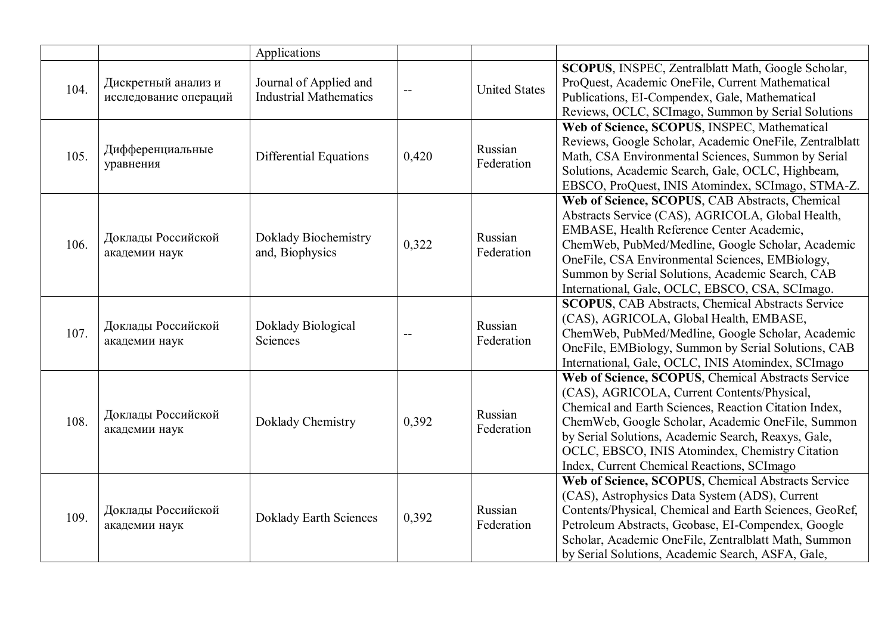| | | Applications | | | |
|---|---|---|---|---|---|
| 104. | Дискретный анализ и исследование операций | Journal of Applied and Industrial Mathematics | -- | United States | **SCOPUS**, INSPEC, Zentralblatt Math, Google Scholar, ProQuest, Academic OneFile, Current Mathematical Publications, EI-Compendex, Gale, Mathematical Reviews, OCLC, SCImago, Summon by Serial Solutions |
| 105. | Дифференциальные уравнения | Differential Equations | 0,420 | Russian Federation | **Web of Science, SCOPUS**, INSPEC, Mathematical Reviews, Google Scholar, Academic OneFile, Zentralblatt Math, CSA Environmental Sciences, Summon by Serial Solutions, Academic Search, Gale, OCLC, Highbeam, EBSCO, ProQuest, INIS Atomindex, SCImago, STMA-Z. |
| 106. | Доклады Российской академии наук | Doklady Biochemistry and, Biophysics | 0,322 | Russian Federation | **Web of Science, SCOPUS**, CAB Abstracts, Chemical Abstracts Service (CAS), AGRICOLA, Global Health, EMBASE, Health Reference Center Academic, ChemWeb, PubMed/Medline, Google Scholar, Academic OneFile, CSA Environmental Sciences, EMBiology, Summon by Serial Solutions, Academic Search, CAB International, Gale, OCLC, EBSCO, CSA, SCImago. |
| 107. | Доклады Российской академии наук | Doklady Biological Sciences | -- | Russian Federation | **SCOPUS**, CAB Abstracts, Chemical Abstracts Service (CAS), AGRICOLA, Global Health, EMBASE, ChemWeb, PubMed/Medline, Google Scholar, Academic OneFile, EMBiology, Summon by Serial Solutions, CAB International, Gale, OCLC, INIS Atomindex, SCImago |
| 108. | Доклады Российской академии наук | Doklady Chemistry | 0,392 | Russian Federation | **Web of Science, SCOPUS**, Chemical Abstracts Service (CAS), AGRICOLA, Current Contents/Physical, Chemical and Earth Sciences, Reaction Citation Index, ChemWeb, Google Scholar, Academic OneFile, Summon by Serial Solutions, Academic Search, Reaxys, Gale, OCLC, EBSCO, INIS Atomindex, Chemistry Citation Index, Current Chemical Reactions, SCImago |
| 109. | Доклады Российской академии наук | Doklady Earth Sciences | 0,392 | Russian Federation | **Web of Science, SCOPUS**, Chemical Abstracts Service (CAS), Astrophysics Data System (ADS), Current Contents/Physical, Chemical and Earth Sciences, GeoRef, Petroleum Abstracts, Geobase, EI-Compendex, Google Scholar, Academic OneFile, Zentralblatt Math, Summon by Serial Solutions, Academic Search, ASFA, Gale, |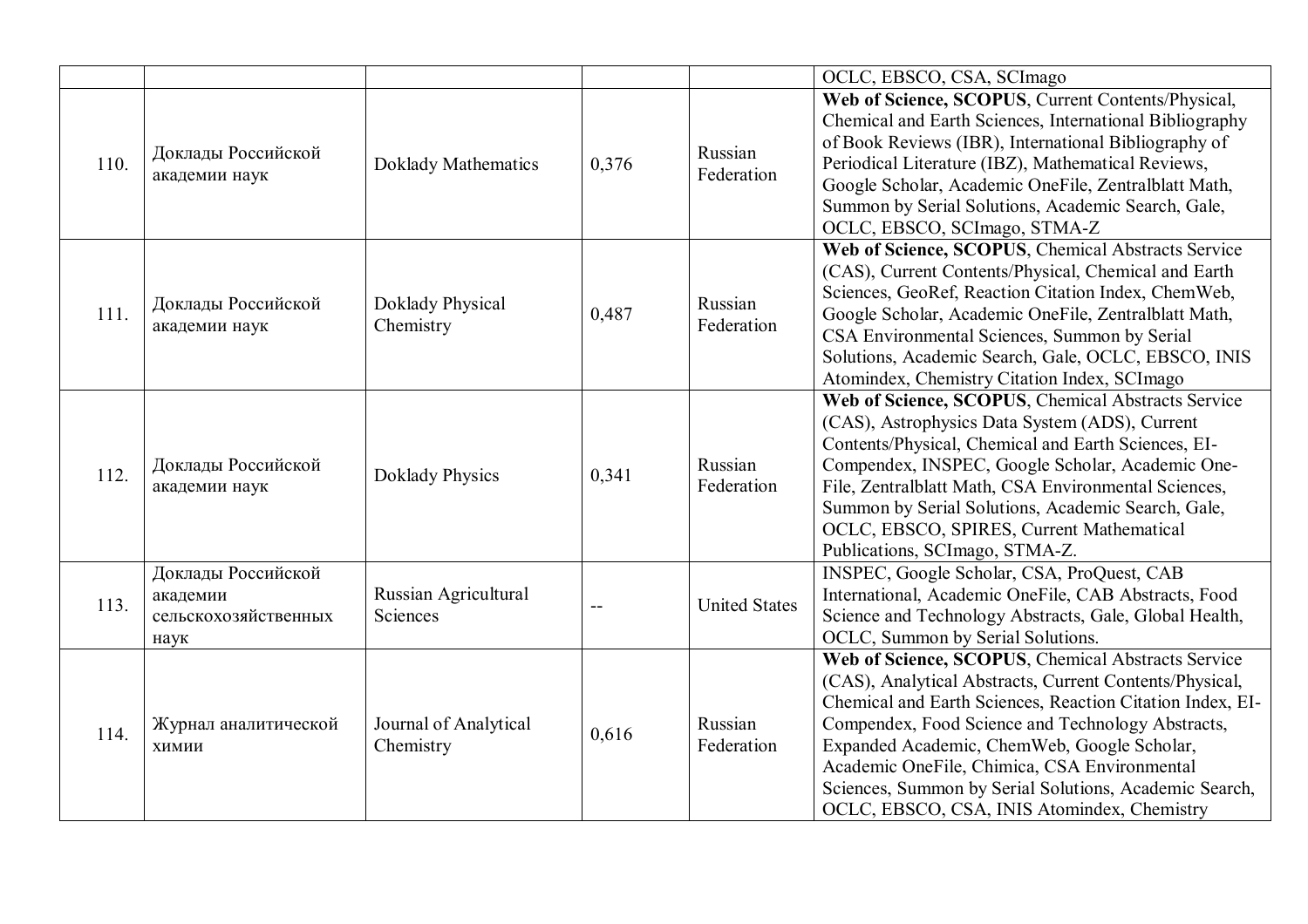| | | | | | |
|---|---|---|---|---|---|
| | | | | | OCLC, EBSCO, CSA, SCImago |
| 110. | Доклады Российской академии наук | Doklady Mathematics | 0,376 | Russian Federation | **Web of Science, SCOPUS**, Current Contents/Physical, Chemical and Earth Sciences, International Bibliography of Book Reviews (IBR), International Bibliography of Periodical Literature (IBZ), Mathematical Reviews, Google Scholar, Academic OneFile, Zentralblatt Math, Summon by Serial Solutions, Academic Search, Gale, OCLC, EBSCO, SCImago, STMA-Z |
| 111. | Доклады Российской академии наук | Doklady Physical Chemistry | 0,487 | Russian Federation | **Web of Science, SCOPUS**, Chemical Abstracts Service (CAS), Current Contents/Physical, Chemical and Earth Sciences, GeoRef, Reaction Citation Index, ChemWeb, Google Scholar, Academic OneFile, Zentralblatt Math, CSA Environmental Sciences, Summon by Serial Solutions, Academic Search, Gale, OCLC, EBSCO, INIS Atomindex, Chemistry Citation Index, SCImago |
| 112. | Доклады Российской академии наук | Doklady Physics | 0,341 | Russian Federation | **Web of Science, SCOPUS**, Chemical Abstracts Service (CAS), Astrophysics Data System (ADS), Current Contents/Physical, Chemical and Earth Sciences, EI-Compendex, INSPEC, Google Scholar, Academic One-File, Zentralblatt Math, CSA Environmental Sciences, Summon by Serial Solutions, Academic Search, Gale, OCLC, EBSCO, SPIRES, Current Mathematical Publications, SCImago, STMA-Z. |
| 113. | Доклады Российской академии сельскохозяйственных наук | Russian Agricultural Sciences | -- | United States | INSPEC, Google Scholar, CSA, ProQuest, CAB International, Academic OneFile, CAB Abstracts, Food Science and Technology Abstracts, Gale, Global Health, OCLC, Summon by Serial Solutions. |
| 114. | Журнал аналитической химии | Journal of Analytical Chemistry | 0,616 | Russian Federation | **Web of Science, SCOPUS**, Chemical Abstracts Service (CAS), Analytical Abstracts, Current Contents/Physical, Chemical and Earth Sciences, Reaction Citation Index, EI-Compendex, Food Science and Technology Abstracts, Expanded Academic, ChemWeb, Google Scholar, Academic OneFile, Chimica, CSA Environmental Sciences, Summon by Serial Solutions, Academic Search, OCLC, EBSCO, CSA, INIS Atomindex, Chemistry |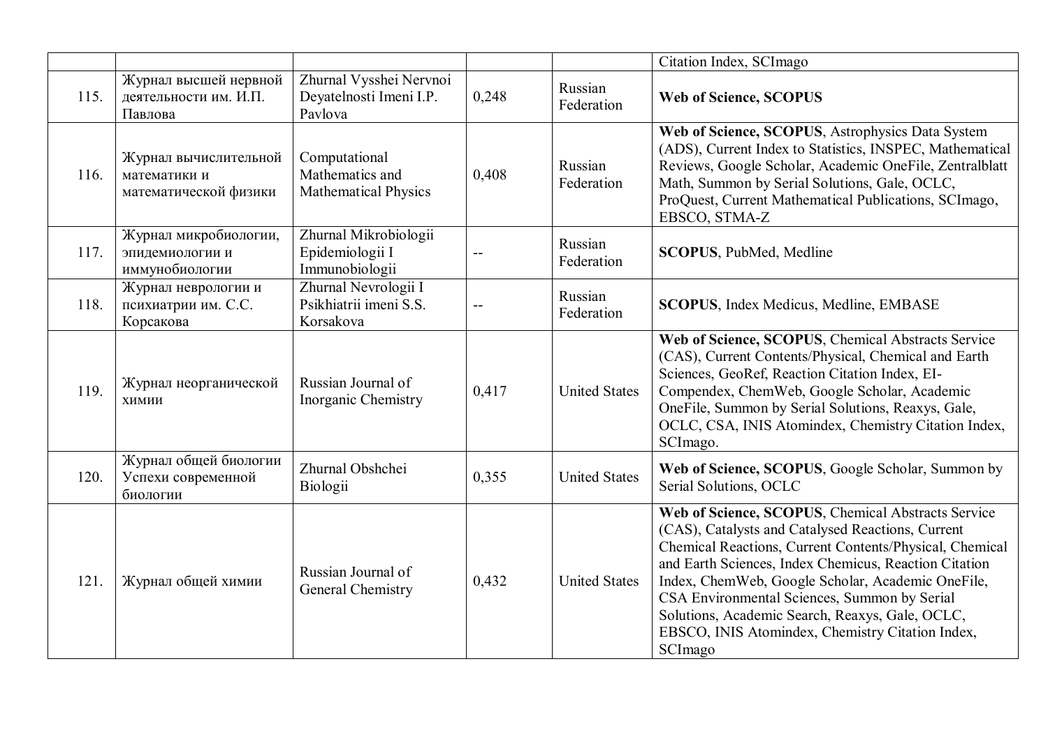| | | | | | Citation Index, SCImago |
|---|---|---|---|---|---|
| 115. | Журнал высшей нервной деятельности им. И.П. Павлова | Zhurnal Vysshei Nervnoi Deyatelnosti Imeni I.P. Pavlova | 0,248 | Russian Federation | **Web of Science, SCOPUS** |
| 116. | Журнал вычислительной математики и математической физики | Computational Mathematics and Mathematical Physics | 0,408 | Russian Federation | **Web of Science, SCOPUS**, Astrophysics Data System (ADS), Current Index to Statistics, INSPEC, Mathematical Reviews, Google Scholar, Academic OneFile, Zentralblatt Math, Summon by Serial Solutions, Gale, OCLC, ProQuest, Current Mathematical Publications, SCImago, EBSCO, STMA-Z |
| 117. | Журнал микробиологии, эпидемиологии и иммунобиологии | Zhurnal Mikrobiologii Epidemiologii I Immunobiologii | -- | Russian Federation | **SCOPUS**, PubMed, Medline |
| 118. | Журнал неврологии и психиатрии им. С.С. Корсакова | Zhurnal Nevrologii I Psikhiatrii imeni S.S. Korsakova | -- | Russian Federation | **SCOPUS**, Index Medicus, Medline, EMBASE |
| 119. | Журнал неорганической химии | Russian Journal of Inorganic Chemistry | 0,417 | United States | **Web of Science, SCOPUS**, Chemical Abstracts Service (CAS), Current Contents/Physical, Chemical and Earth Sciences, GeoRef, Reaction Citation Index, EI-Compendex, ChemWeb, Google Scholar, Academic OneFile, Summon by Serial Solutions, Reaxys, Gale, OCLC, CSA, INIS Atomindex, Chemistry Citation Index, SCImago. |
| 120. | Журнал общей биологии Успехи современной биологии | Zhurnal Obshchei Biologii | 0,355 | United States | **Web of Science, SCOPUS**, Google Scholar, Summon by Serial Solutions, OCLC |
| 121. | Журнал общей химии | Russian Journal of General Chemistry | 0,432 | United States | **Web of Science, SCOPUS**, Chemical Abstracts Service (CAS), Catalysts and Catalysed Reactions, Current Chemical Reactions, Current Contents/Physical, Chemical and Earth Sciences, Index Chemicus, Reaction Citation Index, ChemWeb, Google Scholar, Academic OneFile, CSA Environmental Sciences, Summon by Serial Solutions, Academic Search, Reaxys, Gale, OCLC, EBSCO, INIS Atomindex, Chemistry Citation Index, SCImago |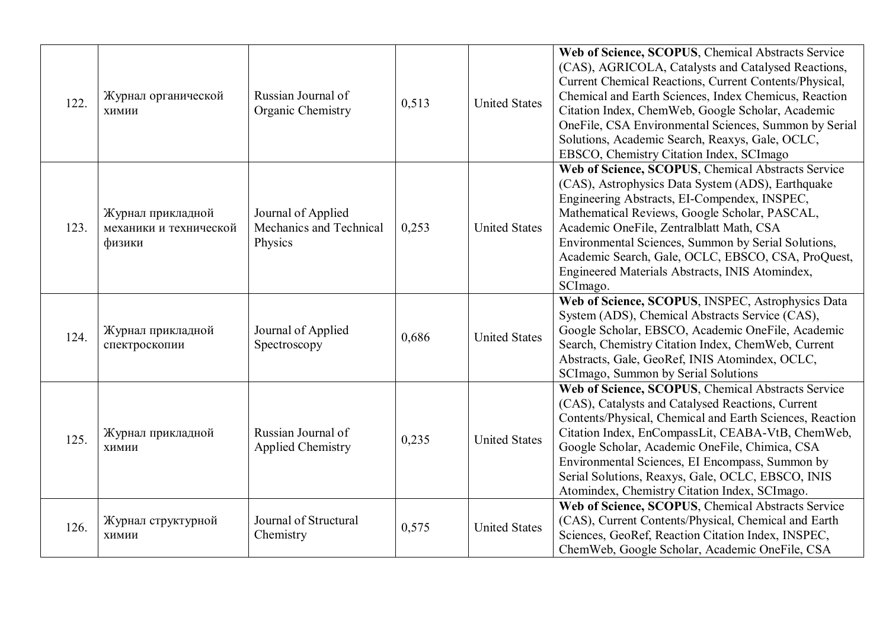| | | | | | |
|---|---|---|---|---|---|
| 122. | Журнал органической химии | Russian Journal of Organic Chemistry | 0,513 | United States | **Web of Science, SCOPUS**, Chemical Abstracts Service (CAS), AGRICOLA, Catalysts and Catalysed Reactions, Current Chemical Reactions, Current Contents/Physical, Chemical and Earth Sciences, Index Chemicus, Reaction Citation Index, ChemWeb, Google Scholar, Academic OneFile, CSA Environmental Sciences, Summon by Serial Solutions, Academic Search, Reaxys, Gale, OCLC, EBSCO, Chemistry Citation Index, SCImago |
| 123. | Журнал прикладной механики и технической физики | Journal of Applied Mechanics and Technical Physics | 0,253 | United States | **Web of Science, SCOPUS**, Chemical Abstracts Service (CAS), Astrophysics Data System (ADS), Earthquake Engineering Abstracts, EI-Compendex, INSPEC, Mathematical Reviews, Google Scholar, PASCAL, Academic OneFile, Zentralblatt Math, CSA Environmental Sciences, Summon by Serial Solutions, Academic Search, Gale, OCLC, EBSCO, CSA, ProQuest, Engineered Materials Abstracts, INIS Atomindex, SCImago. |
| 124. | Журнал прикладной спектроскопии | Journal of Applied Spectroscopy | 0,686 | United States | **Web of Science, SCOPUS**, INSPEC, Astrophysics Data System (ADS), Chemical Abstracts Service (CAS), Google Scholar, EBSCO, Academic OneFile, Academic Search, Chemistry Citation Index, ChemWeb, Current Abstracts, Gale, GeoRef, INIS Atomindex, OCLC, SCImago, Summon by Serial Solutions |
| 125. | Журнал прикладной химии | Russian Journal of Applied Chemistry | 0,235 | United States | **Web of Science, SCOPUS**, Chemical Abstracts Service (CAS), Catalysts and Catalysed Reactions, Current Contents/Physical, Chemical and Earth Sciences, Reaction Citation Index, EnCompassLit, CEABA-VtB, ChemWeb, Google Scholar, Academic OneFile, Chimica, CSA Environmental Sciences, EI Encompass, Summon by Serial Solutions, Reaxys, Gale, OCLC, EBSCO, INIS Atomindex, Chemistry Citation Index, SCImago. |
| 126. | Журнал структурной химии | Journal of Structural Chemistry | 0,575 | United States | **Web of Science, SCOPUS**, Chemical Abstracts Service (CAS), Current Contents/Physical, Chemical and Earth Sciences, GeoRef, Reaction Citation Index, INSPEC, ChemWeb, Google Scholar, Academic OneFile, CSA |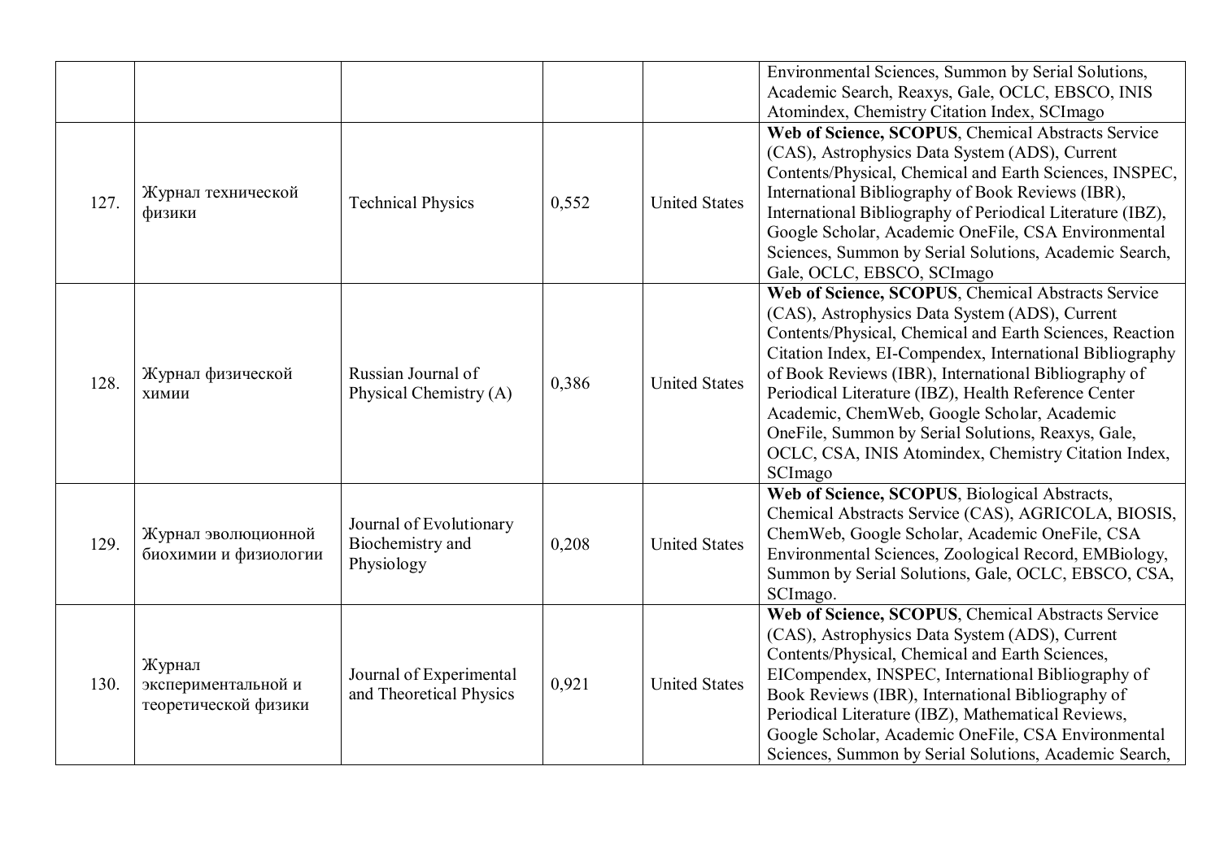|  |  |  |  |  |  |
|---|---|---|---|---|---|
|  |  |  |  |  | Environmental Sciences, Summon by Serial Solutions, Academic Search, Reaxys, Gale, OCLC, EBSCO, INIS Atomindex, Chemistry Citation Index, SCImago |
| 127. | Журнал технической физики | Technical Physics | 0,552 | United States | **Web of Science, SCOPUS**, Chemical Abstracts Service (CAS), Astrophysics Data System (ADS), Current Contents/Physical, Chemical and Earth Sciences, INSPEC, International Bibliography of Book Reviews (IBR), International Bibliography of Periodical Literature (IBZ), Google Scholar, Academic OneFile, CSA Environmental Sciences, Summon by Serial Solutions, Academic Search, Gale, OCLC, EBSCO, SCImago |
| 128. | Журнал физической химии | Russian Journal of Physical Chemistry (A) | 0,386 | United States | **Web of Science, SCOPUS**, Chemical Abstracts Service (CAS), Astrophysics Data System (ADS), Current Contents/Physical, Chemical and Earth Sciences, Reaction Citation Index, EI-Compendex, International Bibliography of Book Reviews (IBR), International Bibliography of Periodical Literature (IBZ), Health Reference Center Academic, ChemWeb, Google Scholar, Academic OneFile, Summon by Serial Solutions, Reaxys, Gale, OCLC, CSA, INIS Atomindex, Chemistry Citation Index, SCImago |
| 129. | Журнал эволюционной биохимии и физиологии | Journal of Evolutionary Biochemistry and Physiology | 0,208 | United States | **Web of Science, SCOPUS**, Biological Abstracts, Chemical Abstracts Service (CAS), AGRICOLA, BIOSIS, ChemWeb, Google Scholar, Academic OneFile, CSA Environmental Sciences, Zoological Record, EMBiology, Summon by Serial Solutions, Gale, OCLC, EBSCO, CSA, SCImago. |
| 130. | Журнал экспериментальной и теоретической физики | Journal of Experimental and Theoretical Physics | 0,921 | United States | **Web of Science, SCOPUS**, Chemical Abstracts Service (CAS), Astrophysics Data System (ADS), Current Contents/Physical, Chemical and Earth Sciences, EICompendex, INSPEC, International Bibliography of Book Reviews (IBR), International Bibliography of Periodical Literature (IBZ), Mathematical Reviews, Google Scholar, Academic OneFile, CSA Environmental Sciences, Summon by Serial Solutions, Academic Search, |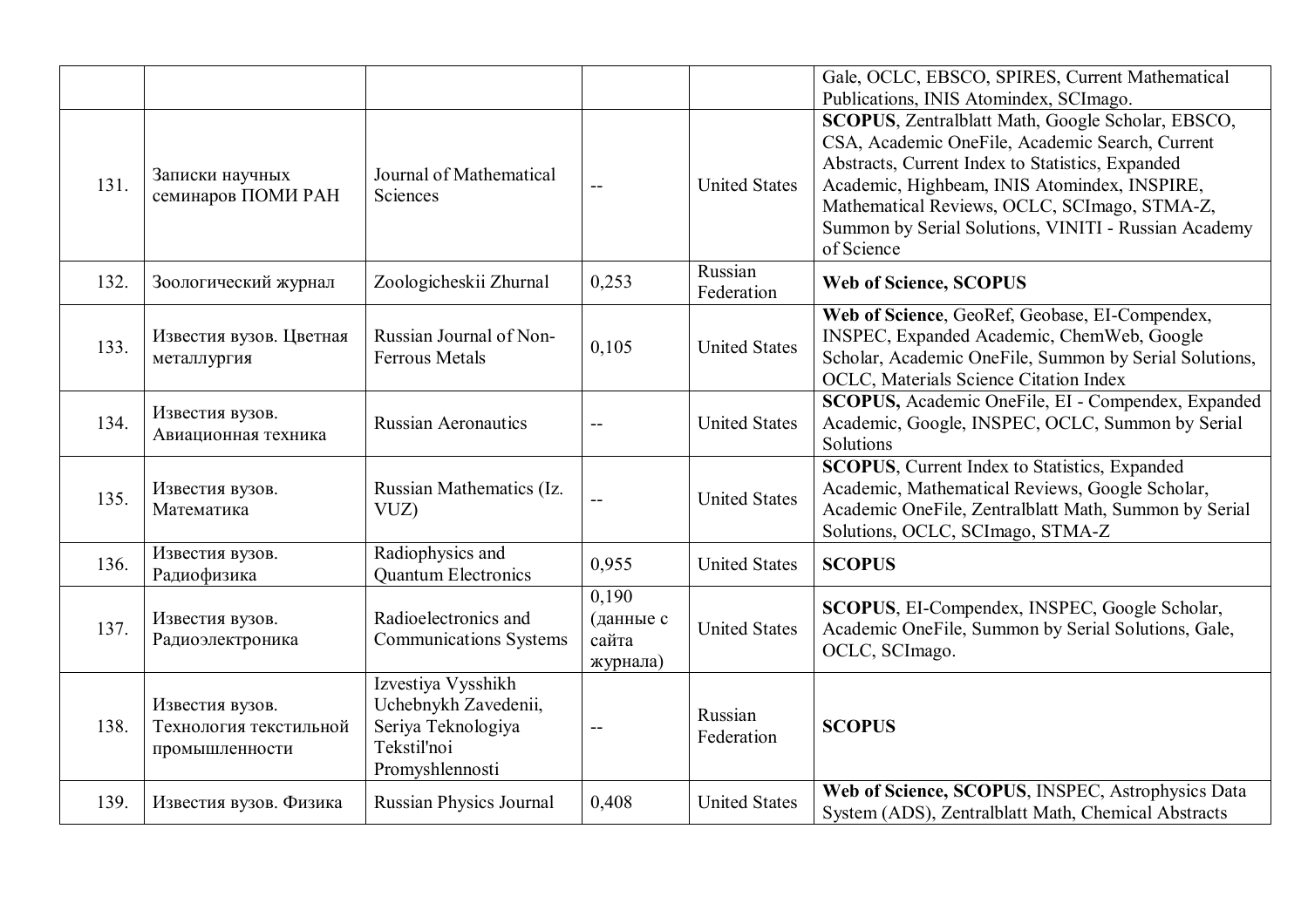| | | | | | |
|---|---|---|---|---|---|
| | | | | | Gale, OCLC, EBSCO, SPIRES, Current Mathematical Publications, INIS Atomindex, SCImago. |
| 131. | Записки научных семинаров ПОМИ РАН | Journal of Mathematical Sciences | -- | United States | **SCOPUS**, Zentralblatt Math, Google Scholar, EBSCO, CSA, Academic OneFile, Academic Search, Current Abstracts, Current Index to Statistics, Expanded Academic, Highbeam, INIS Atomindex, INSPIRE, Mathematical Reviews, OCLC, SCImago, STMA-Z, Summon by Serial Solutions, VINITI - Russian Academy of Science |
| 132. | Зоологический журнал | Zoologicheskii Zhurnal | 0,253 | Russian Federation | **Web of Science, SCOPUS** |
| 133. | Известия вузов. Цветная металлургия | Russian Journal of Non-Ferrous Metals | 0,105 | United States | **Web of Science**, GeoRef, Geobase, EI-Compendex, INSPEC, Expanded Academic, ChemWeb, Google Scholar, Academic OneFile, Summon by Serial Solutions, OCLC, Materials Science Citation Index |
| 134. | Известия вузов. Авиационная техника | Russian Aeronautics | -- | United States | **SCOPUS,** Academic OneFile, EI - Compendex, Expanded Academic, Google, INSPEC, OCLC, Summon by Serial Solutions |
| 135. | Известия вузов. Математика | Russian Mathematics (Iz. VUZ) | -- | United States | **SCOPUS**, Current Index to Statistics, Expanded Academic, Mathematical Reviews, Google Scholar, Academic OneFile, Zentralblatt Math, Summon by Serial Solutions, OCLC, SCImago, STMA-Z |
| 136. | Известия вузов. Радиофизика | Radiophysics and Quantum Electronics | 0,955 | United States | **SCOPUS** |
| 137. | Известия вузов. Радиоэлектроника | Radioelectronics and Communications Systems | 0,190 (данные с сайта журнала) | United States | **SCOPUS**, EI-Compendex, INSPEC, Google Scholar, Academic OneFile, Summon by Serial Solutions, Gale, OCLC, SCImago. |
| 138. | Известия вузов. Технология текстильной промышленности | Izvestiya Vysshikh Uchebnykh Zavedenii, Seriya Teknologiya Tekstil'noi Promyshlennosti | -- | Russian Federation | **SCOPUS** |
| 139. | Известия вузов. Физика | Russian Physics Journal | 0,408 | United States | **Web of Science, SCOPUS**, INSPEC, Astrophysics Data System (ADS), Zentralblatt Math, Chemical Abstracts |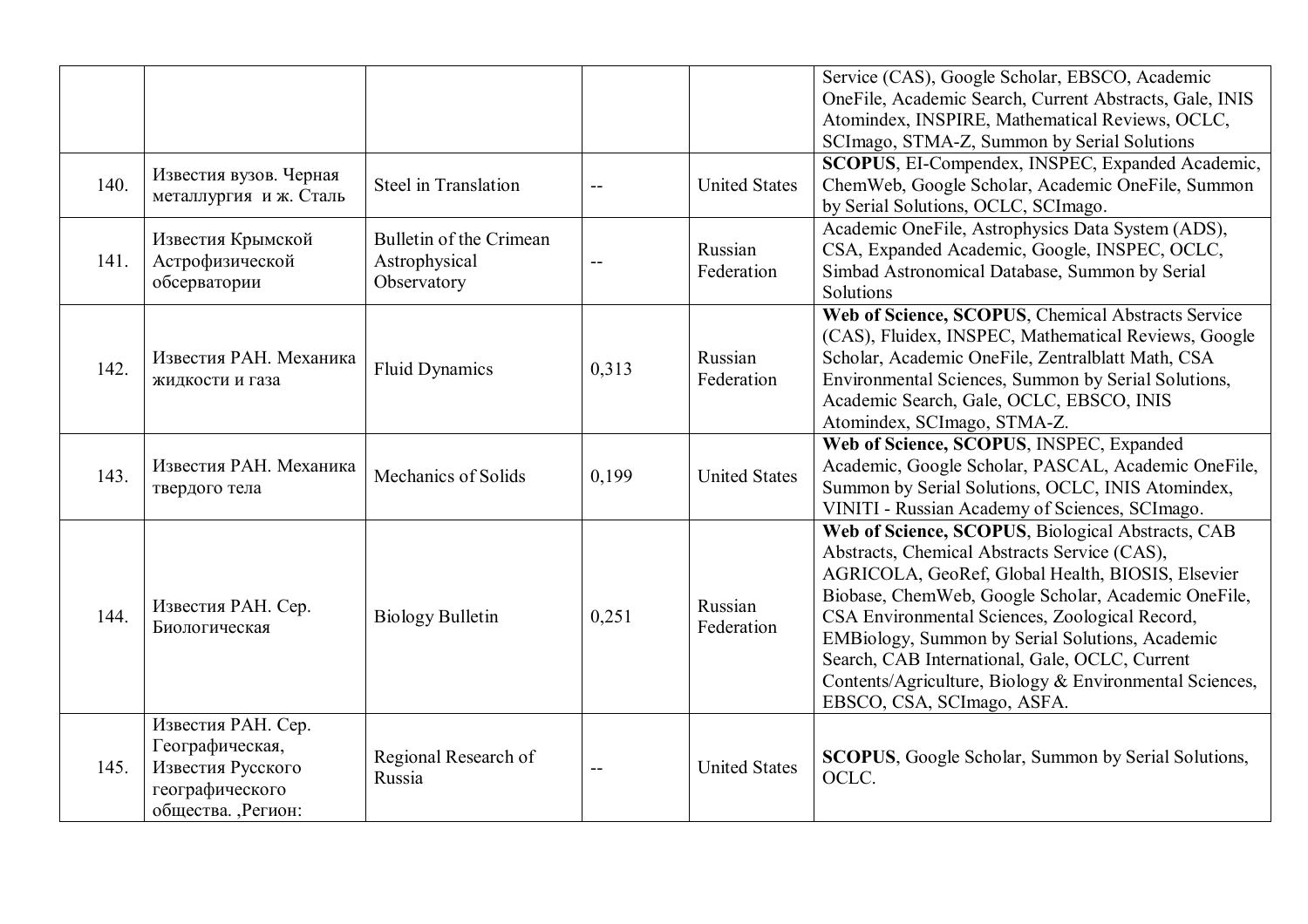|  |  |  |  |  |  |
|---|---|---|---|---|---|
|  |  |  |  |  | Service (CAS), Google Scholar, EBSCO, Academic OneFile, Academic Search, Current Abstracts, Gale, INIS Atomindex, INSPIRE, Mathematical Reviews, OCLC, SCImago, STMA-Z, Summon by Serial Solutions |
| 140. | Известия вузов. Черная металлургия и ж. Сталь | Steel in Translation | -- | United States | **SCOPUS**, EI-Compendex, INSPEC, Expanded Academic, ChemWeb, Google Scholar, Academic OneFile, Summon by Serial Solutions, OCLC, SCImago. |
| 141. | Известия Крымской Астрофизической обсерватории | Bulletin of the Crimean Astrophysical Observatory | -- | Russian Federation | Academic OneFile, Astrophysics Data System (ADS), CSA, Expanded Academic, Google, INSPEC, OCLC, Simbad Astronomical Database, Summon by Serial Solutions |
| 142. | Известия РАН. Механика жидкости и газа | Fluid Dynamics | 0,313 | Russian Federation | **Web of Science, SCOPUS**, Chemical Abstracts Service (CAS), Fluidex, INSPEC, Mathematical Reviews, Google Scholar, Academic OneFile, Zentralblatt Math, CSA Environmental Sciences, Summon by Serial Solutions, Academic Search, Gale, OCLC, EBSCO, INIS Atomindex, SCImago, STMA-Z. |
| 143. | Известия РАН. Механика твердого тела | Mechanics of Solids | 0,199 | United States | **Web of Science, SCOPUS**, INSPEC, Expanded Academic, Google Scholar, PASCAL, Academic OneFile, Summon by Serial Solutions, OCLC, INIS Atomindex, VINITI - Russian Academy of Sciences, SCImago. |
| 144. | Известия РАН. Сер. Биологическая | Biology Bulletin | 0,251 | Russian Federation | **Web of Science, SCOPUS**, Biological Abstracts, CAB Abstracts, Chemical Abstracts Service (CAS), AGRICOLA, GeoRef, Global Health, BIOSIS, Elsevier Biobase, ChemWeb, Google Scholar, Academic OneFile, CSA Environmental Sciences, Zoological Record, EMBiology, Summon by Serial Solutions, Academic Search, CAB International, Gale, OCLC, Current Contents/Agriculture, Biology & Environmental Sciences, EBSCO, CSA, SCImago, ASFA. |
| 145. | Известия РАН. Сер. Географическая, Известия Русского географического общества. ,Регион: | Regional Research of Russia | -- | United States | **SCOPUS**, Google Scholar, Summon by Serial Solutions, OCLC. |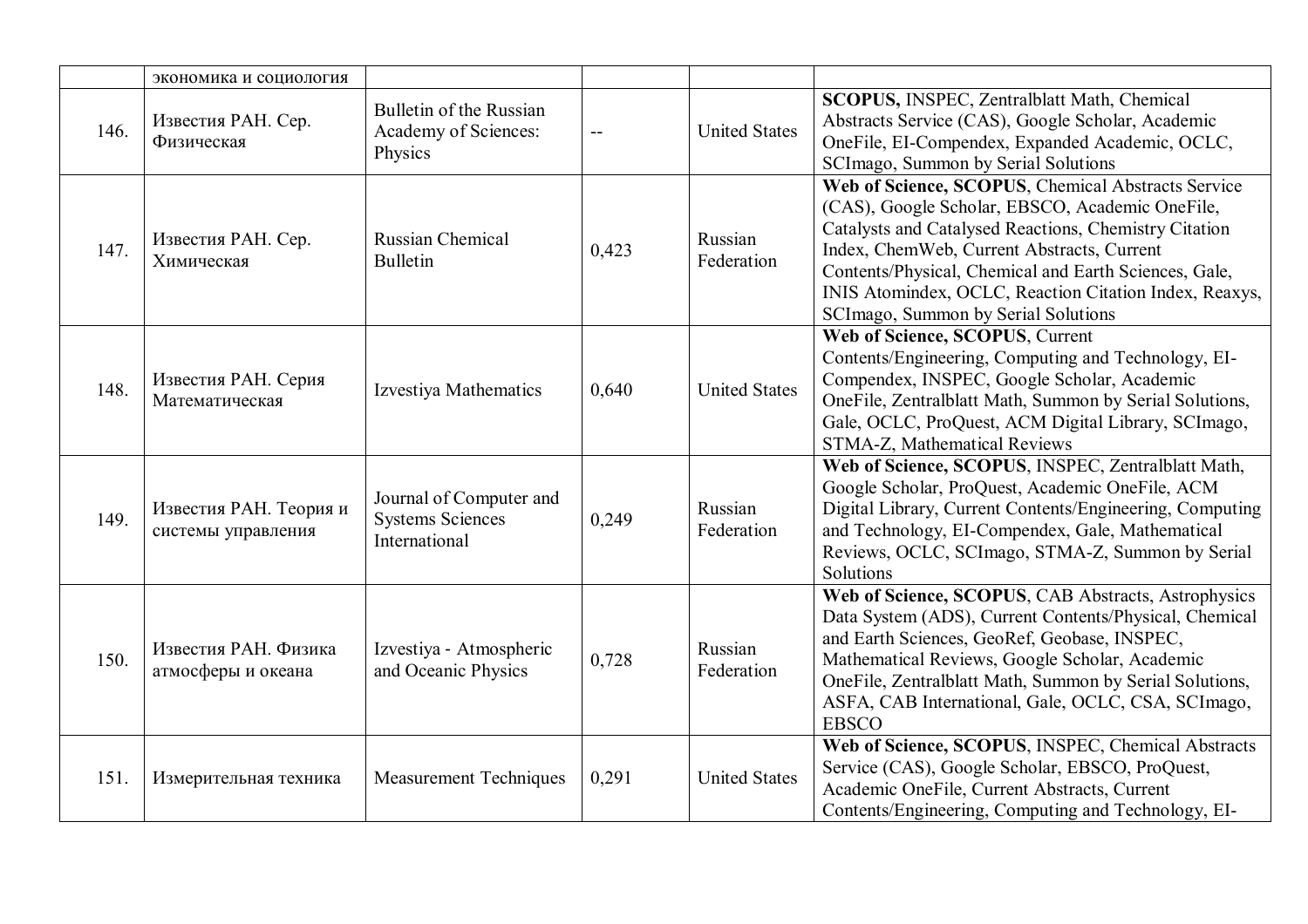|  |  |  |  |  |  |
|---|---|---|---|---|---|
|  | экономика и социология |  |  |  |  |
| 146. | Известия РАН. Сер. Физическая | Bulletin of the Russian Academy of Sciences: Physics | -- | United States | **SCOPUS,** INSPEC, Zentralblatt Math, Chemical Abstracts Service (CAS), Google Scholar, Academic OneFile, EI-Compendex, Expanded Academic, OCLC, SCImago, Summon by Serial Solutions |
| 147. | Известия РАН. Сер. Химическая | Russian Chemical Bulletin | 0,423 | Russian Federation | **Web of Science, SCOPUS**, Chemical Abstracts Service (CAS), Google Scholar, EBSCO, Academic OneFile, Catalysts and Catalysed Reactions, Chemistry Citation Index, ChemWeb, Current Abstracts, Current Contents/Physical, Chemical and Earth Sciences, Gale, INIS Atomindex, OCLC, Reaction Citation Index, Reaxys, SCImago, Summon by Serial Solutions |
| 148. | Известия РАН. Серия Математическая | Izvestiya Mathematics | 0,640 | United States | **Web of Science, SCOPUS**, Current Contents/Engineering, Computing and Technology, EI-Compendex, INSPEC, Google Scholar, Academic OneFile, Zentralblatt Math, Summon by Serial Solutions, Gale, OCLC, ProQuest, ACM Digital Library, SCImago, STMA-Z, Mathematical Reviews |
| 149. | Известия РАН. Теория и системы управления | Journal of Computer and Systems Sciences International | 0,249 | Russian Federation | **Web of Science, SCOPUS**, INSPEC, Zentralblatt Math, Google Scholar, ProQuest, Academic OneFile, ACM Digital Library, Current Contents/Engineering, Computing and Technology, EI-Compendex, Gale, Mathematical Reviews, OCLC, SCImago, STMA-Z, Summon by Serial Solutions |
| 150. | Известия РАН. Физика атмосферы и океана | Izvestiya - Atmospheric and Oceanic Physics | 0,728 | Russian Federation | **Web of Science, SCOPUS**, CAB Abstracts, Astrophysics Data System (ADS), Current Contents/Physical, Chemical and Earth Sciences, GeoRef, Geobase, INSPEC, Mathematical Reviews, Google Scholar, Academic OneFile, Zentralblatt Math, Summon by Serial Solutions, ASFA, CAB International, Gale, OCLC, CSA, SCImago, EBSCO |
| 151. | Измерительная техника | Measurement Techniques | 0,291 | United States | **Web of Science, SCOPUS**, INSPEC, Chemical Abstracts Service (CAS), Google Scholar, EBSCO, ProQuest, Academic OneFile, Current Abstracts, Current Contents/Engineering, Computing and Technology, EI- |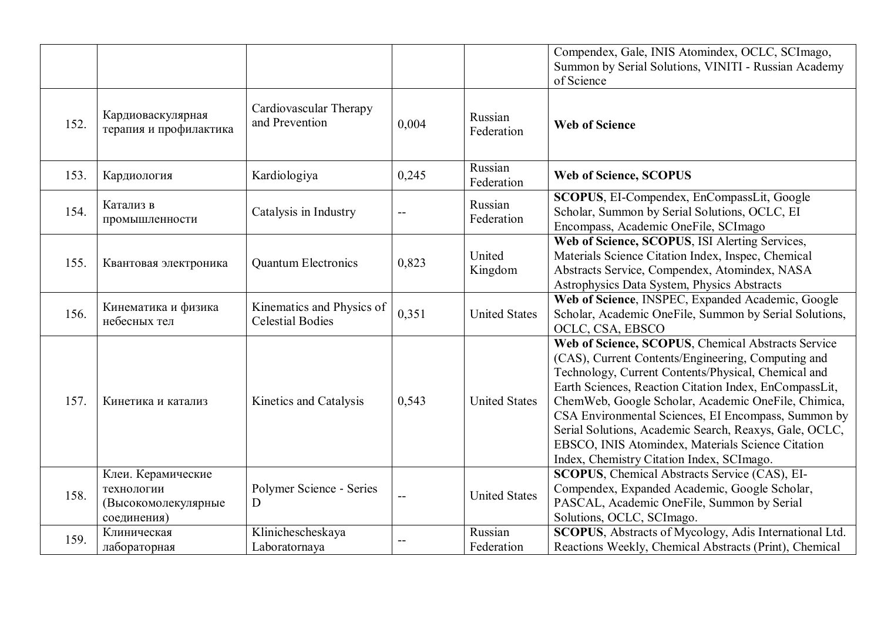| | | | | | |
|---|---|---|---|---|---|
| | | | | | Compendex, Gale, INIS Atomindex, OCLC, SCImago, Summon by Serial Solutions, VINITI - Russian Academy of Science |
| 152. | Кардиоваскулярная терапия и профилактика | Cardiovascular Therapy and Prevention | 0,004 | Russian Federation | **Web of Science** |
| 153. | Кардиология | Kardiologiya | 0,245 | Russian Federation | **Web of Science, SCOPUS** |
| 154. | Катализ в промышленности | Catalysis in Industry | -- | Russian Federation | **SCOPUS**, EI-Compendex, EnCompassLit, Google Scholar, Summon by Serial Solutions, OCLC, EI Encompass, Academic OneFile, SCImago |
| 155. | Квантовая электроника | Quantum Electronics | 0,823 | United Kingdom | **Web of Science, SCOPUS**, ISI Alerting Services, Materials Science Citation Index, Inspec, Chemical Abstracts Service, Compendex, Atomindex, NASA Astrophysics Data System, Physics Abstracts |
| 156. | Кинематика и физика небесных тел | Kinematics and Physics of Celestial Bodies | 0,351 | United States | **Web of Science**, INSPEC, Expanded Academic, Google Scholar, Academic OneFile, Summon by Serial Solutions, OCLC, CSA, EBSCO |
| 157. | Кинетика и катализ | Kinetics and Catalysis | 0,543 | United States | **Web of Science, SCOPUS**, Chemical Abstracts Service (CAS), Current Contents/Engineering, Computing and Technology, Current Contents/Physical, Chemical and Earth Sciences, Reaction Citation Index, EnCompassLit, ChemWeb, Google Scholar, Academic OneFile, Chimica, CSA Environmental Sciences, EI Encompass, Summon by Serial Solutions, Academic Search, Reaxys, Gale, OCLC, EBSCO, INIS Atomindex, Materials Science Citation Index, Chemistry Citation Index, SCImago. |
| 158. | Клеи. Керамические технологии (Высокомолекулярные соединения) | Polymer Science - Series D | -- | United States | **SCOPUS**, Chemical Abstracts Service (CAS), EI-Compendex, Expanded Academic, Google Scholar, PASCAL, Academic OneFile, Summon by Serial Solutions, OCLC, SCImago. |
| 159. | Клиническая лабораторная | Klinicheschеskaya Laboratornaya | -- | Russian Federation | **SCOPUS**, Abstracts of Mycology, Adis International Ltd. Reactions Weekly, Chemical Abstracts (Print), Chemical |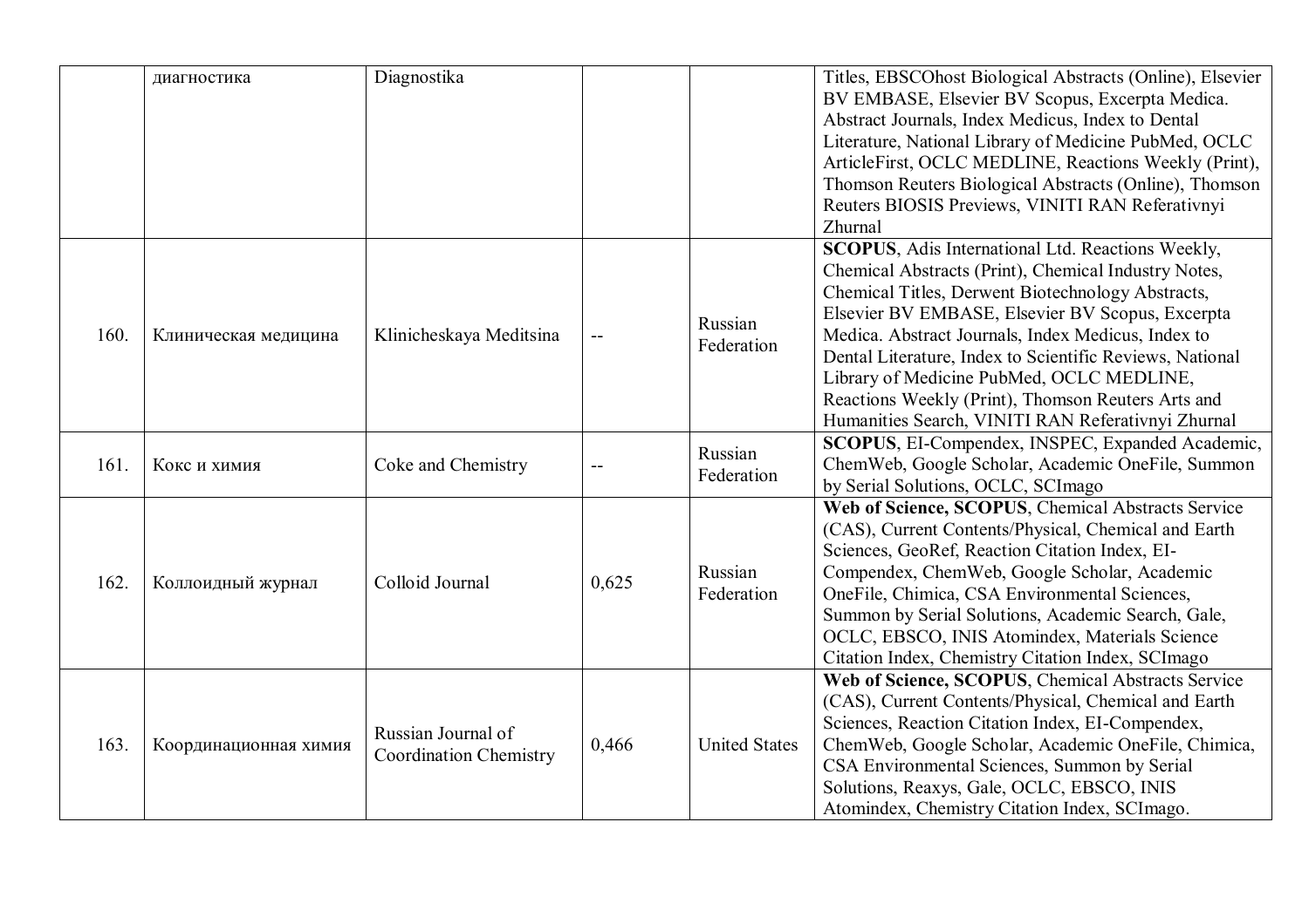|  | диагностика | Diagnostika |  |  | Titles, EBSCOhost Biological Abstracts (Online), Elsevier BV EMBASE, Elsevier BV Scopus, Excerpta Medica. Abstract Journals, Index Medicus, Index to Dental Literature, National Library of Medicine PubMed, OCLC ArticleFirst, OCLC MEDLINE, Reactions Weekly (Print), Thomson Reuters Biological Abstracts (Online), Thomson Reuters BIOSIS Previews, VINITI RAN Referativnyi Zhurnal |
|---|---|---|---|---|---|
| 160. | Клиническая медицина | Klinicheskaya Meditsina | -- | Russian Federation | **SCOPUS**, Adis International Ltd. Reactions Weekly, Chemical Abstracts (Print), Chemical Industry Notes, Chemical Titles, Derwent Biotechnology Abstracts, Elsevier BV EMBASE, Elsevier BV Scopus, Excerpta Medica. Abstract Journals, Index Medicus, Index to Dental Literature, Index to Scientific Reviews, National Library of Medicine PubMed, OCLC MEDLINE, Reactions Weekly (Print), Thomson Reuters Arts and Humanities Search, VINITI RAN Referativnyi Zhurnal |
| 161. | Кокс и химия | Coke and Chemistry | -- | Russian Federation | **SCOPUS**, EI-Compendex, INSPEC, Expanded Academic, ChemWeb, Google Scholar, Academic OneFile, Summon by Serial Solutions, OCLC, SCImago |
| 162. | Коллоидный журнал | Colloid Journal | 0,625 | Russian Federation | **Web of Science, SCOPUS**, Chemical Abstracts Service (CAS), Current Contents/Physical, Chemical and Earth Sciences, GeoRef, Reaction Citation Index, EI-Compendex, ChemWeb, Google Scholar, Academic OneFile, Chimica, CSA Environmental Sciences, Summon by Serial Solutions, Academic Search, Gale, OCLC, EBSCO, INIS Atomindex, Materials Science Citation Index, Chemistry Citation Index, SCImago |
| 163. | Координационная химия | Russian Journal of Coordination Chemistry | 0,466 | United States | **Web of Science, SCOPUS**, Chemical Abstracts Service (CAS), Current Contents/Physical, Chemical and Earth Sciences, Reaction Citation Index, EI-Compendex, ChemWeb, Google Scholar, Academic OneFile, Chimica, CSA Environmental Sciences, Summon by Serial Solutions, Reaxys, Gale, OCLC, EBSCO, INIS Atomindex, Chemistry Citation Index, SCImago. |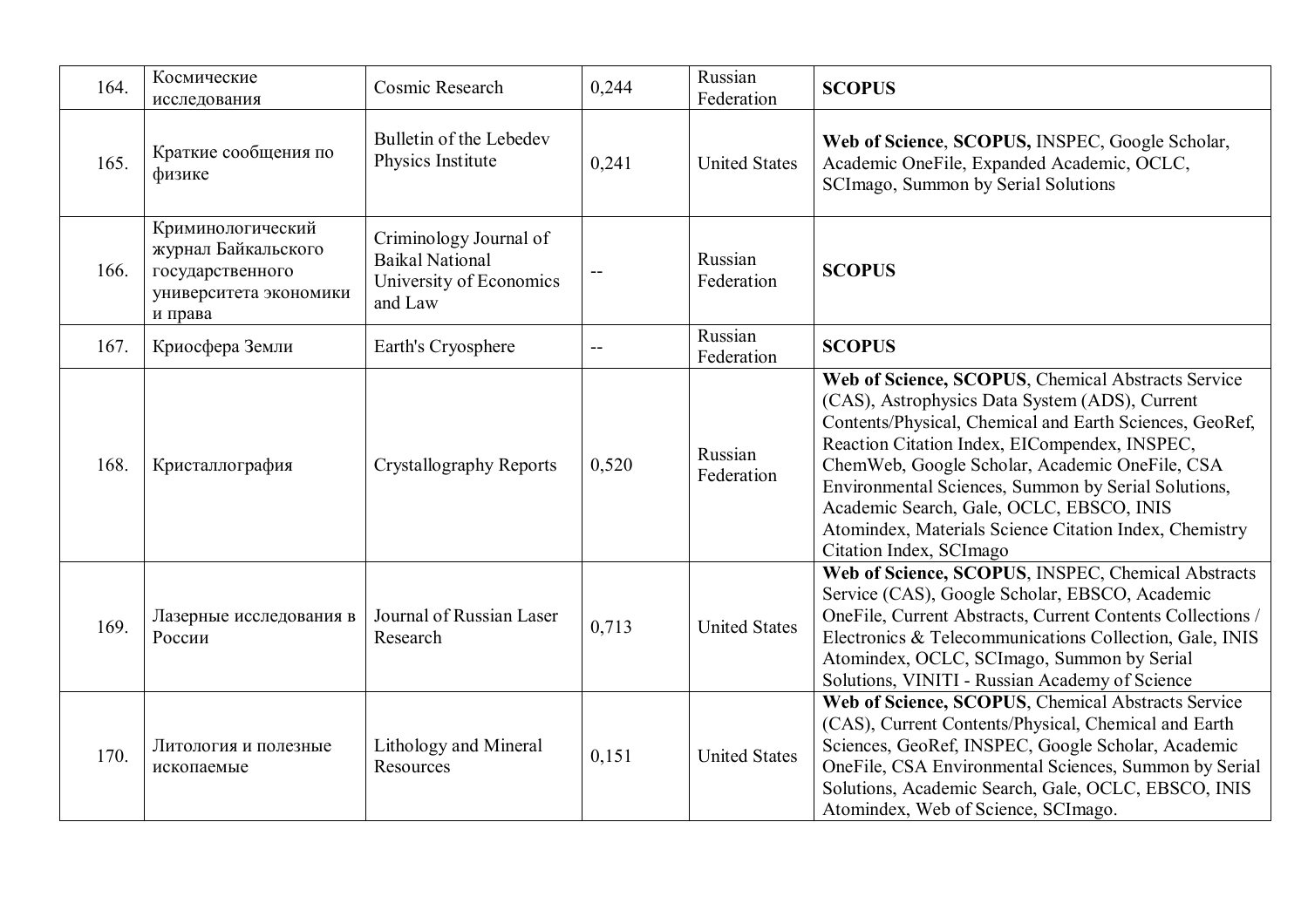| 164. | Космические исследования | Cosmic Research | 0,244 | Russian Federation | **SCOPUS** |
|---|---|---|---|---|---|
| 165. | Краткие сообщения по физике | Bulletin of the Lebedev Physics Institute | 0,241 | United States | **Web of Science**, **SCOPUS,** INSPEC, Google Scholar, Academic OneFile, Expanded Academic, OCLC, SCImago, Summon by Serial Solutions |
| 166. | Криминологический журнал Байкальского государственного университета экономики и права | Criminology Journal of Baikal National University of Economics and Law | -- | Russian Federation | **SCOPUS** |
| 167. | Криосфера Земли | Earth's Cryosphere | -- | Russian Federation | **SCOPUS** |
| 168. | Кристаллография | Crystallography Reports | 0,520 | Russian Federation | **Web of Science, SCOPUS**, Chemical Abstracts Service (CAS), Astrophysics Data System (ADS), Current Contents/Physical, Chemical and Earth Sciences, GeoRef, Reaction Citation Index, EICompendex, INSPEC, ChemWeb, Google Scholar, Academic OneFile, CSA Environmental Sciences, Summon by Serial Solutions, Academic Search, Gale, OCLC, EBSCO, INIS Atomindex, Materials Science Citation Index, Chemistry Citation Index, SCImago |
| 169. | Лазерные исследования в России | Journal of Russian Laser Research | 0,713 | United States | **Web of Science, SCOPUS**, INSPEC, Chemical Abstracts Service (CAS), Google Scholar, EBSCO, Academic OneFile, Current Abstracts, Current Contents Collections / Electronics & Telecommunications Collection, Gale, INIS Atomindex, OCLC, SCImago, Summon by Serial Solutions, VINITI - Russian Academy of Science |
| 170. | Литология и полезные ископаемые | Lithology and Mineral Resources | 0,151 | United States | **Web of Science, SCOPUS**, Chemical Abstracts Service (CAS), Current Contents/Physical, Chemical and Earth Sciences, GeoRef, INSPEC, Google Scholar, Academic OneFile, CSA Environmental Sciences, Summon by Serial Solutions, Academic Search, Gale, OCLC, EBSCO, INIS Atomindex, Web of Science, SCImago. |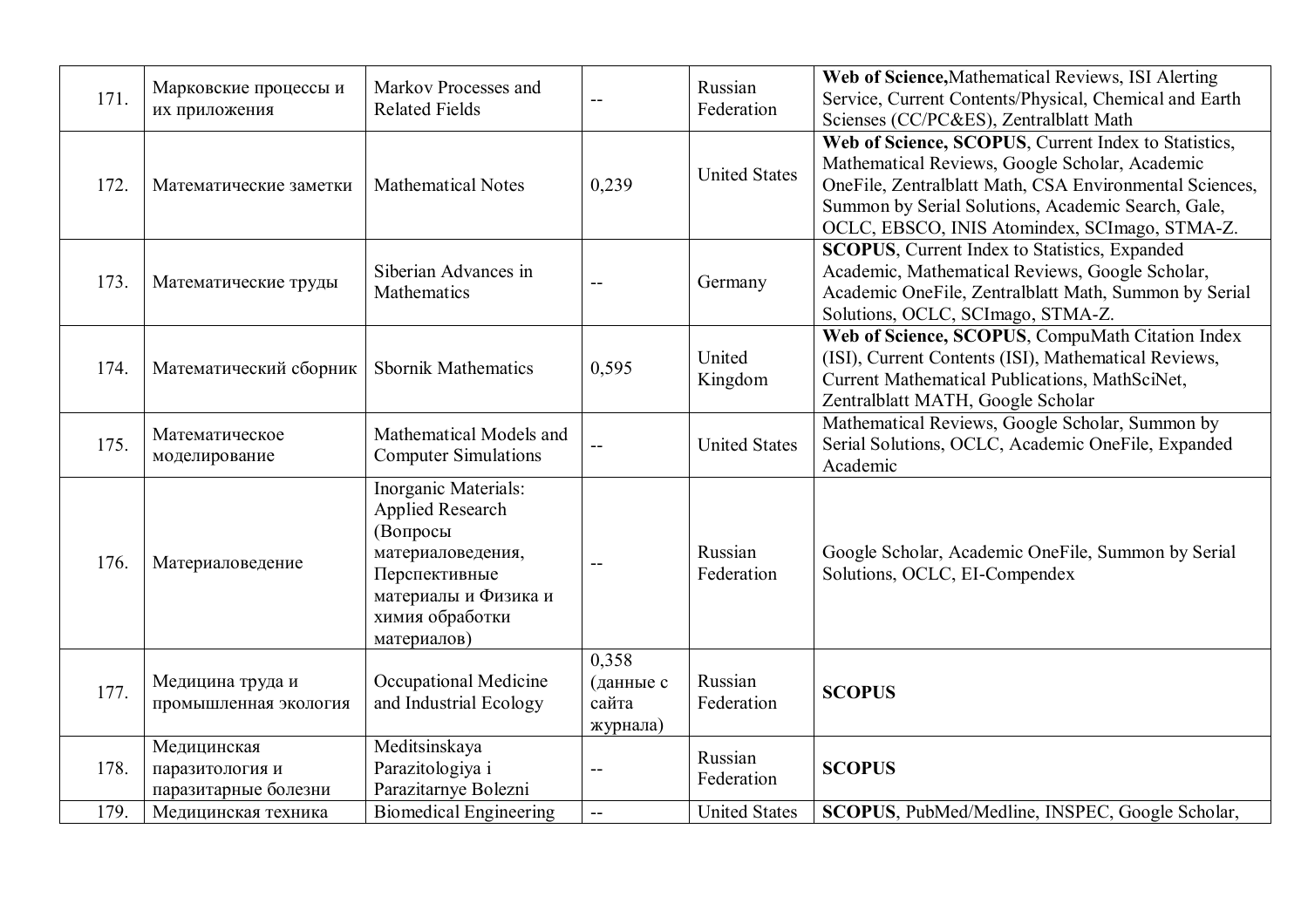| 171. | Марковские процессы и их приложения | Markov Processes and Related Fields | -- | Russian Federation | **Web of Science,** Mathematical Reviews, ISI Alerting Service, Current Contents/Physical, Chemical and Earth Sciences (CC/PC&ES), Zentralblatt Math |
|---|---|---|---|---|---|
| 172. | Математические заметки | Mathematical Notes | 0,239 | United States | **Web of Science, SCOPUS**, Current Index to Statistics, Mathematical Reviews, Google Scholar, Academic OneFile, Zentralblatt Math, CSA Environmental Sciences, Summon by Serial Solutions, Academic Search, Gale, OCLC, EBSCO, INIS Atomindex, SCImago, STMA-Z. |
| 173. | Математические труды | Siberian Advances in Mathematics | -- | Germany | **SCOPUS**, Current Index to Statistics, Expanded Academic, Mathematical Reviews, Google Scholar, Academic OneFile, Zentralblatt Math, Summon by Serial Solutions, OCLC, SCImago, STMA-Z. |
| 174. | Математический сборник | Sbornik Mathematics | 0,595 | United Kingdom | **Web of Science, SCOPUS**, CompuMath Citation Index (ISI), Current Contents (ISI), Mathematical Reviews, Current Mathematical Publications, MathSciNet, Zentralblatt MATH, Google Scholar |
| 175. | Математическое моделирование | Mathematical Models and Computer Simulations | -- | United States | Mathematical Reviews, Google Scholar, Summon by Serial Solutions, OCLC, Academic OneFile, Expanded Academic |
| 176. | Материаловедение | Inorganic Materials: Applied Research (Вопросы материаловедения, Перспективные материалы и Физика и химия обработки материалов) | -- | Russian Federation | Google Scholar, Academic OneFile, Summon by Serial Solutions, OCLC, EI-Compendex |
| 177. | Медицина труда и промышленная экология | Occupational Medicine and Industrial Ecology | 0,358 (данные с сайта журнала) | Russian Federation | **SCOPUS** |
| 178. | Медицинская паразитология и паразитарные болезни | Meditsinskaya Parazitologiya i Parazitarnye Bolezni | -- | Russian Federation | **SCOPUS** |
| 179. | Медицинская техника | Biomedical Engineering | -- | United States | **SCOPUS**, PubMed/Medline, INSPEC, Google Scholar, |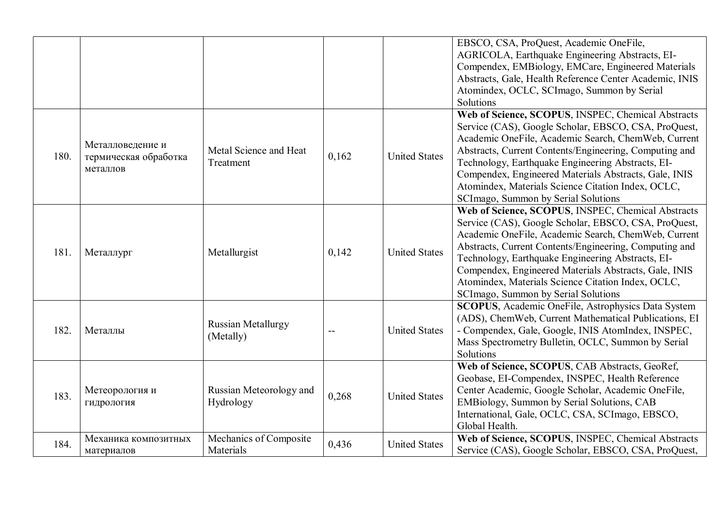| | | | | | |
|---|---|---|---|---|---|
| | | | | | EBSCO, CSA, ProQuest, Academic OneFile, AGRICOLA, Earthquake Engineering Abstracts, EI-Compendex, EMBiology, EMCare, Engineered Materials Abstracts, Gale, Health Reference Center Academic, INIS Atomindex, OCLC, SCImago, Summon by Serial Solutions |
| 180. | Металловедение и термическая обработка металлов | Metal Science and Heat Treatment | 0,162 | United States | **Web of Science, SCOPUS**, INSPEC, Chemical Abstracts Service (CAS), Google Scholar, EBSCO, CSA, ProQuest, Academic OneFile, Academic Search, ChemWeb, Current Abstracts, Current Contents/Engineering, Computing and Technology, Earthquake Engineering Abstracts, EI-Compendex, Engineered Materials Abstracts, Gale, INIS Atomindex, Materials Science Citation Index, OCLC, SCImago, Summon by Serial Solutions |
| 181. | Металлург | Metallurgist | 0,142 | United States | **Web of Science, SCOPUS**, INSPEC, Chemical Abstracts Service (CAS), Google Scholar, EBSCO, CSA, ProQuest, Academic OneFile, Academic Search, ChemWeb, Current Abstracts, Current Contents/Engineering, Computing and Technology, Earthquake Engineering Abstracts, EI-Compendex, Engineered Materials Abstracts, Gale, INIS Atomindex, Materials Science Citation Index, OCLC, SCImago, Summon by Serial Solutions |
| 182. | Металлы | Russian Metallurgy (Metally) | -- | United States | **SCOPUS**, Academic OneFile, Astrophysics Data System (ADS), ChemWeb, Current Mathematical Publications, EI - Compendex, Gale, Google, INIS AtomIndex, INSPEC, Mass Spectrometry Bulletin, OCLC, Summon by Serial Solutions |
| 183. | Метеорология и гидрология | Russian Meteorology and Hydrology | 0,268 | United States | **Web of Science, SCOPUS**, CAB Abstracts, GeoRef, Geobase, EI-Compendex, INSPEC, Health Reference Center Academic, Google Scholar, Academic OneFile, EMBiology, Summon by Serial Solutions, CAB International, Gale, OCLC, CSA, SCImago, EBSCO, Global Health. |
| 184. | Механика композитных материалов | Mechanics of Composite Materials | 0,436 | United States | **Web of Science, SCOPUS**, INSPEC, Chemical Abstracts Service (CAS), Google Scholar, EBSCO, CSA, ProQuest, |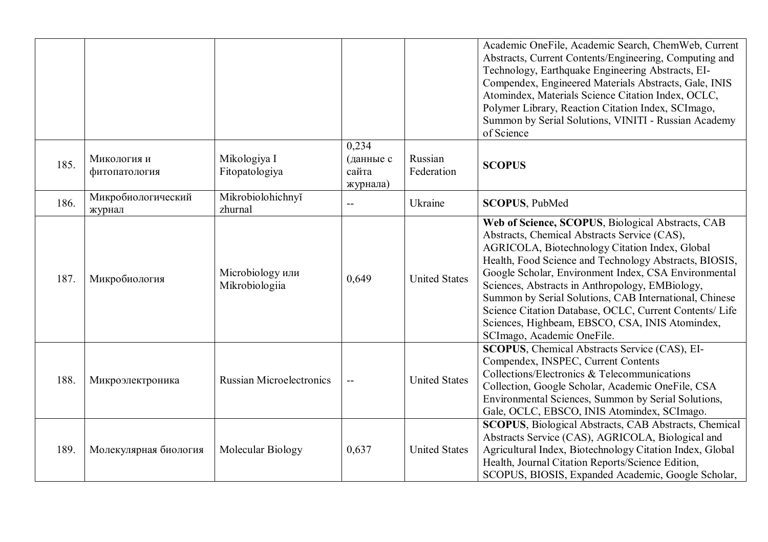| | | | | | |
|---|---|---|---|---|---|
| | | | | | Academic OneFile, Academic Search, ChemWeb, Current Abstracts, Current Contents/Engineering, Computing and Technology, Earthquake Engineering Abstracts, EI-Compendex, Engineered Materials Abstracts, Gale, INIS Atomindex, Materials Science Citation Index, OCLC, Polymer Library, Reaction Citation Index, SCImago, Summon by Serial Solutions, VINITI - Russian Academy of Science |
| 185. | Микология и фитопатология | Mikologiya I Fitopatologiya | 0,234 (данные с сайта журнала) | Russian Federation | **SCOPUS** |
| 186. | Микробиологический журнал | Mikrobiolohichnyĭ zhurnal | -- | Ukraine | **SCOPUS**, PubMed |
| 187. | Микробиология | Microbiology или Mikrobiologiia | 0,649 | United States | **Web of Science, SCOPUS**, Biological Abstracts, CAB Abstracts, Chemical Abstracts Service (CAS), AGRICOLA, Biotechnology Citation Index, Global Health, Food Science and Technology Abstracts, BIOSIS, Google Scholar, Environment Index, CSA Environmental Sciences, Abstracts in Anthropology, EMBiology, Summon by Serial Solutions, CAB International, Chinese Science Citation Database, OCLC, Current Contents/ Life Sciences, Highbeam, EBSCO, CSA, INIS Atomindex, SCImago, Academic OneFile. |
| 188. | Микроэлектроника | Russian Microelectronics | -- | United States | **SCOPUS**, Chemical Abstracts Service (CAS), EI-Compendex, INSPEC, Current Contents Collections/Electronics & Telecommunications Collection, Google Scholar, Academic OneFile, CSA Environmental Sciences, Summon by Serial Solutions, Gale, OCLC, EBSCO, INIS Atomindex, SCImago. |
| 189. | Молекулярная биология | Molecular Biology | 0,637 | United States | **SCOPUS**, Biological Abstracts, CAB Abstracts, Chemical Abstracts Service (CAS), AGRICOLA, Biological and Agricultural Index, Biotechnology Citation Index, Global Health, Journal Citation Reports/Science Edition, SCOPUS, BIOSIS, Expanded Academic, Google Scholar, |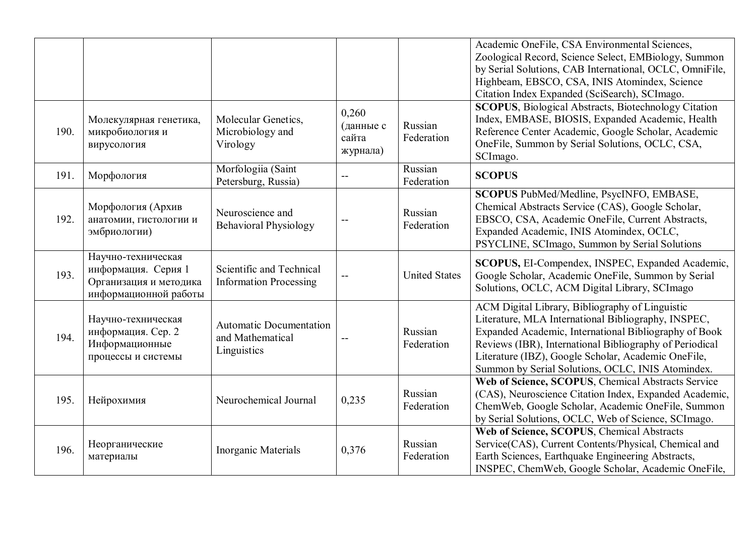| | | | | | |
|---|---|---|---|---|---|
| | | | | | Academic OneFile, CSA Environmental Sciences, Zoological Record, Science Select, EMBiology, Summon by Serial Solutions, CAB International, OCLC, OmniFile, Highbeam, EBSCO, CSA, INIS Atomindex, Science Citation Index Expanded (SciSearch), SCImago. |
| 190. | Молекулярная генетика, микробиология и вирусология | Molecular Genetics, Microbiology and Virology | 0,260 (данные с сайта журнала) | Russian Federation | **SCOPUS**, Biological Abstracts, Biotechnology Citation Index, EMBASE, BIOSIS, Expanded Academic, Health Reference Center Academic, Google Scholar, Academic OneFile, Summon by Serial Solutions, OCLC, CSA, SCImago. |
| 191. | Морфология | Morfologiia (Saint Petersburg, Russia) | -- | Russian Federation | **SCOPUS** |
| 192. | Морфология (Архив анатомии, гистологии и эмбриологии) | Neuroscience and Behavioral Physiology | -- | Russian Federation | **SCOPUS** PubMed/Medline, PsycINFO, EMBASE, Chemical Abstracts Service (CAS), Google Scholar, EBSCO, CSA, Academic OneFile, Current Abstracts, Expanded Academic, INIS Atomindex, OCLC, PSYCLINE, SCImago, Summon by Serial Solutions |
| 193. | Научно-техническая информация. Серия 1 Организация и методика информационной работы | Scientific and Technical Information Processing | -- | United States | **SCOPUS,** EI-Compendex, INSPEC, Expanded Academic, Google Scholar, Academic OneFile, Summon by Serial Solutions, OCLC, ACM Digital Library, SCImago |
| 194. | Научно-техническая информация. Сер. 2 Информационные процессы и системы | Automatic Documentation and Mathematical Linguistics | -- | Russian Federation | ACM Digital Library, Bibliography of Linguistic Literature, MLA International Bibliography, INSPEC, Expanded Academic, International Bibliography of Book Reviews (IBR), International Bibliography of Periodical Literature (IBZ), Google Scholar, Academic OneFile, Summon by Serial Solutions, OCLC, INIS Atomindex. |
| 195. | Нейрохимия | Neurochemical Journal | 0,235 | Russian Federation | **Web of Science, SCOPUS**, Chemical Abstracts Service (CAS), Neuroscience Citation Index, Expanded Academic, ChemWeb, Google Scholar, Academic OneFile, Summon by Serial Solutions, OCLC, Web of Science, SCImago. |
| 196. | Неорганические материалы | Inorganic Materials | 0,376 | Russian Federation | **Web of Science, SCOPUS**, Chemical Abstracts Service(CAS), Current Contents/Physical, Chemical and Earth Sciences, Earthquake Engineering Abstracts, INSPEC, ChemWeb, Google Scholar, Academic OneFile, |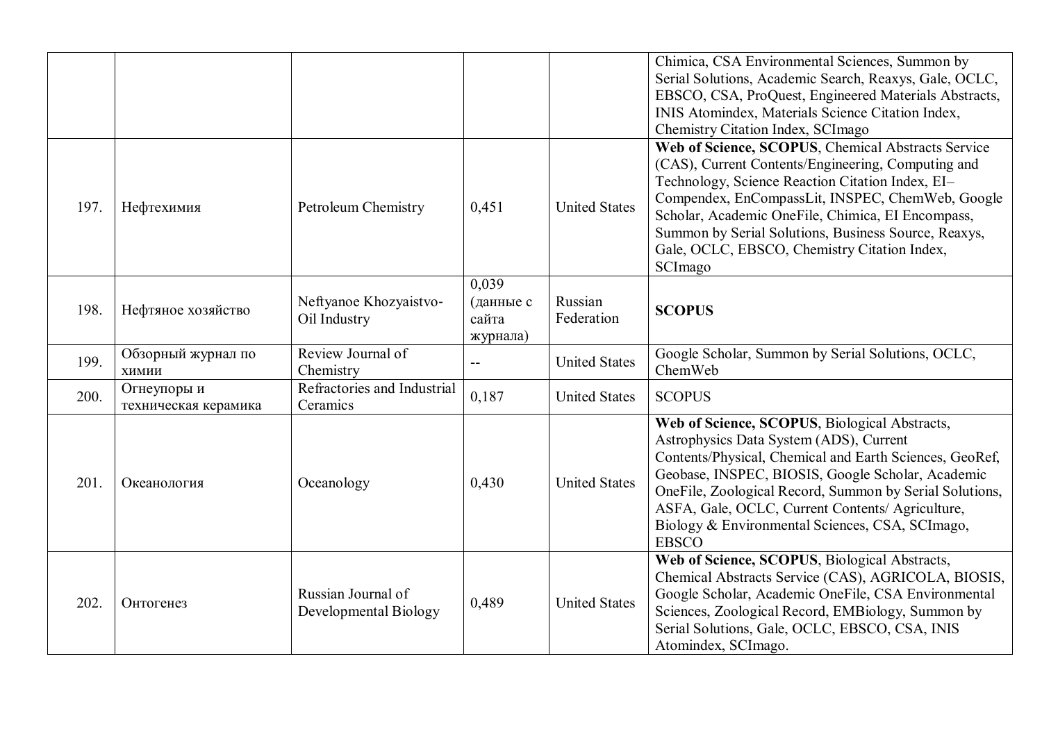| | | | | | |
|---|---|---|---|---|---|
| | | | | | Chimica, CSA Environmental Sciences, Summon by Serial Solutions, Academic Search, Reaxys, Gale, OCLC, EBSCO, CSA, ProQuest, Engineered Materials Abstracts, INIS Atomindex, Materials Science Citation Index, Chemistry Citation Index, SCImago |
| 197. | Нефтехимия | Petroleum Chemistry | 0,451 | United States | **Web of Science, SCOPUS**, Chemical Abstracts Service (CAS), Current Contents/Engineering, Computing and Technology, Science Reaction Citation Index, EI–Compendex, EnCompassLit, INSPEC, ChemWeb, Google Scholar, Academic OneFile, Chimica, EI Encompass, Summon by Serial Solutions, Business Source, Reaxys, Gale, OCLC, EBSCO, Chemistry Citation Index, SCImago |
| 198. | Нефтяное хозяйство | Neftyanoe Khozyaistvo-Oil Industry | 0,039 (данные с сайта журнала) | Russian Federation | **SCOPUS** |
| 199. | Обзорный журнал по химии | Review Journal of Chemistry | -- | United States | Google Scholar, Summon by Serial Solutions, OCLC, ChemWeb |
| 200. | Огнеупоры и техническая керамика | Refractories and Industrial Ceramics | 0,187 | United States | SCOPUS |
| 201. | Океанология | Oceanology | 0,430 | United States | **Web of Science, SCOPUS**, Biological Abstracts, Astrophysics Data System (ADS), Current Contents/Physical, Chemical and Earth Sciences, GeoRef, Geobase, INSPEC, BIOSIS, Google Scholar, Academic OneFile, Zoological Record, Summon by Serial Solutions, ASFA, Gale, OCLC, Current Contents/ Agriculture, Biology & Environmental Sciences, CSA, SCImago, EBSCO |
| 202. | Онтогенез | Russian Journal of Developmental Biology | 0,489 | United States | **Web of Science, SCOPUS**, Biological Abstracts, Chemical Abstracts Service (CAS), AGRICOLA, BIOSIS, Google Scholar, Academic OneFile, CSA Environmental Sciences, Zoological Record, EMBiology, Summon by Serial Solutions, Gale, OCLC, EBSCO, CSA, INIS Atomindex, SCImago. |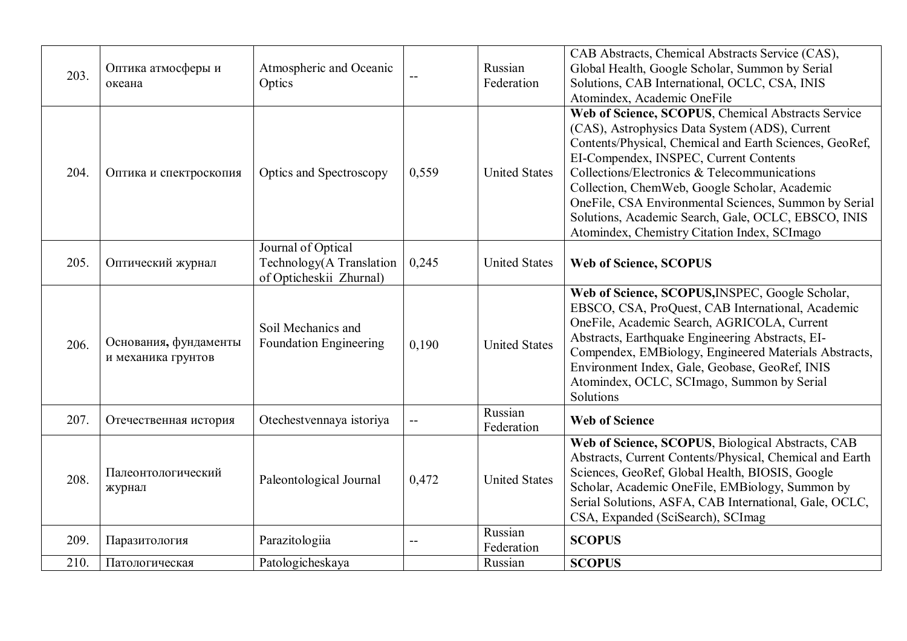| 203. | Оптика атмосферы и океана | Atmospheric and Oceanic Optics | -- | Russian Federation | CAB Abstracts, Chemical Abstracts Service (CAS), Global Health, Google Scholar, Summon by Serial Solutions, CAB International, OCLC, CSA, INIS Atomindex, Academic OneFile |
|---|---|---|---|---|---|
| 204. | Оптика и спектроскопия | Optics and Spectroscopy | 0,559 | United States | **Web of Science, SCOPUS**, Chemical Abstracts Service (CAS), Astrophysics Data System (ADS), Current Contents/Physical, Chemical and Earth Sciences, GeoRef, EI-Compendex, INSPEC, Current Contents Collections/Electronics & Telecommunications Collection, ChemWeb, Google Scholar, Academic OneFile, CSA Environmental Sciences, Summon by Serial Solutions, Academic Search, Gale, OCLC, EBSCO, INIS Atomindex, Chemistry Citation Index, SCImago |
| 205. | Оптический журнал | Journal of Optical Technology(A Translation of Opticheskii Zhurnal) | 0,245 | United States | **Web of Science, SCOPUS** |
| 206. | Основания**,** фундаменты и механика грунтов | Soil Mechanics and Foundation Engineering | 0,190 | United States | **Web of Science, SCOPUS,**INSPEC, Google Scholar, EBSCO, CSA, ProQuest, CAB International, Academic OneFile, Academic Search, AGRICOLA, Current Abstracts, Earthquake Engineering Abstracts, EI-Compendex, EMBiology, Engineered Materials Abstracts, Environment Index, Gale, Geobase, GeoRef, INIS Atomindex, OCLC, SCImago, Summon by Serial Solutions |
| 207. | Отечественная история | Otechestvennaya istoriya | -- | Russian Federation | **Web of Science** |
| 208. | Палеонтологический журнал | Paleontological Journal | 0,472 | United States | **Web of Science, SCOPUS**, Biological Abstracts, CAB Abstracts, Current Contents/Physical, Chemical and Earth Sciences, GeoRef, Global Health, BIOSIS, Google Scholar, Academic OneFile, EMBiology, Summon by Serial Solutions, ASFA, CAB International, Gale, OCLC, CSA, Expanded (SciSearch), SCImag |
| 209. | Паразитология | Parazitologiia | -- | Russian Federation | **SCOPUS** |
| 210. | Патологическая | Patologicheskaya | | Russian | **SCOPUS** |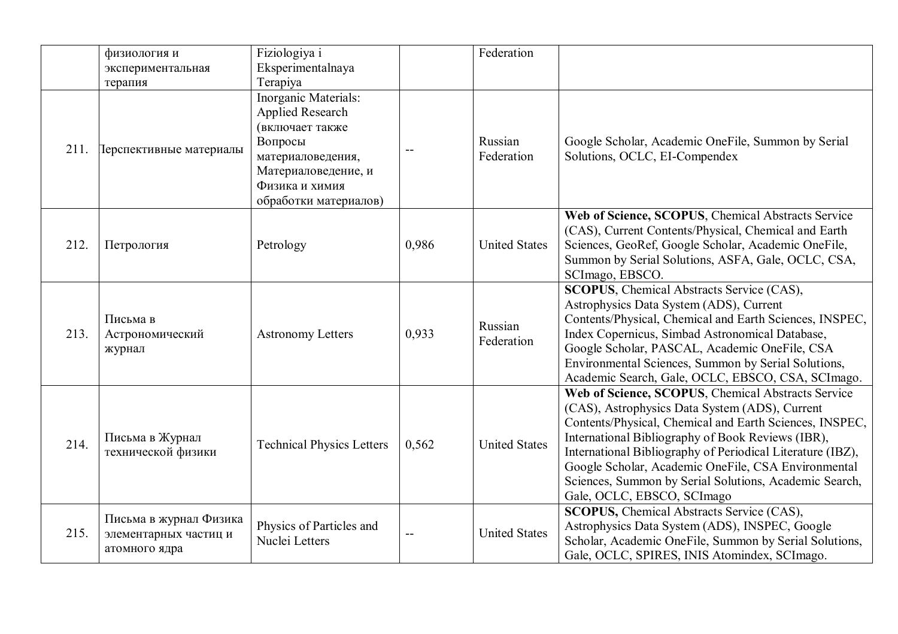| | | | | | |
|---|---|---|---|---|---|
| | физиология и экспериментальная терапия | Fiziologiya i Eksperimentalnaya Terapiya | | Federation | |
| 211. | Перспективные материалы | Inorganic Materials: Applied Research (включает также Вопросы материаловедения, Материаловедение, и Физика и химия обработки материалов) | -- | Russian Federation | Google Scholar, Academic OneFile, Summon by Serial Solutions, OCLC, EI-Compendex |
| 212. | Петрология | Petrology | 0,986 | United States | **Web of Science, SCOPUS**, Chemical Abstracts Service (CAS), Current Contents/Physical, Chemical and Earth Sciences, GeoRef, Google Scholar, Academic OneFile, Summon by Serial Solutions, ASFA, Gale, OCLC, CSA, SCImago, EBSCO. |
| 213. | Письма в Астрономический журнал | Astronomy Letters | 0,933 | Russian Federation | **SCOPUS**, Chemical Abstracts Service (CAS), Astrophysics Data System (ADS), Current Contents/Physical, Chemical and Earth Sciences, INSPEC, Index Copernicus, Simbad Astronomical Database, Google Scholar, PASCAL, Academic OneFile, CSA Environmental Sciences, Summon by Serial Solutions, Academic Search, Gale, OCLC, EBSCO, CSA, SCImago. |
| 214. | Письма в Журнал технической физики | Technical Physics Letters | 0,562 | United States | **Web of Science, SCOPUS**, Chemical Abstracts Service (CAS), Astrophysics Data System (ADS), Current Contents/Physical, Chemical and Earth Sciences, INSPEC, International Bibliography of Book Reviews (IBR), International Bibliography of Periodical Literature (IBZ), Google Scholar, Academic OneFile, CSA Environmental Sciences, Summon by Serial Solutions, Academic Search, Gale, OCLC, EBSCO, SCImago |
| 215. | Письма в журнал Физика элементарных частиц и атомного ядра | Physics of Particles and Nuclei Letters | -- | United States | **SCOPUS,** Chemical Abstracts Service (CAS), Astrophysics Data System (ADS), INSPEC, Google Scholar, Academic OneFile, Summon by Serial Solutions, Gale, OCLC, SPIRES, INIS Atomindex, SCImago. |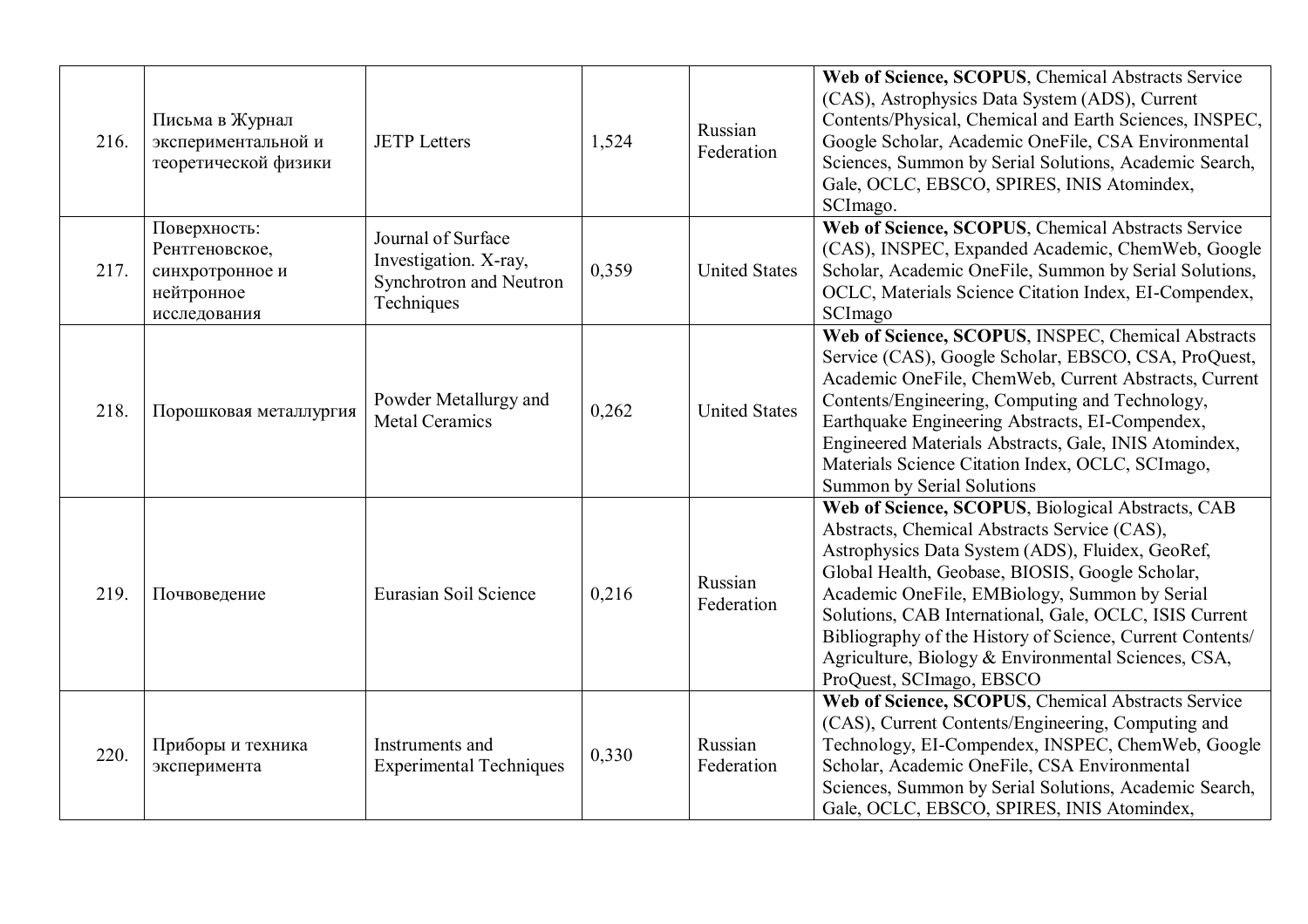| | | | | | |
|---|---|---|---|---|---|
| 216. | Письма в Журнал экспериментальной и теоретической физики | JETP Letters | 1,524 | Russian Federation | **Web of Science, SCOPUS**, Chemical Abstracts Service (CAS), Astrophysics Data System (ADS), Current Contents/Physical, Chemical and Earth Sciences, INSPEC, Google Scholar, Academic OneFile, CSA Environmental Sciences, Summon by Serial Solutions, Academic Search, Gale, OCLC, EBSCO, SPIRES, INIS Atomindex, SCImago. |
| 217. | Поверхность: Рентгеновское, синхротронное и нейтронное исследования | Journal of Surface Investigation. X-ray, Synchrotron and Neutron Techniques | 0,359 | United States | **Web of Science, SCOPUS**, Chemical Abstracts Service (CAS), INSPEC, Expanded Academic, ChemWeb, Google Scholar, Academic OneFile, Summon by Serial Solutions, OCLC, Materials Science Citation Index, EI-Compendex, SCImago |
| 218. | Порошковая металлургия | Powder Metallurgy and Metal Ceramics | 0,262 | United States | **Web of Science, SCOPUS**, INSPEC, Chemical Abstracts Service (CAS), Google Scholar, EBSCO, CSA, ProQuest, Academic OneFile, ChemWeb, Current Abstracts, Current Contents/Engineering, Computing and Technology, Earthquake Engineering Abstracts, EI-Compendex, Engineered Materials Abstracts, Gale, INIS Atomindex, Materials Science Citation Index, OCLC, SCImago, Summon by Serial Solutions |
| 219. | Почвоведение | Eurasian Soil Science | 0,216 | Russian Federation | **Web of Science, SCOPUS**, Biological Abstracts, CAB Abstracts, Chemical Abstracts Service (CAS), Astrophysics Data System (ADS), Fluidex, GeoRef, Global Health, Geobase, BIOSIS, Google Scholar, Academic OneFile, EMBiology, Summon by Serial Solutions, CAB International, Gale, OCLC, ISIS Current Bibliography of the History of Science, Current Contents/ Agriculture, Biology & Environmental Sciences, CSA, ProQuest, SCImago, EBSCO |
| 220. | Приборы и техника эксперимента | Instruments and Experimental Techniques | 0,330 | Russian Federation | **Web of Science, SCOPUS**, Chemical Abstracts Service (CAS), Current Contents/Engineering, Computing and Technology, EI-Compendex, INSPEC, ChemWeb, Google Scholar, Academic OneFile, CSA Environmental Sciences, Summon by Serial Solutions, Academic Search, Gale, OCLC, EBSCO, SPIRES, INIS Atomindex, |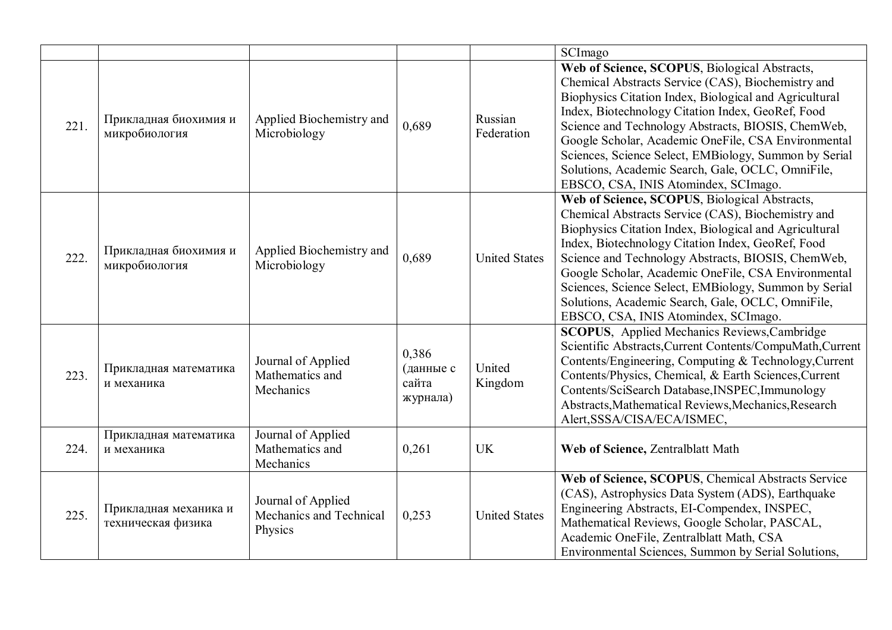| | | | | | |
|---|---|---|---|---|---|
| | | | | | SCImago |
| 221. | Прикладная биохимия и микробиология | Applied Biochemistry and Microbiology | 0,689 | Russian Federation | **Web of Science, SCOPUS**, Biological Abstracts, Chemical Abstracts Service (CAS), Biochemistry and Biophysics Citation Index, Biological and Agricultural Index, Biotechnology Citation Index, GeoRef, Food Science and Technology Abstracts, BIOSIS, ChemWeb, Google Scholar, Academic OneFile, CSA Environmental Sciences, Science Select, EMBiology, Summon by Serial Solutions, Academic Search, Gale, OCLC, OmniFile, EBSCO, CSA, INIS Atomindex, SCImago. |
| 222. | Прикладная биохимия и микробиология | Applied Biochemistry and Microbiology | 0,689 | United States | **Web of Science, SCOPUS**, Biological Abstracts, Chemical Abstracts Service (CAS), Biochemistry and Biophysics Citation Index, Biological and Agricultural Index, Biotechnology Citation Index, GeoRef, Food Science and Technology Abstracts, BIOSIS, ChemWeb, Google Scholar, Academic OneFile, CSA Environmental Sciences, Science Select, EMBiology, Summon by Serial Solutions, Academic Search, Gale, OCLC, OmniFile, EBSCO, CSA, INIS Atomindex, SCImago. |
| 223. | Прикладная математика и механика | Journal of Applied Mathematics and Mechanics | 0,386 (данные с сайта журнала) | United Kingdom | **SCOPUS**, Applied Mechanics Reviews,Cambridge Scientific Abstracts,Current Contents/CompuMath,Current Contents/Engineering, Computing & Technology,Current Contents/Physics, Chemical, & Earth Sciences,Current Contents/SciSearch Database,INSPEC,Immunology Abstracts,Mathematical Reviews,Mechanics,Research Alert,SSSA/CISA/ECA/ISMEC, |
| 224. | Прикладная математика и механика | Journal of Applied Mathematics and Mechanics | 0,261 | UK | **Web of Science,** Zentralblatt Math |
| 225. | Прикладная механика и техническая физика | Journal of Applied Mechanics and Technical Physics | 0,253 | United States | **Web of Science, SCOPUS**, Chemical Abstracts Service (CAS), Astrophysics Data System (ADS), Earthquake Engineering Abstracts, EI-Compendex, INSPEC, Mathematical Reviews, Google Scholar, PASCAL, Academic OneFile, Zentralblatt Math, CSA Environmental Sciences, Summon by Serial Solutions, |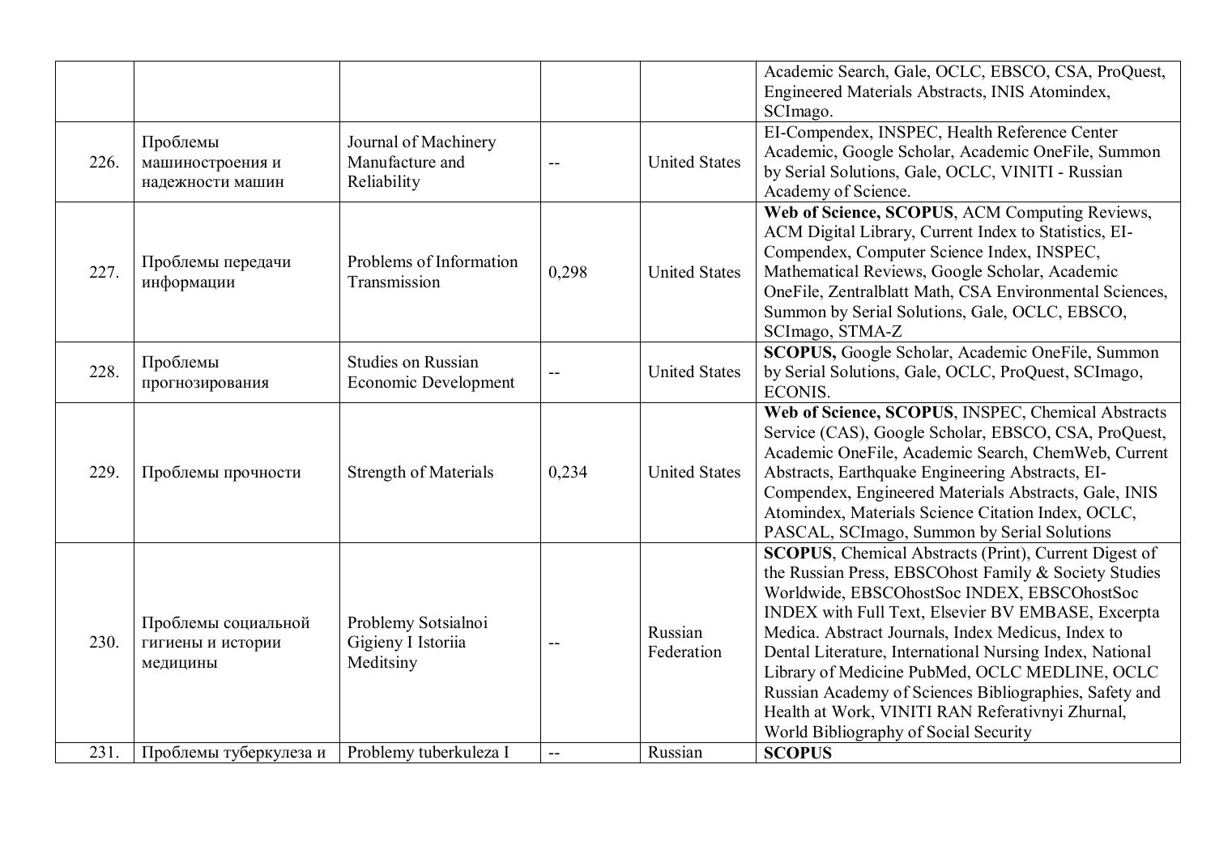|  |  |  |  |  | Academic Search, Gale, OCLC, EBSCO, CSA, ProQuest, Engineered Materials Abstracts, INIS Atomindex, SCImago. |
|---|---|---|---|---|---|
| 226. | Проблемы машиностроения и надежности машин | Journal of Machinery Manufacture and Reliability | -- | United States | EI-Compendex, INSPEC, Health Reference Center Academic, Google Scholar, Academic OneFile, Summon by Serial Solutions, Gale, OCLC, VINITI - Russian Academy of Science. |
| 227. | Проблемы передачи информации | Problems of Information Transmission | 0,298 | United States | **Web of Science, SCOPUS**, ACM Computing Reviews, ACM Digital Library, Current Index to Statistics, EI-Compendex, Computer Science Index, INSPEC, Mathematical Reviews, Google Scholar, Academic OneFile, Zentralblatt Math, CSA Environmental Sciences, Summon by Serial Solutions, Gale, OCLC, EBSCO, SCImago, STMA-Z |
| 228. | Проблемы прогнозирования | Studies on Russian Economic Development | -- | United States | **SCOPUS,** Google Scholar, Academic OneFile, Summon by Serial Solutions, Gale, OCLC, ProQuest, SCImago, ECONIS. |
| 229. | Проблемы прочности | Strength of Materials | 0,234 | United States | **Web of Science, SCOPUS**, INSPEC, Chemical Abstracts Service (CAS), Google Scholar, EBSCO, CSA, ProQuest, Academic OneFile, Academic Search, ChemWeb, Current Abstracts, Earthquake Engineering Abstracts, EI-Compendex, Engineered Materials Abstracts, Gale, INIS Atomindex, Materials Science Citation Index, OCLC, PASCAL, SCImago, Summon by Serial Solutions |
| 230. | Проблемы социальной гигиены и истории медицины | Problemy Sotsialnoi Gigieny I Istoriia Meditsiny | -- | Russian Federation | **SCOPUS**, Chemical Abstracts (Print), Current Digest of the Russian Press, EBSCOhost Family & Society Studies Worldwide, EBSCOhostSoc INDEX, EBSCOhostSoc INDEX with Full Text, Elsevier BV EMBASE, Excerpta Medica. Abstract Journals, Index Medicus, Index to Dental Literature, International Nursing Index, National Library of Medicine PubMed, OCLC MEDLINE, OCLC Russian Academy of Sciences Bibliographies, Safety and Health at Work, VINITI RAN Referativnyi Zhurnal, World Bibliography of Social Security |
| 231. | Проблемы туберкулеза и | Problemy tuberkuleza I | -- | Russian | **SCOPUS** |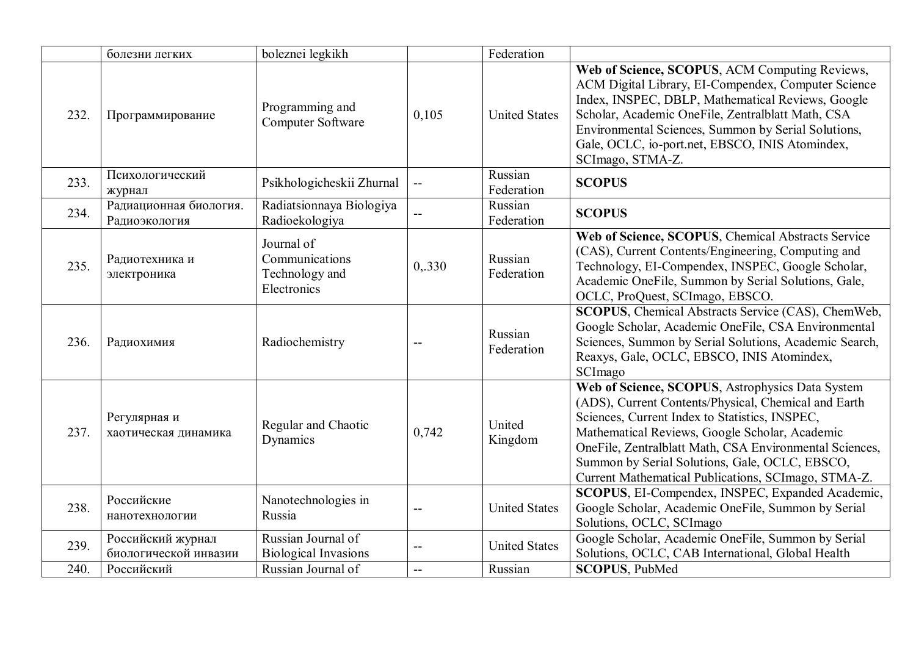|  | болезни легких | boleznei legkikh |  | Federation |  |
|---|---|---|---|---|---|
| 232. | Программирование | Programming and Computer Software | 0,105 | United States | **Web of Science, SCOPUS**, ACM Computing Reviews, ACM Digital Library, EI-Compendex, Computer Science Index, INSPEC, DBLP, Mathematical Reviews, Google Scholar, Academic OneFile, Zentralblatt Math, CSA Environmental Sciences, Summon by Serial Solutions, Gale, OCLC, io-port.net, EBSCO, INIS Atomindex, SCImago, STMA-Z. |
| 233. | Психологический журнал | Psikhologicheskii Zhurnal | -- | Russian Federation | **SCOPUS** |
| 234. | Радиационная биология. Радиоэкология | Radiatsionnaya Biologiya Radioekologiya | -- | Russian Federation | **SCOPUS** |
| 235. | Радиотехника и электроника | Journal of Communications Technology and Electronics | 0,.330 | Russian Federation | **Web of Science, SCOPUS**, Chemical Abstracts Service (CAS), Current Contents/Engineering, Computing and Technology, EI-Compendex, INSPEC, Google Scholar, Academic OneFile, Summon by Serial Solutions, Gale, OCLC, ProQuest, SCImago, EBSCO. |
| 236. | Радиохимия | Radiochemistry | -- | Russian Federation | **SCOPUS**, Chemical Abstracts Service (CAS), ChemWeb, Google Scholar, Academic OneFile, CSA Environmental Sciences, Summon by Serial Solutions, Academic Search, Reaxys, Gale, OCLC, EBSCO, INIS Atomindex, SCImago |
| 237. | Регулярная и хаотическая динамика | Regular and Chaotic Dynamics | 0,742 | United Kingdom | **Web of Science, SCOPUS**, Astrophysics Data System (ADS), Current Contents/Physical, Chemical and Earth Sciences, Current Index to Statistics, INSPEC, Mathematical Reviews, Google Scholar, Academic OneFile, Zentralblatt Math, CSA Environmental Sciences, Summon by Serial Solutions, Gale, OCLC, EBSCO, Current Mathematical Publications, SCImago, STMA-Z. |
| 238. | Российские нанотехнологии | Nanotechnologies in Russia | -- | United States | **SCOPUS**, EI-Compendex, INSPEC, Expanded Academic, Google Scholar, Academic OneFile, Summon by Serial Solutions, OCLC, SCImago |
| 239. | Российский журнал биологической инвазии | Russian Journal of Biological Invasions | -- | United States | Google Scholar, Academic OneFile, Summon by Serial Solutions, OCLC, CAB International, Global Health |
| 240. | Российский | Russian Journal of | -- | Russian | **SCOPUS**, PubMed |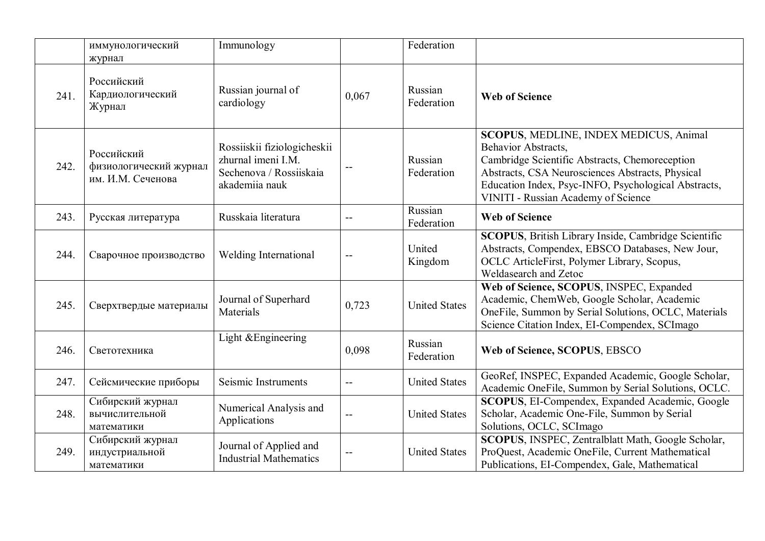|  | иммунологический журнал | Immunology |  | Federation |  |
|---|---|---|---|---|---|
| 241. | Российский Кардиологический Журнал | Russian journal of cardiology | 0,067 | Russian Federation | **Web of Science** |
| 242. | Российский физиологический журнал им. И.М. Сеченова | Rossiiskii fiziologicheskii zhurnal imeni I.M. Sechenova / Rossiiskaia akademiia nauk | -- | Russian Federation | **SCOPUS**, MEDLINE, INDEX MEDICUS, Animal Behavior Abstracts, Cambridge Scientific Abstracts, Chemoreception Abstracts, CSA Neurosciences Abstracts, Physical Education Index, Psyc-INFO, Psychological Abstracts, VINITI - Russian Academy of Science |
| 243. | Русская литература | Russkaia literatura | -- | Russian Federation | **Web of Science** |
| 244. | Сварочное производство | Welding International | -- | United Kingdom | **SCOPUS**, British Library Inside, Cambridge Scientific Abstracts, Compendex, EBSCO Databases, New Jour, OCLC ArticleFirst, Polymer Library, Scopus, Weldasearch and Zetoc |
| 245. | Сверхтвердые материалы | Journal of Superhard Materials | 0,723 | United States | **Web of Science, SCOPUS**, INSPEC, Expanded Academic, ChemWeb, Google Scholar, Academic OneFile, Summon by Serial Solutions, OCLC, Materials Science Citation Index, EI-Compendex, SCImago |
| 246. | Светотехника | Light &Engineering | 0,098 | Russian Federation | **Web of Science, SCOPUS**, EBSCO |
| 247. | Сейсмические приборы | Seismic Instruments | -- | United States | GeoRef, INSPEC, Expanded Academic, Google Scholar, Academic OneFile, Summon by Serial Solutions, OCLC. |
| 248. | Сибирский журнал вычислительной математики | Numerical Analysis and Applications | -- | United States | **SCOPUS**, EI-Compendex, Expanded Academic, Google Scholar, Academic One-File, Summon by Serial Solutions, OCLC, SCImago |
| 249. | Сибирский журнал индустриальной математики | Journal of Applied and Industrial Mathematics | -- | United States | **SCOPUS**, INSPEC, Zentralblatt Math, Google Scholar, ProQuest, Academic OneFile, Current Mathematical Publications, EI-Compendex, Gale, Mathematical |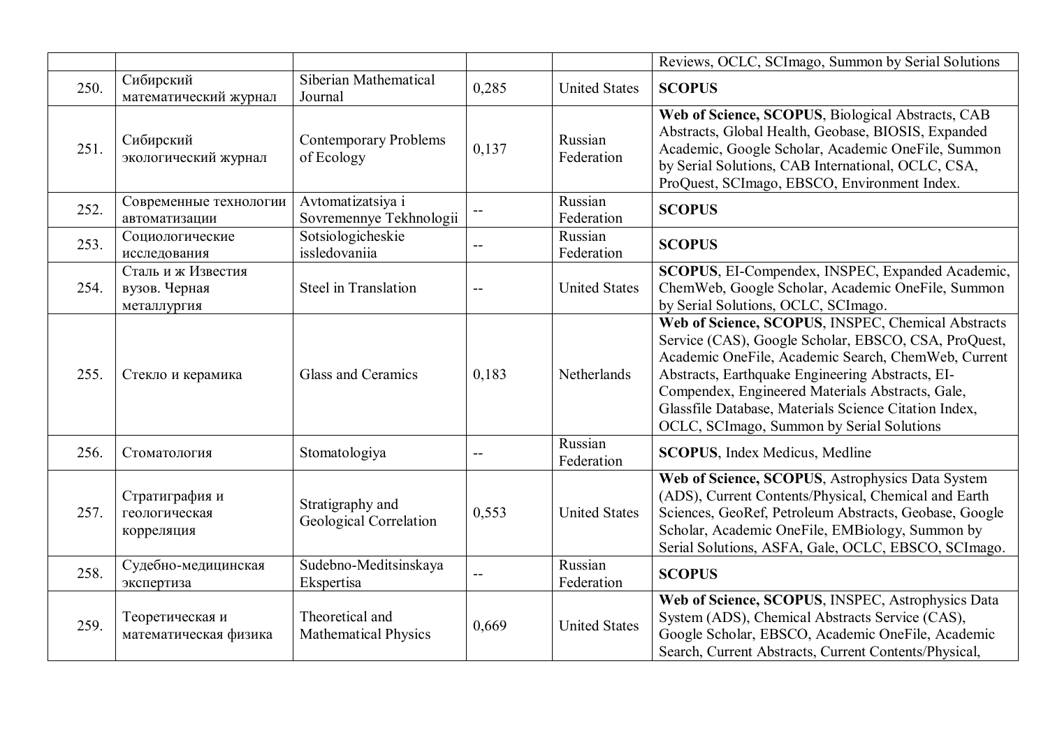| | | | | | |
|---|---|---|---|---|---|
| | | | | | Reviews, OCLC, SCImago, Summon by Serial Solutions |
| 250. | Сибирский математический журнал | Siberian Mathematical Journal | 0,285 | United States | **SCOPUS** |
| 251. | Сибирский экологический журнал | Contemporary Problems of Ecology | 0,137 | Russian Federation | **Web of Science, SCOPUS**, Biological Abstracts, CAB Abstracts, Global Health, Geobase, BIOSIS, Expanded Academic, Google Scholar, Academic OneFile, Summon by Serial Solutions, CAB International, OCLC, CSA, ProQuest, SCImago, EBSCO, Environment Index. |
| 252. | Современные технологии автоматизации | Avtomatizatsiya i Sovremennye Tekhnologii | -- | Russian Federation | **SCOPUS** |
| 253. | Социологические исследования | Sotsiologicheskie issledovaniia | -- | Russian Federation | **SCOPUS** |
| 254. | Сталь и ж Известия вузов. Черная металлургия | Steel in Translation | -- | United States | **SCOPUS**, EI-Compendex, INSPEC, Expanded Academic, ChemWeb, Google Scholar, Academic OneFile, Summon by Serial Solutions, OCLC, SCImago. |
| 255. | Стекло и керамика | Glass and Ceramics | 0,183 | Netherlands | **Web of Science, SCOPUS**, INSPEC, Chemical Abstracts Service (CAS), Google Scholar, EBSCO, CSA, ProQuest, Academic OneFile, Academic Search, ChemWeb, Current Abstracts, Earthquake Engineering Abstracts, EI-Compendex, Engineered Materials Abstracts, Gale, Glassfile Database, Materials Science Citation Index, OCLC, SCImago, Summon by Serial Solutions |
| 256. | Стоматология | Stomatologiya | -- | Russian Federation | **SCOPUS**, Index Medicus, Medline |
| 257. | Стратиграфия и геологическая корреляция | Stratigraphy and Geological Correlation | 0,553 | United States | **Web of Science, SCOPUS**, Astrophysics Data System (ADS), Current Contents/Physical, Chemical and Earth Sciences, GeoRef, Petroleum Abstracts, Geobase, Google Scholar, Academic OneFile, EMBiology, Summon by Serial Solutions, ASFA, Gale, OCLC, EBSCO, SCImago. |
| 258. | Судебно-медицинская экспертиза | Sudebno-Meditsinskaya Ekspertisa | -- | Russian Federation | **SCOPUS** |
| 259. | Теоретическая и математическая физика | Theoretical and Mathematical Physics | 0,669 | United States | **Web of Science, SCOPUS**, INSPEC, Astrophysics Data System (ADS), Chemical Abstracts Service (CAS), Google Scholar, EBSCO, Academic OneFile, Academic Search, Current Abstracts, Current Contents/Physical, |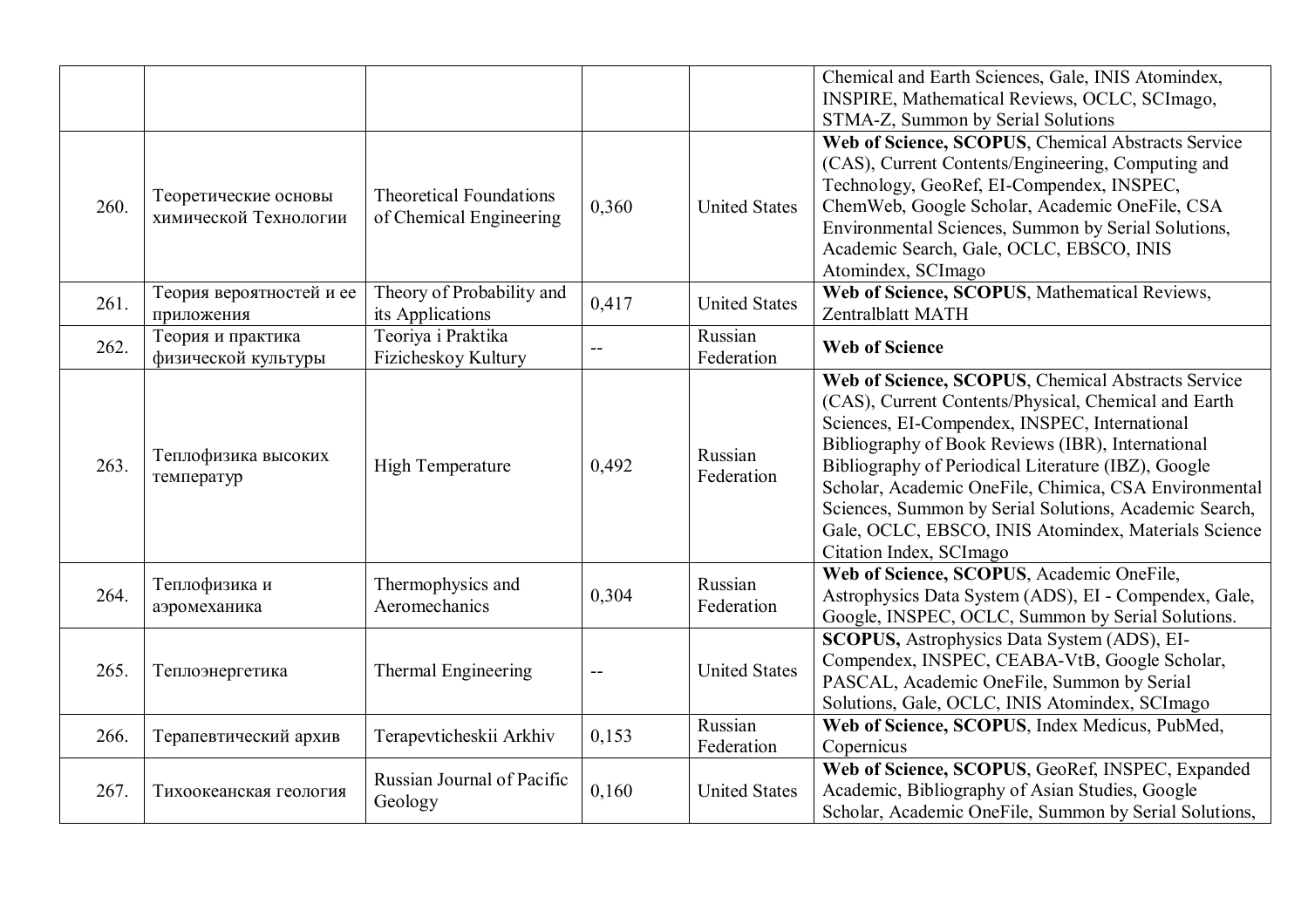| | | | | | |
|---|---|---|---|---|---|
| | | | | | Chemical and Earth Sciences, Gale, INIS Atomindex, INSPIRE, Mathematical Reviews, OCLC, SCImago, STMA-Z, Summon by Serial Solutions |
| 260. | Теоретические основы химической Технологии | Theoretical Foundations of Chemical Engineering | 0,360 | United States | **Web of Science, SCOPUS**, Chemical Abstracts Service (CAS), Current Contents/Engineering, Computing and Technology, GeoRef, EI-Compendex, INSPEC, ChemWeb, Google Scholar, Academic OneFile, CSA Environmental Sciences, Summon by Serial Solutions, Academic Search, Gale, OCLC, EBSCO, INIS Atomindex, SCImago |
| 261. | Теория вероятностей и ее приложения | Theory of Probability and its Applications | 0,417 | United States | **Web of Science, SCOPUS**, Mathematical Reviews, Zentralblatt MATH |
| 262. | Теория и практика физической культуры | Teoriya i Praktika Fizicheskoy Kultury | -- | Russian Federation | **Web of Science** |
| 263. | Теплофизика высоких температур | High Temperature | 0,492 | Russian Federation | **Web of Science, SCOPUS**, Chemical Abstracts Service (CAS), Current Contents/Physical, Chemical and Earth Sciences, EI-Compendex, INSPEC, International Bibliography of Book Reviews (IBR), International Bibliography of Periodical Literature (IBZ), Google Scholar, Academic OneFile, Chimica, CSA Environmental Sciences, Summon by Serial Solutions, Academic Search, Gale, OCLC, EBSCO, INIS Atomindex, Materials Science Citation Index, SCImago |
| 264. | Теплофизика и аэромеханика | Thermophysics and Aeromechanics | 0,304 | Russian Federation | **Web of Science, SCOPUS**, Academic OneFile, Astrophysics Data System (ADS), EI - Compendex, Gale, Google, INSPEC, OCLC, Summon by Serial Solutions. |
| 265. | Теплоэнергетика | Thermal Engineering | -- | United States | **SCOPUS,** Astrophysics Data System (ADS), EI-Compendex, INSPEC, CEABA-VtB, Google Scholar, PASCAL, Academic OneFile, Summon by Serial Solutions, Gale, OCLC, INIS Atomindex, SCImago |
| 266. | Терапевтический архив | Terapevticheskii Arkhiv | 0,153 | Russian Federation | **Web of Science, SCOPUS**, Index Medicus, PubMed, Copernicus |
| 267. | Тихоокеанская геология | Russian Journal of Pacific Geology | 0,160 | United States | **Web of Science, SCOPUS**, GeoRef, INSPEC, Expanded Academic, Bibliography of Asian Studies, Google Scholar, Academic OneFile, Summon by Serial Solutions, |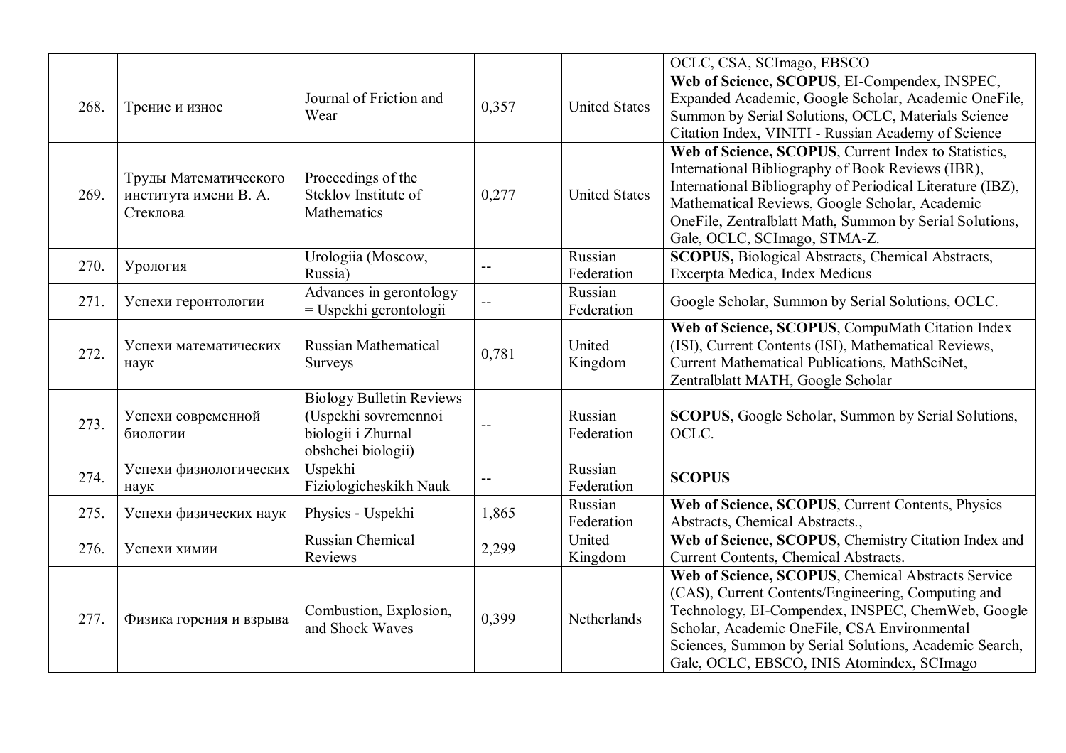| | | | | | OCLC, CSA, SCImago, EBSCO |
|---|---|---|---|---|---|
| 268. | Трение и износ | Journal of Friction and Wear | 0,357 | United States | **Web of Science, SCOPUS**, EI-Compendex, INSPEC, Expanded Academic, Google Scholar, Academic OneFile, Summon by Serial Solutions, OCLC, Materials Science Citation Index, VINITI - Russian Academy of Science |
| 269. | Труды Математического института имени В. А. Стеклова | Proceedings of the Steklov Institute of Mathematics | 0,277 | United States | **Web of Science, SCOPUS**, Current Index to Statistics, International Bibliography of Book Reviews (IBR), International Bibliography of Periodical Literature (IBZ), Mathematical Reviews, Google Scholar, Academic OneFile, Zentralblatt Math, Summon by Serial Solutions, Gale, OCLC, SCImago, STMA-Z. |
| 270. | Урология | Urologiia (Moscow, Russia) | -- | Russian Federation | **SCOPUS,** Biological Abstracts, Chemical Abstracts, Excerpta Medica, Index Medicus |
| 271. | Успехи геронтологии | Advances in gerontology = Uspekhi gerontologii | -- | Russian Federation | Google Scholar, Summon by Serial Solutions, OCLC. |
| 272. | Успехи математических наук | Russian Mathematical Surveys | 0,781 | United Kingdom | **Web of Science, SCOPUS**, CompuMath Citation Index (ISI), Current Contents (ISI), Mathematical Reviews, Current Mathematical Publications, MathSciNet, Zentralblatt MATH, Google Scholar |
| 273. | Успехи современной биологии | Biology Bulletin Reviews **(**Uspekhi sovremennoi biologii i Zhurnal obshchei biologii) | -- | Russian Federation | **SCOPUS**, Google Scholar, Summon by Serial Solutions, OCLC. |
| 274. | Успехи физиологических наук | Uspekhi Fiziologicheskikh Nauk | -- | Russian Federation | **SCOPUS** |
| 275. | Успехи физических наук | Physics - Uspekhi | 1,865 | Russian Federation | **Web of Science, SCOPUS**, Current Contents, Physics Abstracts, Chemical Abstracts., |
| 276. | Успехи химии | Russian Chemical Reviews | 2,299 | United Kingdom | **Web of Science, SCOPUS**, Chemistry Citation Index and Current Contents, Chemical Abstracts. |
| 277. | Физика горения и взрыва | Combustion, Explosion, and Shock Waves | 0,399 | Netherlands | **Web of Science, SCOPUS**, Chemical Abstracts Service (CAS), Current Contents/Engineering, Computing and Technology, EI-Compendex, INSPEC, ChemWeb, Google Scholar, Academic OneFile, CSA Environmental Sciences, Summon by Serial Solutions, Academic Search, Gale, OCLC, EBSCO, INIS Atomindex, SCImago |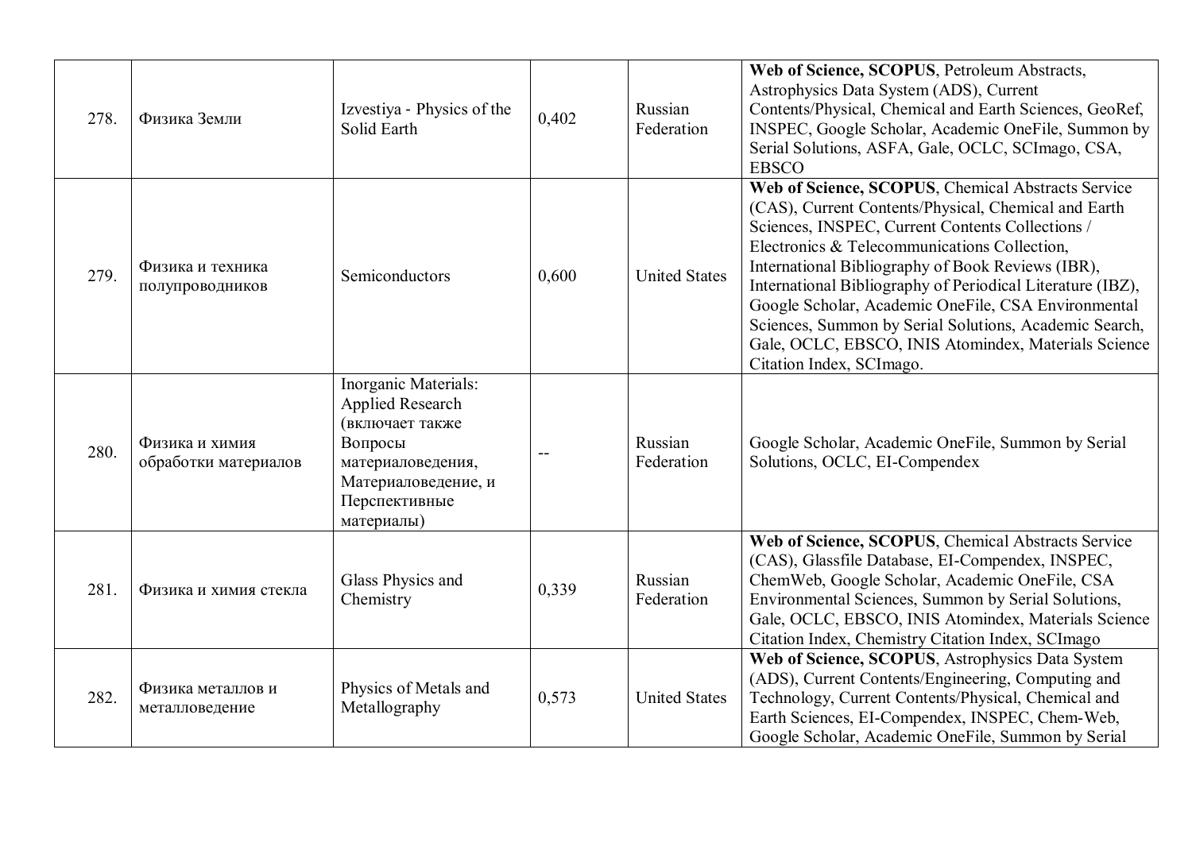| | | | | | |
|---|---|---|---|---|---|
| 278. | Физика Земли | Izvestiya - Physics of the Solid Earth | 0,402 | Russian Federation | **Web of Science, SCOPUS**, Petroleum Abstracts, Astrophysics Data System (ADS), Current Contents/Physical, Chemical and Earth Sciences, GeoRef, INSPEC, Google Scholar, Academic OneFile, Summon by Serial Solutions, ASFA, Gale, OCLC, SCImago, CSA, EBSCO |
| 279. | Физика и техника полупроводников | Semiconductors | 0,600 | United States | **Web of Science, SCOPUS**, Chemical Abstracts Service (CAS), Current Contents/Physical, Chemical and Earth Sciences, INSPEC, Current Contents Collections / Electronics & Telecommunications Collection, International Bibliography of Book Reviews (IBR), International Bibliography of Periodical Literature (IBZ), Google Scholar, Academic OneFile, CSA Environmental Sciences, Summon by Serial Solutions, Academic Search, Gale, OCLC, EBSCO, INIS Atomindex, Materials Science Citation Index, SCImago. |
| 280. | Физика и химия обработки материалов | Inorganic Materials: Applied Research (включает также Вопросы материаловедения, Материаловедение, и Перспективные материалы) | -- | Russian Federation | Google Scholar, Academic OneFile, Summon by Serial Solutions, OCLC, EI-Compendex |
| 281. | Физика и химия стекла | Glass Physics and Chemistry | 0,339 | Russian Federation | **Web of Science, SCOPUS**, Chemical Abstracts Service (CAS), Glassfile Database, EI-Compendex, INSPEC, ChemWeb, Google Scholar, Academic OneFile, CSA Environmental Sciences, Summon by Serial Solutions, Gale, OCLC, EBSCO, INIS Atomindex, Materials Science Citation Index, Chemistry Citation Index, SCImago |
| 282. | Физика металлов и металловедение | Physics of Metals and Metallography | 0,573 | United States | **Web of Science, SCOPUS**, Astrophysics Data System (ADS), Current Contents/Engineering, Computing and Technology, Current Contents/Physical, Chemical and Earth Sciences, EI-Compendex, INSPEC, Chem-Web, Google Scholar, Academic OneFile, Summon by Serial |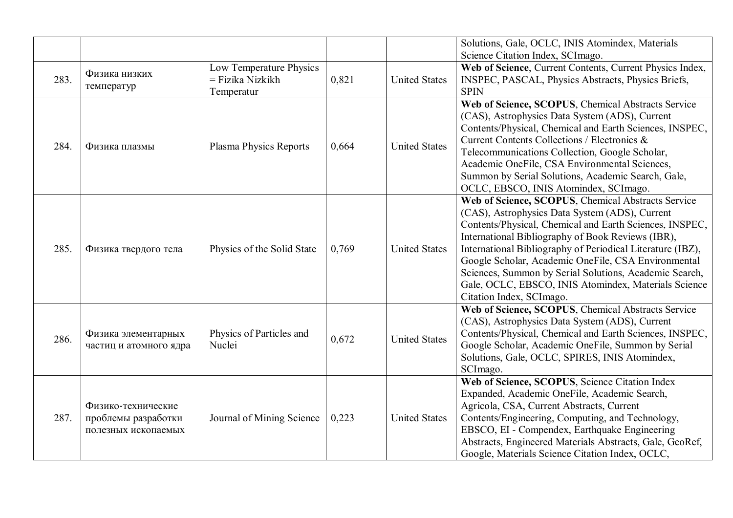| | | | | | |
|---|---|---|---|---|---|
| | | | | | Solutions, Gale, OCLC, INIS Atomindex, Materials Science Citation Index, SCImago. |
| 283. | Физика низких температур | Low Temperature Physics = Fizika Nizkikh Temperatur | 0,821 | United States | **Web of Science**, Current Contents, Current Physics Index, INSPEC, PASCAL, Physics Abstracts, Physics Briefs, SPIN |
| 284. | Физика плазмы | Plasma Physics Reports | 0,664 | United States | **Web of Science, SCOPUS**, Chemical Abstracts Service (CAS), Astrophysics Data System (ADS), Current Contents/Physical, Chemical and Earth Sciences, INSPEC, Current Contents Collections / Electronics & Telecommunications Collection, Google Scholar, Academic OneFile, CSA Environmental Sciences, Summon by Serial Solutions, Academic Search, Gale, OCLC, EBSCO, INIS Atomindex, SCImago. |
| 285. | Физика твердого тела | Physics of the Solid State | 0,769 | United States | **Web of Science, SCOPUS**, Chemical Abstracts Service (CAS), Astrophysics Data System (ADS), Current Contents/Physical, Chemical and Earth Sciences, INSPEC, International Bibliography of Book Reviews (IBR), International Bibliography of Periodical Literature (IBZ), Google Scholar, Academic OneFile, CSA Environmental Sciences, Summon by Serial Solutions, Academic Search, Gale, OCLC, EBSCO, INIS Atomindex, Materials Science Citation Index, SCImago. |
| 286. | Физика элементарных частиц и атомного ядра | Physics of Particles and Nuclei | 0,672 | United States | **Web of Science, SCOPUS**, Chemical Abstracts Service (CAS), Astrophysics Data System (ADS), Current Contents/Physical, Chemical and Earth Sciences, INSPEC, Google Scholar, Academic OneFile, Summon by Serial Solutions, Gale, OCLC, SPIRES, INIS Atomindex, SCImago. |
| 287. | Физико-технические проблемы разработки полезных ископаемых | Journal of Mining Science | 0,223 | United States | **Web of Science, SCOPUS**, Science Citation Index Expanded, Academic OneFile, Academic Search, Agricola, CSA, Current Abstracts, Current Contents/Engineering, Computing, and Technology, EBSCO, EI - Compendex, Earthquake Engineering Abstracts, Engineered Materials Abstracts, Gale, GeoRef, Google, Materials Science Citation Index, OCLC, |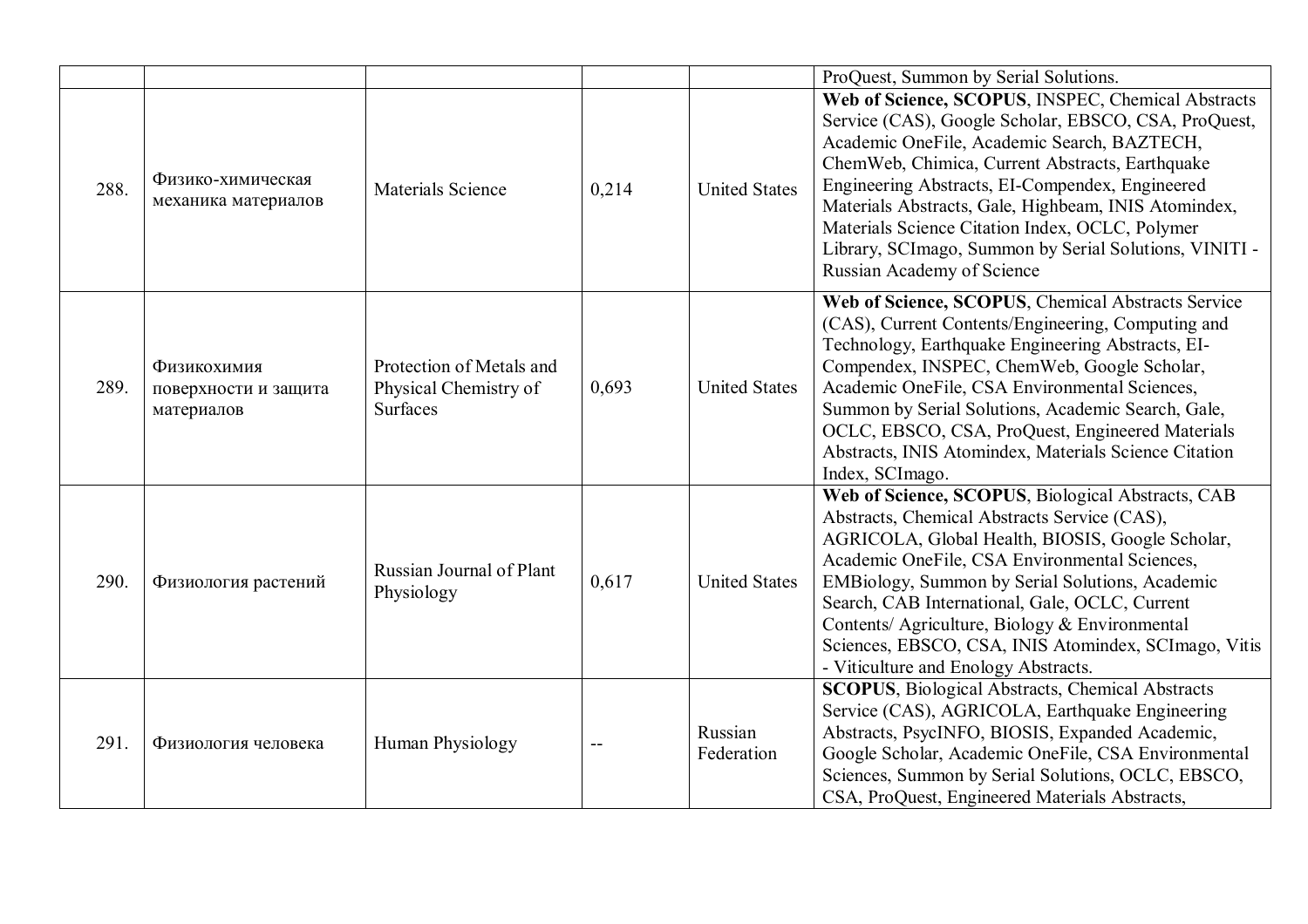| | | | | | |
|---|---|---|---|---|---|
| | | | | | ProQuest, Summon by Serial Solutions. |
| 288. | Физико-химическая механика материалов | Materials Science | 0,214 | United States | **Web of Science, SCOPUS**, INSPEC, Chemical Abstracts Service (CAS), Google Scholar, EBSCO, CSA, ProQuest, Academic OneFile, Academic Search, BAZTECH, ChemWeb, Chimica, Current Abstracts, Earthquake Engineering Abstracts, EI-Compendex, Engineered Materials Abstracts, Gale, Highbeam, INIS Atomindex, Materials Science Citation Index, OCLC, Polymer Library, SCImago, Summon by Serial Solutions, VINITI - Russian Academy of Science |
| 289. | Физикохимия поверхности и защита материалов | Protection of Metals and Physical Chemistry of Surfaces | 0,693 | United States | **Web of Science, SCOPUS**, Chemical Abstracts Service (CAS), Current Contents/Engineering, Computing and Technology, Earthquake Engineering Abstracts, EI-Compendex, INSPEC, ChemWeb, Google Scholar, Academic OneFile, CSA Environmental Sciences, Summon by Serial Solutions, Academic Search, Gale, OCLC, EBSCO, CSA, ProQuest, Engineered Materials Abstracts, INIS Atomindex, Materials Science Citation Index, SCImago. |
| 290. | Физиология растений | Russian Journal of Plant Physiology | 0,617 | United States | **Web of Science, SCOPUS**, Biological Abstracts, CAB Abstracts, Chemical Abstracts Service (CAS), AGRICOLA, Global Health, BIOSIS, Google Scholar, Academic OneFile, CSA Environmental Sciences, EMBiology, Summon by Serial Solutions, Academic Search, CAB International, Gale, OCLC, Current Contents/ Agriculture, Biology & Environmental Sciences, EBSCO, CSA, INIS Atomindex, SCImago, Vitis - Viticulture and Enology Abstracts. |
| 291. | Физиология человека | Human Physiology | -- | Russian Federation | **SCOPUS**, Biological Abstracts, Chemical Abstracts Service (CAS), AGRICOLA, Earthquake Engineering Abstracts, PsycINFO, BIOSIS, Expanded Academic, Google Scholar, Academic OneFile, CSA Environmental Sciences, Summon by Serial Solutions, OCLC, EBSCO, CSA, ProQuest, Engineered Materials Abstracts, |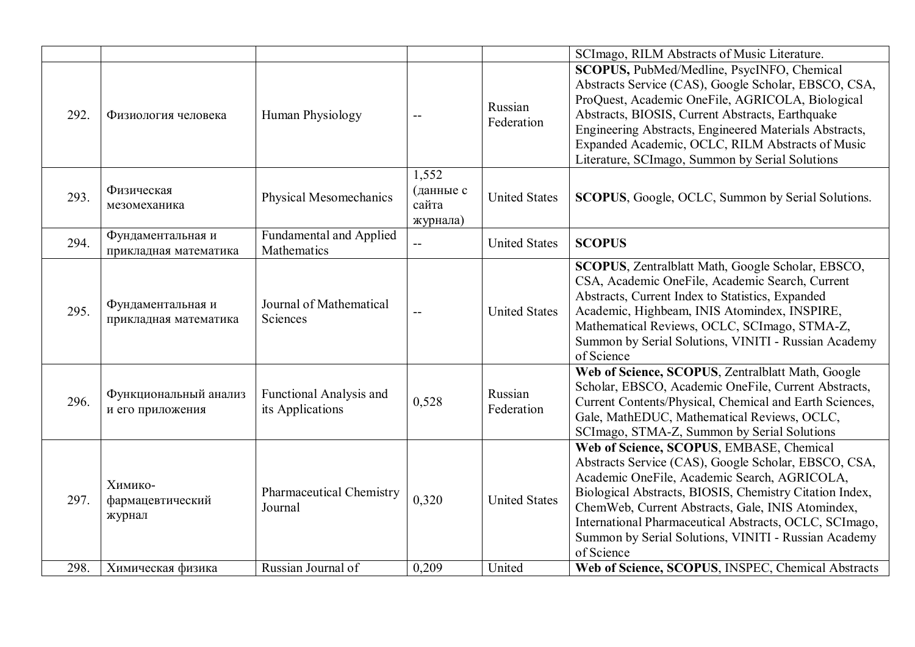|  |  |  |  |  | SCImago, RILM Abstracts of Music Literature. |
|---|---|---|---|---|---|
| 292. | Физиология человека | Human Physiology | -- | Russian Federation | **SCOPUS,** PubMed/Medline, PsycINFO, Chemical Abstracts Service (CAS), Google Scholar, EBSCO, CSA, ProQuest, Academic OneFile, AGRICOLA, Biological Abstracts, BIOSIS, Current Abstracts, Earthquake Engineering Abstracts, Engineered Materials Abstracts, Expanded Academic, OCLC, RILM Abstracts of Music Literature, SCImago, Summon by Serial Solutions |
| 293. | Физическая мезомеханика | Physical Mesomechanics | 1,552 (данные с сайта журнала) | United States | **SCOPUS**, Google, OCLC, Summon by Serial Solutions. |
| 294. | Фундаментальная и прикладная математика | Fundamental and Applied Mathematics | -- | United States | **SCOPUS** |
| 295. | Фундаментальная и прикладная математика | Journal of Mathematical Sciences | -- | United States | **SCOPUS**, Zentralblatt Math, Google Scholar, EBSCO, CSA, Academic OneFile, Academic Search, Current Abstracts, Current Index to Statistics, Expanded Academic, Highbeam, INIS Atomindex, INSPIRE, Mathematical Reviews, OCLC, SCImago, STMA-Z, Summon by Serial Solutions, VINITI - Russian Academy of Science |
| 296. | Функциональный анализ и его приложения | Functional Analysis and its Applications | 0,528 | Russian Federation | **Web of Science, SCOPUS**, Zentralblatt Math, Google Scholar, EBSCO, Academic OneFile, Current Abstracts, Current Contents/Physical, Chemical and Earth Sciences, Gale, MathEDUC, Mathematical Reviews, OCLC, SCImago, STMA-Z, Summon by Serial Solutions |
| 297. | Химико-фармацевтический журнал | Pharmaceutical Chemistry Journal | 0,320 | United States | **Web of Science, SCOPUS**, EMBASE, Chemical Abstracts Service (CAS), Google Scholar, EBSCO, CSA, Academic OneFile, Academic Search, AGRICOLA, Biological Abstracts, BIOSIS, Chemistry Citation Index, ChemWeb, Current Abstracts, Gale, INIS Atomindex, International Pharmaceutical Abstracts, OCLC, SCImago, Summon by Serial Solutions, VINITI - Russian Academy of Science |
| 298. | Химическая физика | Russian Journal of | 0,209 | United | **Web of Science, SCOPUS**, INSPEC, Chemical Abstracts |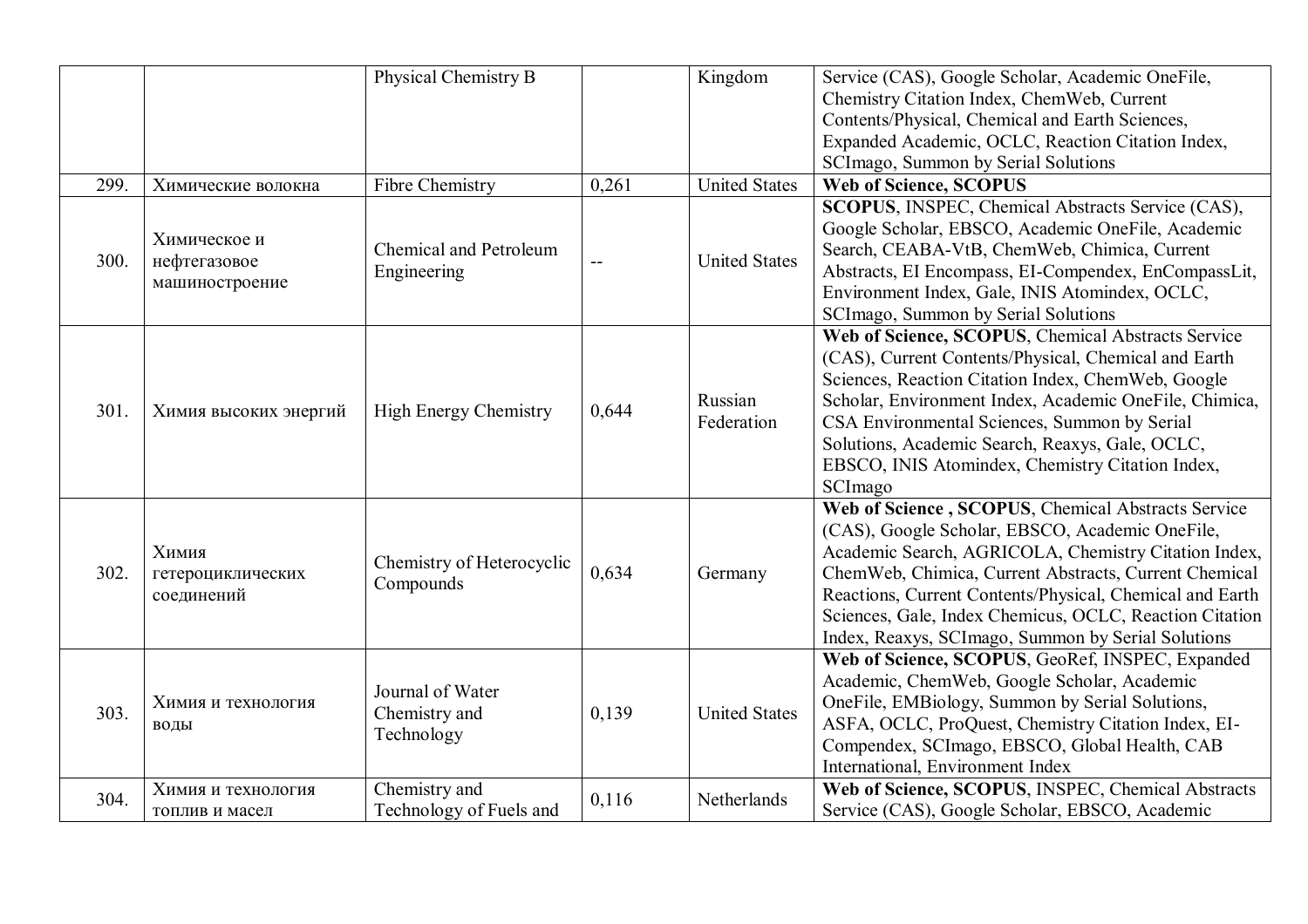| | | | | | |
|---|---|---|---|---|---|
| | | Physical Chemistry B | | Kingdom | Service (CAS), Google Scholar, Academic OneFile, Chemistry Citation Index, ChemWeb, Current Contents/Physical, Chemical and Earth Sciences, Expanded Academic, OCLC, Reaction Citation Index, SCImago, Summon by Serial Solutions |
| 299. | Химические волокна | Fibre Chemistry | 0,261 | United States | **Web of Science, SCOPUS** |
| 300. | Химическое и нефтегазовое машиностроение | Chemical and Petroleum Engineering | -- | United States | **SCOPUS**, INSPEC, Chemical Abstracts Service (CAS), Google Scholar, EBSCO, Academic OneFile, Academic Search, CEABA-VtB, ChemWeb, Chimica, Current Abstracts, EI Encompass, EI-Compendex, EnCompassLit, Environment Index, Gale, INIS Atomindex, OCLC, SCImago, Summon by Serial Solutions |
| 301. | Химия высоких энергий | High Energy Chemistry | 0,644 | Russian Federation | **Web of Science, SCOPUS**, Chemical Abstracts Service (CAS), Current Contents/Physical, Chemical and Earth Sciences, Reaction Citation Index, ChemWeb, Google Scholar, Environment Index, Academic OneFile, Chimica, CSA Environmental Sciences, Summon by Serial Solutions, Academic Search, Reaxys, Gale, OCLC, EBSCO, INIS Atomindex, Chemistry Citation Index, SCImago |
| 302. | Химия гетероциклических соединений | Chemistry of Heterocyclic Compounds | 0,634 | Germany | **Web of Science , SCOPUS**, Chemical Abstracts Service (CAS), Google Scholar, EBSCO, Academic OneFile, Academic Search, AGRICOLA, Chemistry Citation Index, ChemWeb, Chimica, Current Abstracts, Current Chemical Reactions, Current Contents/Physical, Chemical and Earth Sciences, Gale, Index Chemicus, OCLC, Reaction Citation Index, Reaxys, SCImago, Summon by Serial Solutions |
| 303. | Химия и технология воды | Journal of Water Chemistry and Technology | 0,139 | United States | **Web of Science, SCOPUS**, GeoRef, INSPEC, Expanded Academic, ChemWeb, Google Scholar, Academic OneFile, EMBiology, Summon by Serial Solutions, ASFA, OCLC, ProQuest, Chemistry Citation Index, EI-Compendex, SCImago, EBSCO, Global Health, CAB International, Environment Index |
| 304. | Химия и технология топлив и масел | Chemistry and Technology of Fuels and | 0,116 | Netherlands | **Web of Science, SCOPUS**, INSPEC, Chemical Abstracts Service (CAS), Google Scholar, EBSCO, Academic |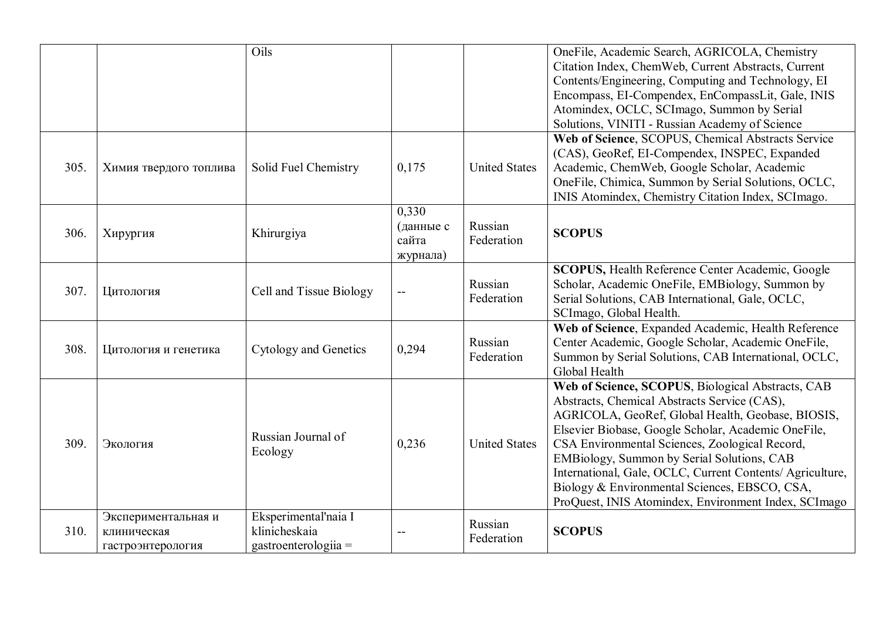| | | | | | |
|---|---|---|---|---|---|
| | | Oils | | | OneFile, Academic Search, AGRICOLA, Chemistry Citation Index, ChemWeb, Current Abstracts, Current Contents/Engineering, Computing and Technology, EI Encompass, EI-Compendex, EnCompassLit, Gale, INIS Atomindex, OCLC, SCImago, Summon by Serial Solutions, VINITI - Russian Academy of Science |
| 305. | Химия твердого топлива | Solid Fuel Chemistry | 0,175 | United States | **Web of Science**, SCOPUS, Chemical Abstracts Service (CAS), GeoRef, EI-Compendex, INSPEC, Expanded Academic, ChemWeb, Google Scholar, Academic OneFile, Chimica, Summon by Serial Solutions, OCLC, INIS Atomindex, Chemistry Citation Index, SCImago. |
| 306. | Хирургия | Khirurgiya | 0,330 (данные с сайта журнала) | Russian Federation | **SCOPUS** |
| 307. | Цитология | Cell and Tissue Biology | -- | Russian Federation | **SCOPUS,** Health Reference Center Academic, Google Scholar, Academic OneFile, EMBiology, Summon by Serial Solutions, CAB International, Gale, OCLC, SCImago, Global Health. |
| 308. | Цитология и генетика | Cytology and Genetics | 0,294 | Russian Federation | **Web of Science**, Expanded Academic, Health Reference Center Academic, Google Scholar, Academic OneFile, Summon by Serial Solutions, CAB International, OCLC, Global Health |
| 309. | Экология | Russian Journal of Ecology | 0,236 | United States | **Web of Science, SCOPUS**, Biological Abstracts, CAB Abstracts, Chemical Abstracts Service (CAS), AGRICOLA, GeoRef, Global Health, Geobase, BIOSIS, Elsevier Biobase, Google Scholar, Academic OneFile, CSA Environmental Sciences, Zoological Record, EMBiology, Summon by Serial Solutions, CAB International, Gale, OCLC, Current Contents/ Agriculture, Biology & Environmental Sciences, EBSCO, CSA, ProQuest, INIS Atomindex, Environment Index, SCImago |
| 310. | Экспериментальная и клиническая гастроэнтерология | Eksperimental'naia I klinicheskaia gastroenterologiia = | -- | Russian Federation | **SCOPUS** |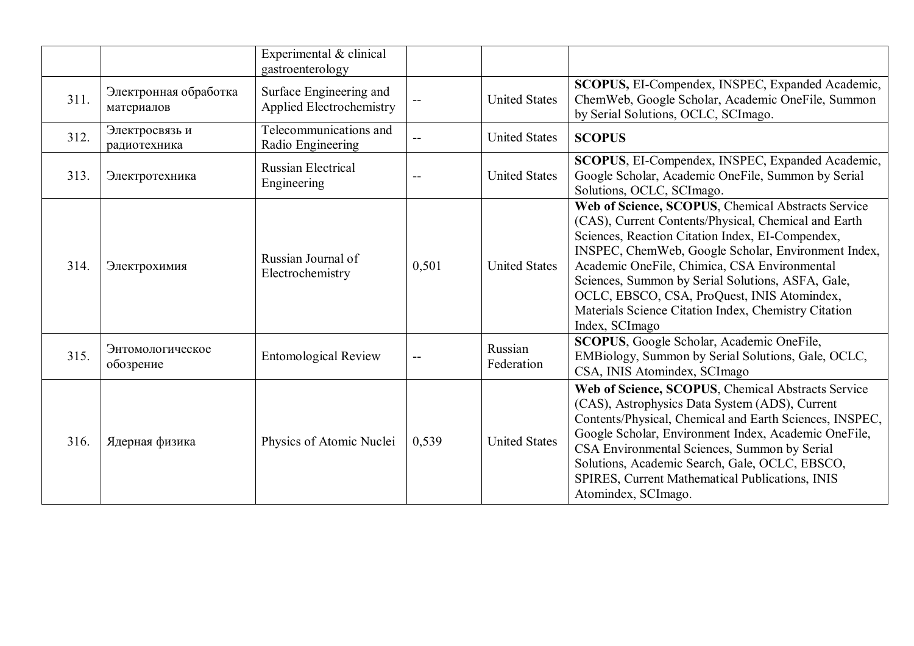| | | | | | |
|---|---|---|---|---|---|
| | | Experimental & clinical gastroenterology | | | |
| 311. | Электронная обработка материалов | Surface Engineering and Applied Electrochemistry | -- | United States | **SCOPUS,** EI-Compendex, INSPEC, Expanded Academic, ChemWeb, Google Scholar, Academic OneFile, Summon by Serial Solutions, OCLC, SCImago. |
| 312. | Электросвязь и радиотехника | Telecommunications and Radio Engineering | -- | United States | **SCOPUS** |
| 313. | Электротехника | Russian Electrical Engineering | -- | United States | **SCOPUS**, EI-Compendex, INSPEC, Expanded Academic, Google Scholar, Academic OneFile, Summon by Serial Solutions, OCLC, SCImago. |
| 314. | Электрохимия | Russian Journal of Electrochemistry | 0,501 | United States | **Web of Science, SCOPUS**, Chemical Abstracts Service (CAS), Current Contents/Physical, Chemical and Earth Sciences, Reaction Citation Index, EI-Compendex, INSPEC, ChemWeb, Google Scholar, Environment Index, Academic OneFile, Chimica, CSA Environmental Sciences, Summon by Serial Solutions, ASFA, Gale, OCLC, EBSCO, CSA, ProQuest, INIS Atomindex, Materials Science Citation Index, Chemistry Citation Index, SCImago |
| 315. | Энтомологическое обозрение | Entomological Review | -- | Russian Federation | **SCOPUS**, Google Scholar, Academic OneFile, EMBiology, Summon by Serial Solutions, Gale, OCLC, CSA, INIS Atomindex, SCImago |
| 316. | Ядерная физика | Physics of Atomic Nuclei | 0,539 | United States | **Web of Science, SCOPUS**, Chemical Abstracts Service (CAS), Astrophysics Data System (ADS), Current Contents/Physical, Chemical and Earth Sciences, INSPEC, Google Scholar, Environment Index, Academic OneFile, CSA Environmental Sciences, Summon by Serial Solutions, Academic Search, Gale, OCLC, EBSCO, SPIRES, Current Mathematical Publications, INIS Atomindex, SCImago. |